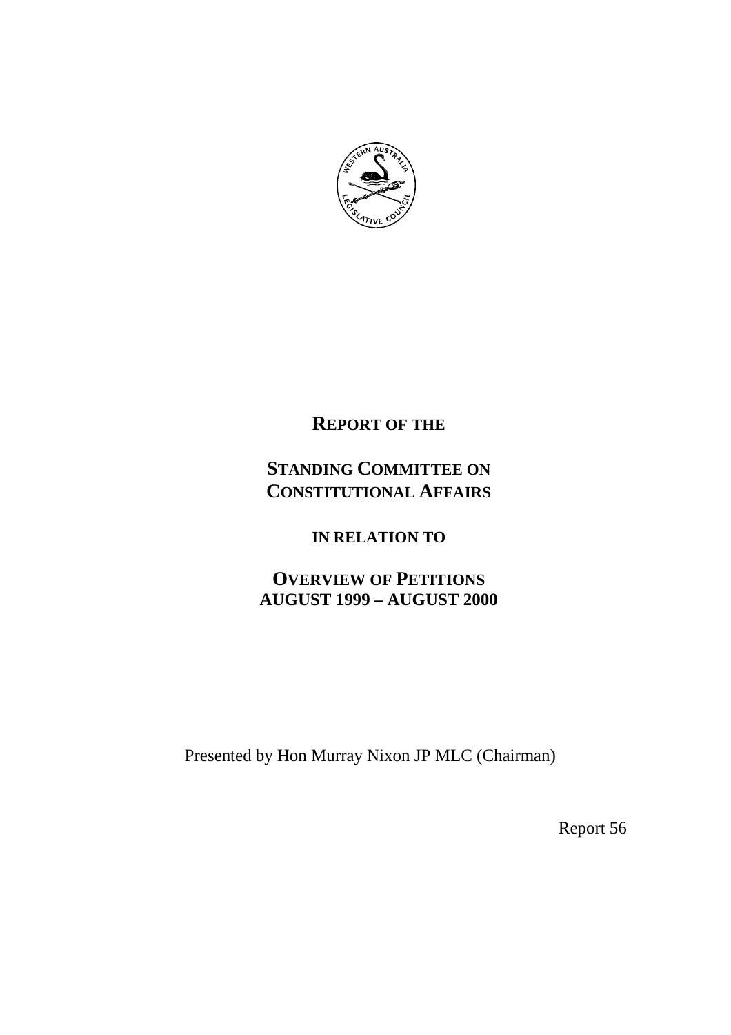# REPORT OF THE

# STANDING COMMITTEE ON CONSTITUTIONAL AFFAIRS

## IN RELATION TO

# OVERVIEW OF PETITIONS AUGUST 1999 – AUGUST 2000

Presented by Hon Murray Nixon JP MLC (Chairman)

Report 56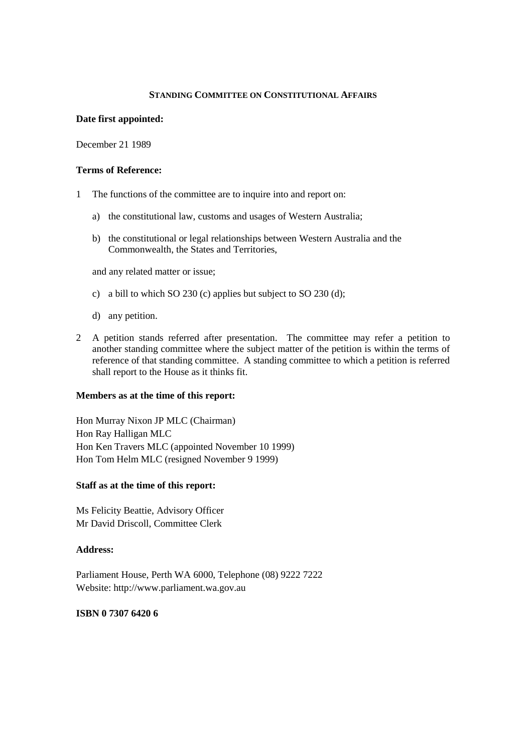## STANDING COMMITTEE ON CONSTITUTIONAL AFFAIRS

**Date first appointed:**

December 21 1989

**Terms of Reference:**

1 The functions of the committee are to inquire into and report on:

   a) the constitutional law, customs and usages of Western Australia;

   b) the constitutional or legal relationships between Western Australia and the Commonwealth, the States and Territories,

   and any related matter or issue;

   c) a bill to which SO 230 (c) applies but subject to SO 230 (d);

   d) any petition.

2 A petition stands referred after presentation. The committee may refer a petition to another standing committee where the subject matter of the petition is within the terms of reference of that standing committee. A standing committee to which a petition is referred shall report to the House as it thinks fit.

**Members as at the time of this report:**

Hon Murray Nixon JP MLC (Chairman)
Hon Ray Halligan MLC
Hon Ken Travers MLC (appointed November 10 1999)
Hon Tom Helm MLC (resigned November 9 1999)

**Staff as at the time of this report:**

Ms Felicity Beattie, Advisory Officer
Mr David Driscoll, Committee Clerk

**Address:**

Parliament House, Perth WA 6000, Telephone (08) 9222 7222
Website: http://www.parliament.wa.gov.au

**ISBN 0 7307 6420 6**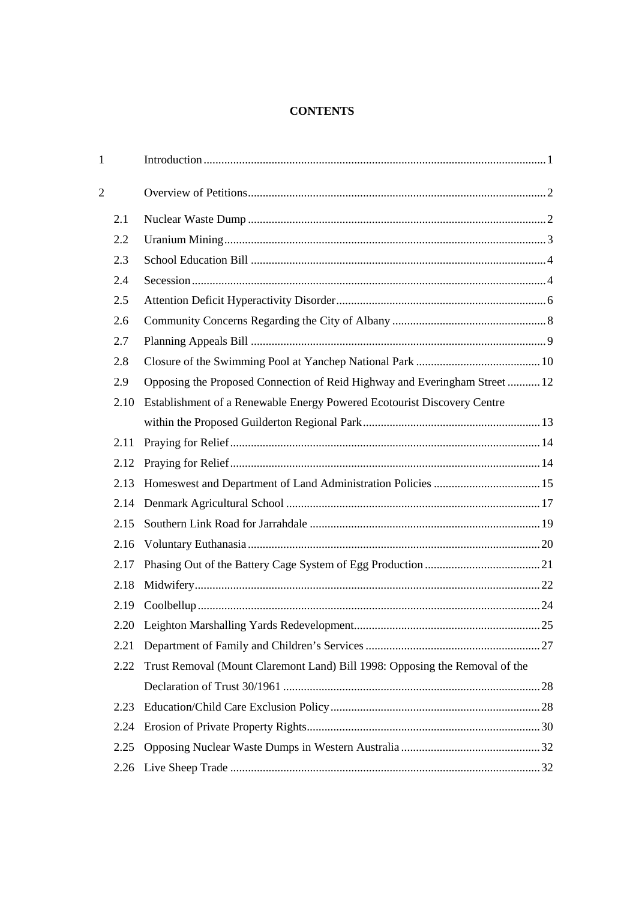# CONTENTS

| | | |
|---|---|---|
| 1 | Introduction | 1 |
| 2 | Overview of Petitions | 2 |
| 2.1 | Nuclear Waste Dump | 2 |
| 2.2 | Uranium Mining | 3 |
| 2.3 | School Education Bill | 4 |
| 2.4 | Secession | 4 |
| 2.5 | Attention Deficit Hyperactivity Disorder | 6 |
| 2.6 | Community Concerns Regarding the City of Albany | 8 |
| 2.7 | Planning Appeals Bill | 9 |
| 2.8 | Closure of the Swimming Pool at Yanchep National Park | 10 |
| 2.9 | Opposing the Proposed Connection of Reid Highway and Everingham Street | 12 |
| 2.10 | Establishment of a Renewable Energy Powered Ecotourist Discovery Centre within the Proposed Guilderton Regional Park | 13 |
| 2.11 | Praying for Relief | 14 |
| 2.12 | Praying for Relief | 14 |
| 2.13 | Homeswest and Department of Land Administration Policies | 15 |
| 2.14 | Denmark Agricultural School | 17 |
| 2.15 | Southern Link Road for Jarrahdale | 19 |
| 2.16 | Voluntary Euthanasia | 20 |
| 2.17 | Phasing Out of the Battery Cage System of Egg Production | 21 |
| 2.18 | Midwifery | 22 |
| 2.19 | Coolbellup | 24 |
| 2.20 | Leighton Marshalling Yards Redevelopment | 25 |
| 2.21 | Department of Family and Children's Services | 27 |
| 2.22 | Trust Removal (Mount Claremont Land) Bill 1998: Opposing the Removal of the Declaration of Trust 30/1961 | 28 |
| 2.23 | Education/Child Care Exclusion Policy | 28 |
| 2.24 | Erosion of Private Property Rights | 30 |
| 2.25 | Opposing Nuclear Waste Dumps in Western Australia | 32 |
| 2.26 | Live Sheep Trade | 32 |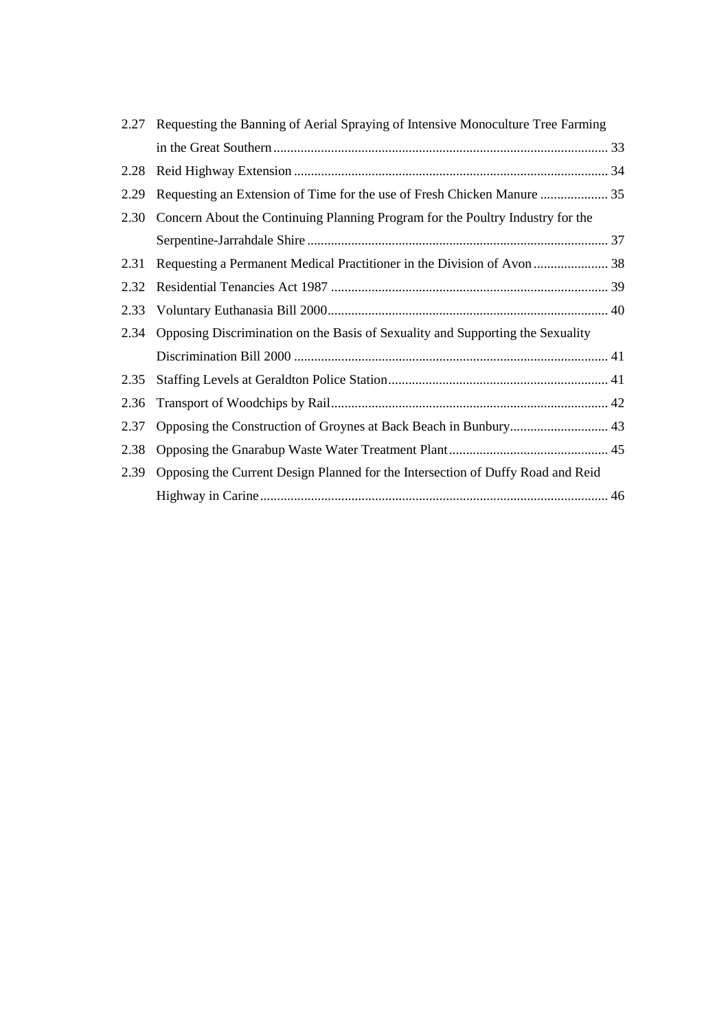2.27 Requesting the Banning of Aerial Spraying of Intensive Monoculture Tree Farming in the Great Southern ........ 33

2.28 Reid Highway Extension ........ 34

2.29 Requesting an Extension of Time for the use of Fresh Chicken Manure ........ 35

2.30 Concern About the Continuing Planning Program for the Poultry Industry for the Serpentine-Jarrahdale Shire ........ 37

2.31 Requesting a Permanent Medical Practitioner in the Division of Avon ........ 38

2.32 Residential Tenancies Act 1987 ........ 39

2.33 Voluntary Euthanasia Bill 2000 ........ 40

2.34 Opposing Discrimination on the Basis of Sexuality and Supporting the Sexuality Discrimination Bill 2000 ........ 41

2.35 Staffing Levels at Geraldton Police Station ........ 41

2.36 Transport of Woodchips by Rail ........ 42

2.37 Opposing the Construction of Groynes at Back Beach in Bunbury ........ 43

2.38 Opposing the Gnarabup Waste Water Treatment Plant ........ 45

2.39 Opposing the Current Design Planned for the Intersection of Duffy Road and Reid Highway in Carine ........ 46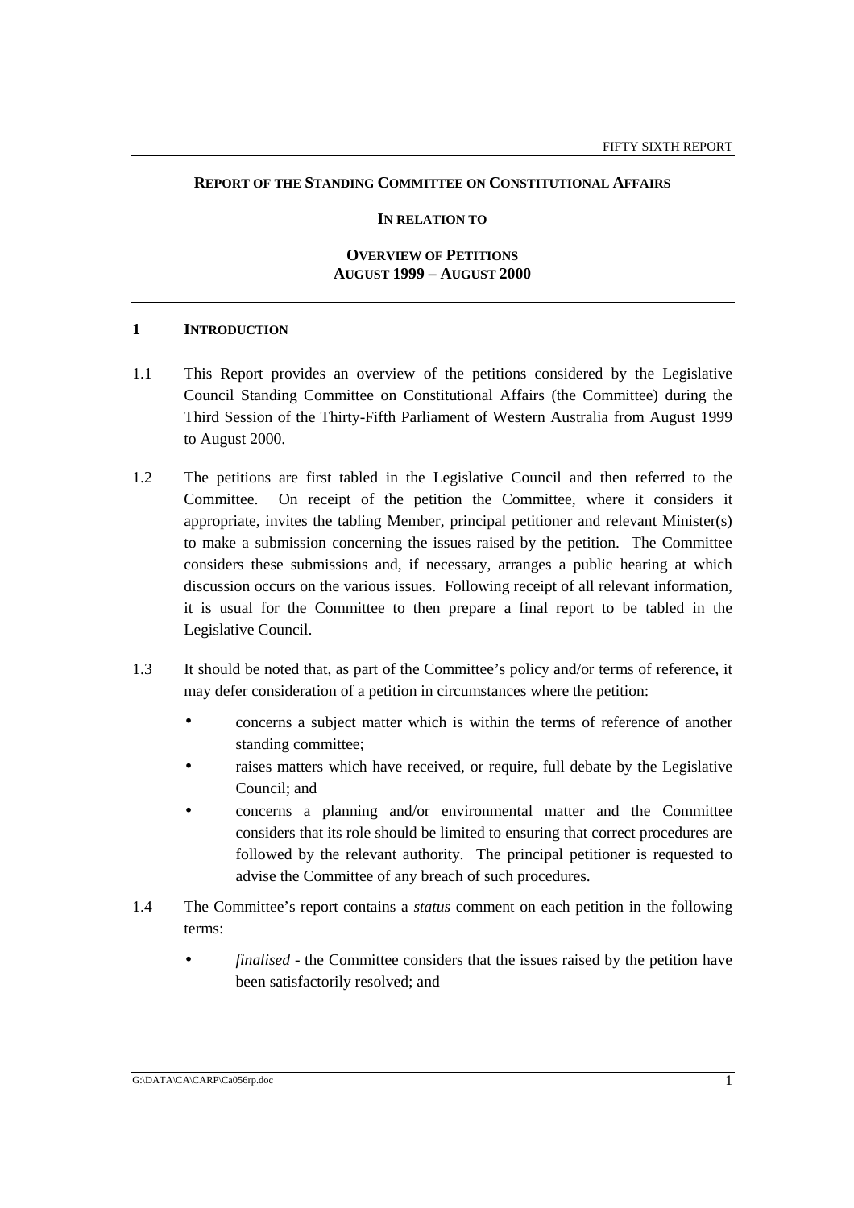**REPORT OF THE STANDING COMMITTEE ON CONSTITUTIONAL AFFAIRS**

**IN RELATION TO**

**OVERVIEW OF PETITIONS**
**AUGUST 1999 – AUGUST 2000**

## 1 INTRODUCTION

1.1 This Report provides an overview of the petitions considered by the Legislative Council Standing Committee on Constitutional Affairs (the Committee) during the Third Session of the Thirty-Fifth Parliament of Western Australia from August 1999 to August 2000.

1.2 The petitions are first tabled in the Legislative Council and then referred to the Committee. On receipt of the petition the Committee, where it considers it appropriate, invites the tabling Member, principal petitioner and relevant Minister(s) to make a submission concerning the issues raised by the petition. The Committee considers these submissions and, if necessary, arranges a public hearing at which discussion occurs on the various issues. Following receipt of all relevant information, it is usual for the Committee to then prepare a final report to be tabled in the Legislative Council.

1.3 It should be noted that, as part of the Committee's policy and/or terms of reference, it may defer consideration of a petition in circumstances where the petition:

- concerns a subject matter which is within the terms of reference of another standing committee;
- raises matters which have received, or require, full debate by the Legislative Council; and
- concerns a planning and/or environmental matter and the Committee considers that its role should be limited to ensuring that correct procedures are followed by the relevant authority. The principal petitioner is requested to advise the Committee of any breach of such procedures.

1.4 The Committee's report contains a *status* comment on each petition in the following terms:

- *finalised* - the Committee considers that the issues raised by the petition have been satisfactorily resolved; and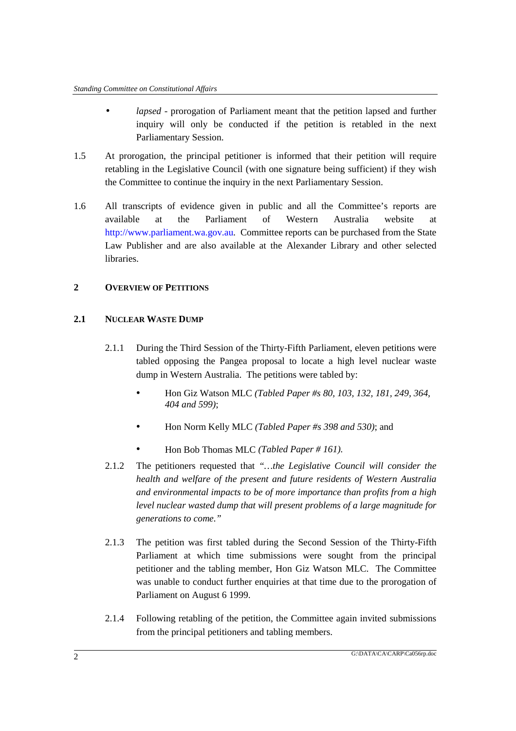- *lapsed* - prorogation of Parliament meant that the petition lapsed and further inquiry will only be conducted if the petition is retabled in the next Parliamentary Session.

1.5 At prorogation, the principal petitioner is informed that their petition will require retabling in the Legislative Council (with one signature being sufficient) if they wish the Committee to continue the inquiry in the next Parliamentary Session.

1.6 All transcripts of evidence given in public and all the Committee's reports are available at the Parliament of Western Australia website at http://www.parliament.wa.gov.au. Committee reports can be purchased from the State Law Publisher and are also available at the Alexander Library and other selected libraries.

## 2 Overview of Petitions

### 2.1 Nuclear Waste Dump

2.1.1 During the Third Session of the Thirty-Fifth Parliament, eleven petitions were tabled opposing the Pangea proposal to locate a high level nuclear waste dump in Western Australia. The petitions were tabled by:

- Hon Giz Watson MLC *(Tabled Paper #s 80, 103, 132, 181, 249, 364, 404 and 599)*;
- Hon Norm Kelly MLC *(Tabled Paper #s 398 and 530)*; and
- Hon Bob Thomas MLC *(Tabled Paper # 161).*

2.1.2 The petitioners requested that *"…the Legislative Council will consider the health and welfare of the present and future residents of Western Australia and environmental impacts to be of more importance than profits from a high level nuclear wasted dump that will present problems of a large magnitude for generations to come."*

2.1.3 The petition was first tabled during the Second Session of the Thirty-Fifth Parliament at which time submissions were sought from the principal petitioner and the tabling member, Hon Giz Watson MLC. The Committee was unable to conduct further enquiries at that time due to the prorogation of Parliament on August 6 1999.

2.1.4 Following retabling of the petition, the Committee again invited submissions from the principal petitioners and tabling members.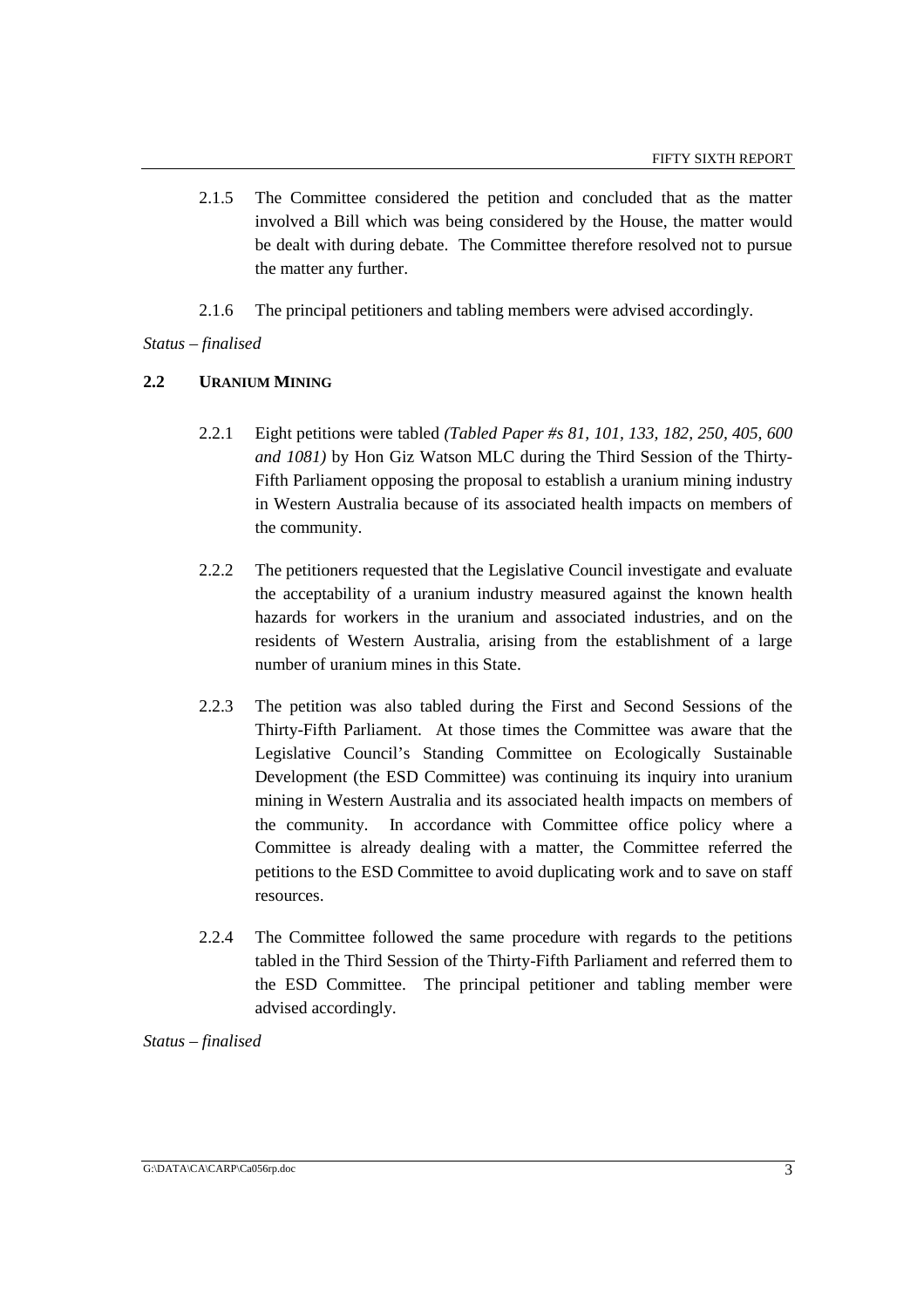2.1.5 The Committee considered the petition and concluded that as the matter involved a Bill which was being considered by the House, the matter would be dealt with during debate. The Committee therefore resolved not to pursue the matter any further.

2.1.6 The principal petitioners and tabling members were advised accordingly.

*Status – finalised*

## 2.2 URANIUM MINING

2.2.1 Eight petitions were tabled *(Tabled Paper #s 81, 101, 133, 182, 250, 405, 600 and 1081)* by Hon Giz Watson MLC during the Third Session of the Thirty-Fifth Parliament opposing the proposal to establish a uranium mining industry in Western Australia because of its associated health impacts on members of the community.

2.2.2 The petitioners requested that the Legislative Council investigate and evaluate the acceptability of a uranium industry measured against the known health hazards for workers in the uranium and associated industries, and on the residents of Western Australia, arising from the establishment of a large number of uranium mines in this State.

2.2.3 The petition was also tabled during the First and Second Sessions of the Thirty-Fifth Parliament. At those times the Committee was aware that the Legislative Council's Standing Committee on Ecologically Sustainable Development (the ESD Committee) was continuing its inquiry into uranium mining in Western Australia and its associated health impacts on members of the community. In accordance with Committee office policy where a Committee is already dealing with a matter, the Committee referred the petitions to the ESD Committee to avoid duplicating work and to save on staff resources.

2.2.4 The Committee followed the same procedure with regards to the petitions tabled in the Third Session of the Thirty-Fifth Parliament and referred them to the ESD Committee. The principal petitioner and tabling member were advised accordingly.

*Status – finalised*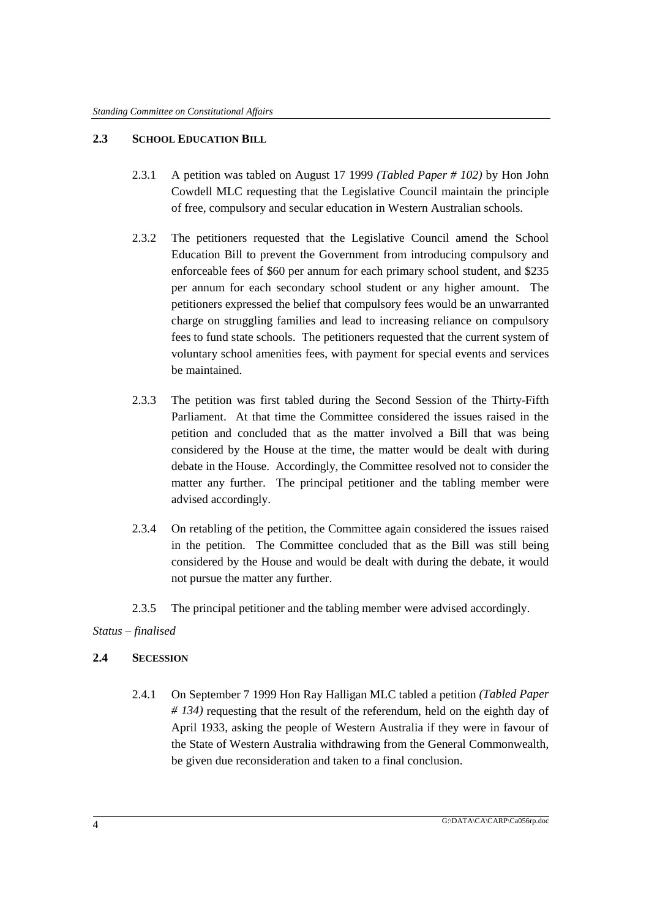### 2.3 SCHOOL EDUCATION BILL

2.3.1 A petition was tabled on August 17 1999 *(Tabled Paper # 102)* by Hon John Cowdell MLC requesting that the Legislative Council maintain the principle of free, compulsory and secular education in Western Australian schools.

2.3.2 The petitioners requested that the Legislative Council amend the School Education Bill to prevent the Government from introducing compulsory and enforceable fees of $60 per annum for each primary school student, and $235 per annum for each secondary school student or any higher amount. The petitioners expressed the belief that compulsory fees would be an unwarranted charge on struggling families and lead to increasing reliance on compulsory fees to fund state schools. The petitioners requested that the current system of voluntary school amenities fees, with payment for special events and services be maintained.

2.3.3 The petition was first tabled during the Second Session of the Thirty-Fifth Parliament. At that time the Committee considered the issues raised in the petition and concluded that as the matter involved a Bill that was being considered by the House at the time, the matter would be dealt with during debate in the House. Accordingly, the Committee resolved not to consider the matter any further. The principal petitioner and the tabling member were advised accordingly.

2.3.4 On retabling of the petition, the Committee again considered the issues raised in the petition. The Committee concluded that as the Bill was still being considered by the House and would be dealt with during the debate, it would not pursue the matter any further.

2.3.5 The principal petitioner and the tabling member were advised accordingly.

*Status – finalised*

### 2.4 SECESSION

2.4.1 On September 7 1999 Hon Ray Halligan MLC tabled a petition *(Tabled Paper # 134)* requesting that the result of the referendum, held on the eighth day of April 1933, asking the people of Western Australia if they were in favour of the State of Western Australia withdrawing from the General Commonwealth, be given due reconsideration and taken to a final conclusion.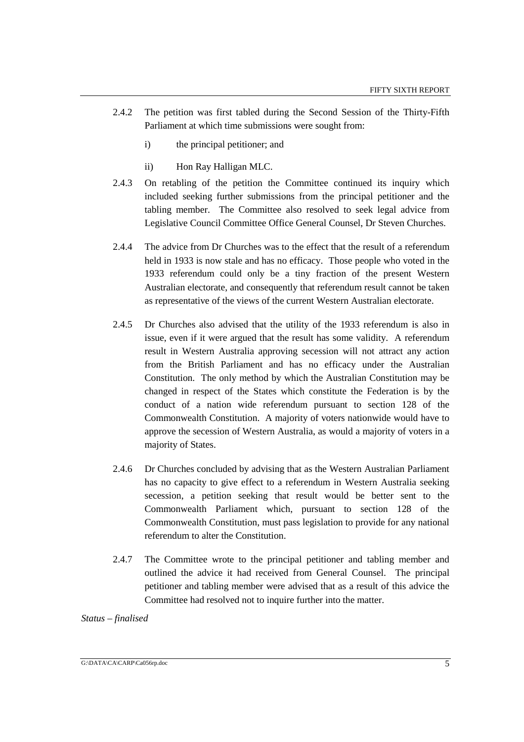2.4.2 The petition was first tabled during the Second Session of the Thirty-Fifth Parliament at which time submissions were sought from:

i) the principal petitioner; and

ii) Hon Ray Halligan MLC.

2.4.3 On retabling of the petition the Committee continued its inquiry which included seeking further submissions from the principal petitioner and the tabling member. The Committee also resolved to seek legal advice from Legislative Council Committee Office General Counsel, Dr Steven Churches.

2.4.4 The advice from Dr Churches was to the effect that the result of a referendum held in 1933 is now stale and has no efficacy. Those people who voted in the 1933 referendum could only be a tiny fraction of the present Western Australian electorate, and consequently that referendum result cannot be taken as representative of the views of the current Western Australian electorate.

2.4.5 Dr Churches also advised that the utility of the 1933 referendum is also in issue, even if it were argued that the result has some validity. A referendum result in Western Australia approving secession will not attract any action from the British Parliament and has no efficacy under the Australian Constitution. The only method by which the Australian Constitution may be changed in respect of the States which constitute the Federation is by the conduct of a nation wide referendum pursuant to section 128 of the Commonwealth Constitution. A majority of voters nationwide would have to approve the secession of Western Australia, as would a majority of voters in a majority of States.

2.4.6 Dr Churches concluded by advising that as the Western Australian Parliament has no capacity to give effect to a referendum in Western Australia seeking secession, a petition seeking that result would be better sent to the Commonwealth Parliament which, pursuant to section 128 of the Commonwealth Constitution, must pass legislation to provide for any national referendum to alter the Constitution.

2.4.7 The Committee wrote to the principal petitioner and tabling member and outlined the advice it had received from General Counsel. The principal petitioner and tabling member were advised that as a result of this advice the Committee had resolved not to inquire further into the matter.

*Status – finalised*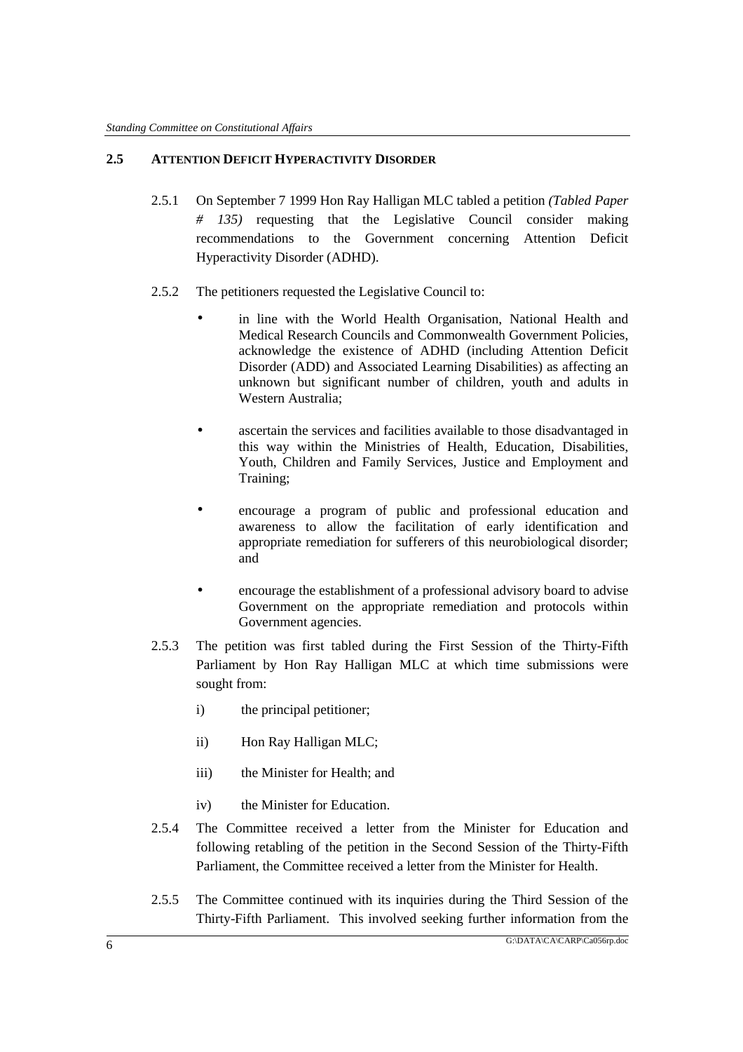## 2.5 ATTENTION DEFICIT HYPERACTIVITY DISORDER

2.5.1 On September 7 1999 Hon Ray Halligan MLC tabled a petition *(Tabled Paper # 135)* requesting that the Legislative Council consider making recommendations to the Government concerning Attention Deficit Hyperactivity Disorder (ADHD).

2.5.2 The petitioners requested the Legislative Council to:

- in line with the World Health Organisation, National Health and Medical Research Councils and Commonwealth Government Policies, acknowledge the existence of ADHD (including Attention Deficit Disorder (ADD) and Associated Learning Disabilities) as affecting an unknown but significant number of children, youth and adults in Western Australia;

- ascertain the services and facilities available to those disadvantaged in this way within the Ministries of Health, Education, Disabilities, Youth, Children and Family Services, Justice and Employment and Training;

- encourage a program of public and professional education and awareness to allow the facilitation of early identification and appropriate remediation for sufferers of this neurobiological disorder; and

- encourage the establishment of a professional advisory board to advise Government on the appropriate remediation and protocols within Government agencies.

2.5.3 The petition was first tabled during the First Session of the Thirty-Fifth Parliament by Hon Ray Halligan MLC at which time submissions were sought from:

i) the principal petitioner;

ii) Hon Ray Halligan MLC;

iii) the Minister for Health; and

iv) the Minister for Education.

2.5.4 The Committee received a letter from the Minister for Education and following retabling of the petition in the Second Session of the Thirty-Fifth Parliament, the Committee received a letter from the Minister for Health.

2.5.5 The Committee continued with its inquiries during the Third Session of the Thirty-Fifth Parliament. This involved seeking further information from the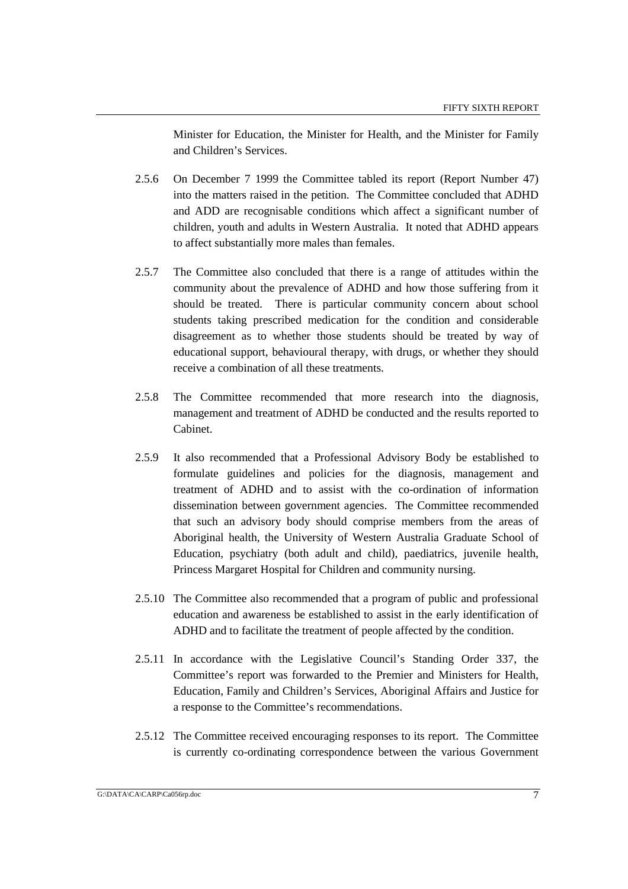Minister for Education, the Minister for Health, and the Minister for Family and Children's Services.

2.5.6 On December 7 1999 the Committee tabled its report (Report Number 47) into the matters raised in the petition. The Committee concluded that ADHD and ADD are recognisable conditions which affect a significant number of children, youth and adults in Western Australia. It noted that ADHD appears to affect substantially more males than females.

2.5.7 The Committee also concluded that there is a range of attitudes within the community about the prevalence of ADHD and how those suffering from it should be treated. There is particular community concern about school students taking prescribed medication for the condition and considerable disagreement as to whether those students should be treated by way of educational support, behavioural therapy, with drugs, or whether they should receive a combination of all these treatments.

2.5.8 The Committee recommended that more research into the diagnosis, management and treatment of ADHD be conducted and the results reported to Cabinet.

2.5.9 It also recommended that a Professional Advisory Body be established to formulate guidelines and policies for the diagnosis, management and treatment of ADHD and to assist with the co-ordination of information dissemination between government agencies. The Committee recommended that such an advisory body should comprise members from the areas of Aboriginal health, the University of Western Australia Graduate School of Education, psychiatry (both adult and child), paediatrics, juvenile health, Princess Margaret Hospital for Children and community nursing.

2.5.10 The Committee also recommended that a program of public and professional education and awareness be established to assist in the early identification of ADHD and to facilitate the treatment of people affected by the condition.

2.5.11 In accordance with the Legislative Council's Standing Order 337, the Committee's report was forwarded to the Premier and Ministers for Health, Education, Family and Children's Services, Aboriginal Affairs and Justice for a response to the Committee's recommendations.

2.5.12 The Committee received encouraging responses to its report. The Committee is currently co-ordinating correspondence between the various Government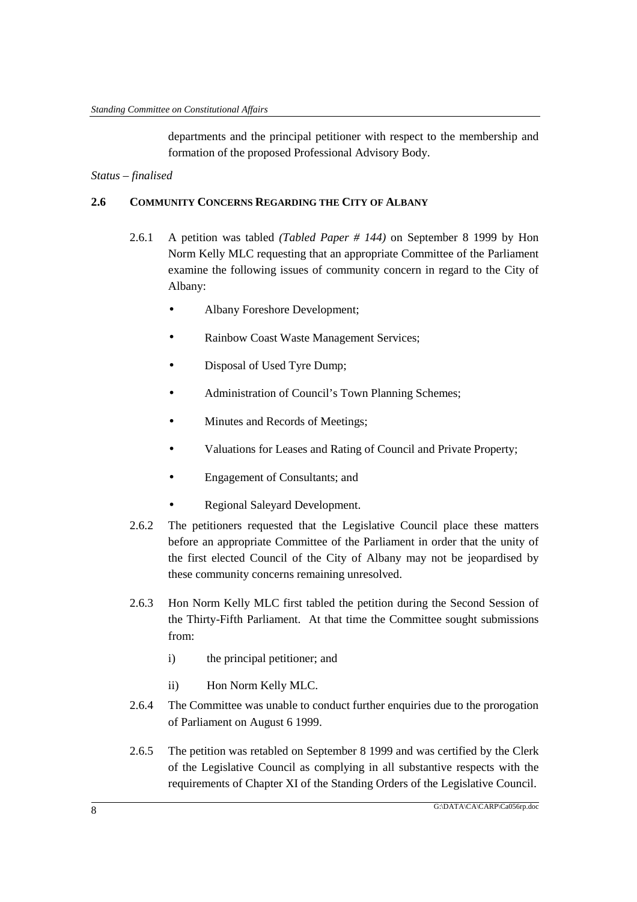departments and the principal petitioner with respect to the membership and formation of the proposed Professional Advisory Body.

*Status – finalised*

### 2.6 COMMUNITY CONCERNS REGARDING THE CITY OF ALBANY

2.6.1 A petition was tabled *(Tabled Paper # 144)* on September 8 1999 by Hon Norm Kelly MLC requesting that an appropriate Committee of the Parliament examine the following issues of community concern in regard to the City of Albany:

- Albany Foreshore Development;
- Rainbow Coast Waste Management Services;
- Disposal of Used Tyre Dump;
- Administration of Council's Town Planning Schemes;
- Minutes and Records of Meetings;
- Valuations for Leases and Rating of Council and Private Property;
- Engagement of Consultants; and
- Regional Saleyard Development.

2.6.2 The petitioners requested that the Legislative Council place these matters before an appropriate Committee of the Parliament in order that the unity of the first elected Council of the City of Albany may not be jeopardised by these community concerns remaining unresolved.

2.6.3 Hon Norm Kelly MLC first tabled the petition during the Second Session of the Thirty-Fifth Parliament. At that time the Committee sought submissions from:

i) the principal petitioner; and

ii) Hon Norm Kelly MLC.

2.6.4 The Committee was unable to conduct further enquiries due to the prorogation of Parliament on August 6 1999.

2.6.5 The petition was retabled on September 8 1999 and was certified by the Clerk of the Legislative Council as complying in all substantive respects with the requirements of Chapter XI of the Standing Orders of the Legislative Council.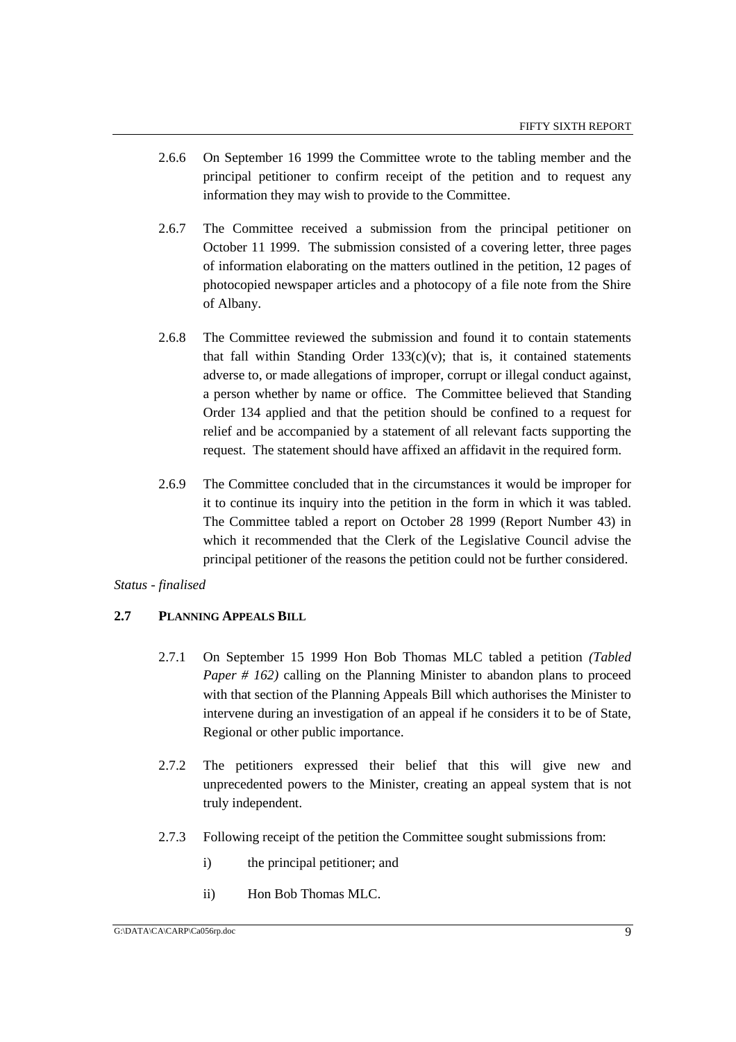2.6.6 On September 16 1999 the Committee wrote to the tabling member and the principal petitioner to confirm receipt of the petition and to request any information they may wish to provide to the Committee.

2.6.7 The Committee received a submission from the principal petitioner on October 11 1999. The submission consisted of a covering letter, three pages of information elaborating on the matters outlined in the petition, 12 pages of photocopied newspaper articles and a photocopy of a file note from the Shire of Albany.

2.6.8 The Committee reviewed the submission and found it to contain statements that fall within Standing Order 133(c)(v); that is, it contained statements adverse to, or made allegations of improper, corrupt or illegal conduct against, a person whether by name or office. The Committee believed that Standing Order 134 applied and that the petition should be confined to a request for relief and be accompanied by a statement of all relevant facts supporting the request. The statement should have affixed an affidavit in the required form.

2.6.9 The Committee concluded that in the circumstances it would be improper for it to continue its inquiry into the petition in the form in which it was tabled. The Committee tabled a report on October 28 1999 (Report Number 43) in which it recommended that the Clerk of the Legislative Council advise the principal petitioner of the reasons the petition could not be further considered.

*Status - finalised*

### 2.7 PLANNING APPEALS BILL

2.7.1 On September 15 1999 Hon Bob Thomas MLC tabled a petition *(Tabled Paper # 162)* calling on the Planning Minister to abandon plans to proceed with that section of the Planning Appeals Bill which authorises the Minister to intervene during an investigation of an appeal if he considers it to be of State, Regional or other public importance.

2.7.2 The petitioners expressed their belief that this will give new and unprecedented powers to the Minister, creating an appeal system that is not truly independent.

2.7.3 Following receipt of the petition the Committee sought submissions from:

i) the principal petitioner; and

ii) Hon Bob Thomas MLC.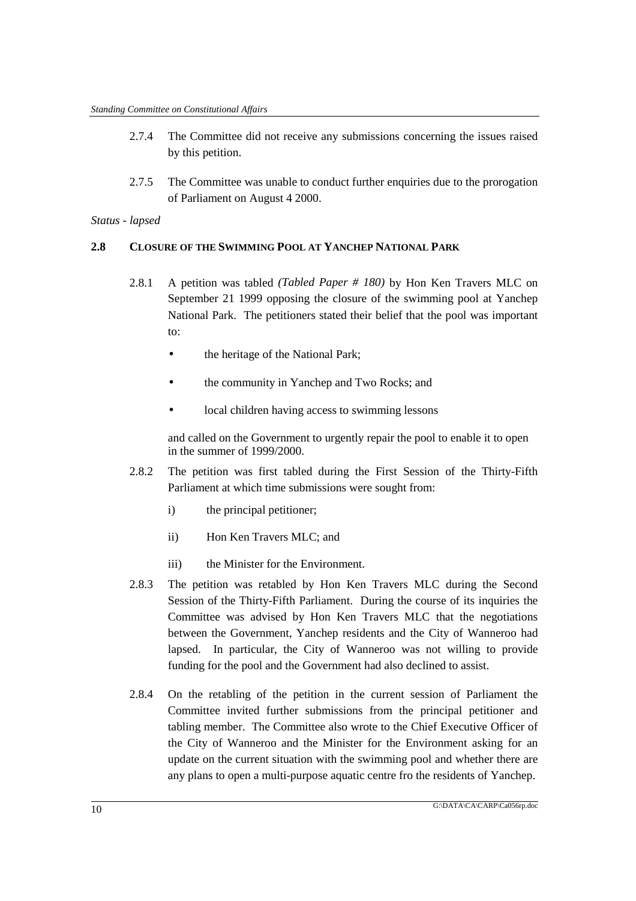2.7.4 The Committee did not receive any submissions concerning the issues raised by this petition.

2.7.5 The Committee was unable to conduct further enquiries due to the prorogation of Parliament on August 4 2000.

*Status - lapsed*

## 2.8 CLOSURE OF THE SWIMMING POOL AT YANCHEP NATIONAL PARK

2.8.1 A petition was tabled *(Tabled Paper # 180)* by Hon Ken Travers MLC on September 21 1999 opposing the closure of the swimming pool at Yanchep National Park. The petitioners stated their belief that the pool was important to:

- the heritage of the National Park;
- the community in Yanchep and Two Rocks; and
- local children having access to swimming lessons

and called on the Government to urgently repair the pool to enable it to open in the summer of 1999/2000.

2.8.2 The petition was first tabled during the First Session of the Thirty-Fifth Parliament at which time submissions were sought from:

i) the principal petitioner;

ii) Hon Ken Travers MLC; and

iii) the Minister for the Environment.

2.8.3 The petition was retabled by Hon Ken Travers MLC during the Second Session of the Thirty-Fifth Parliament. During the course of its inquiries the Committee was advised by Hon Ken Travers MLC that the negotiations between the Government, Yanchep residents and the City of Wanneroo had lapsed. In particular, the City of Wanneroo was not willing to provide funding for the pool and the Government had also declined to assist.

2.8.4 On the retabling of the petition in the current session of Parliament the Committee invited further submissions from the principal petitioner and tabling member. The Committee also wrote to the Chief Executive Officer of the City of Wanneroo and the Minister for the Environment asking for an update on the current situation with the swimming pool and whether there are any plans to open a multi-purpose aquatic centre fro the residents of Yanchep.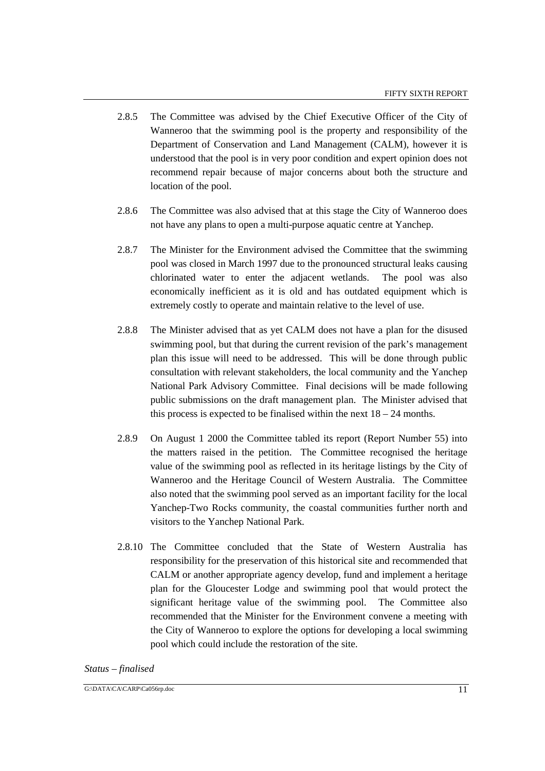2.8.5 The Committee was advised by the Chief Executive Officer of the City of Wanneroo that the swimming pool is the property and responsibility of the Department of Conservation and Land Management (CALM), however it is understood that the pool is in very poor condition and expert opinion does not recommend repair because of major concerns about both the structure and location of the pool.

2.8.6 The Committee was also advised that at this stage the City of Wanneroo does not have any plans to open a multi-purpose aquatic centre at Yanchep.

2.8.7 The Minister for the Environment advised the Committee that the swimming pool was closed in March 1997 due to the pronounced structural leaks causing chlorinated water to enter the adjacent wetlands. The pool was also economically inefficient as it is old and has outdated equipment which is extremely costly to operate and maintain relative to the level of use.

2.8.8 The Minister advised that as yet CALM does not have a plan for the disused swimming pool, but that during the current revision of the park's management plan this issue will need to be addressed. This will be done through public consultation with relevant stakeholders, the local community and the Yanchep National Park Advisory Committee. Final decisions will be made following public submissions on the draft management plan. The Minister advised that this process is expected to be finalised within the next 18 – 24 months.

2.8.9 On August 1 2000 the Committee tabled its report (Report Number 55) into the matters raised in the petition. The Committee recognised the heritage value of the swimming pool as reflected in its heritage listings by the City of Wanneroo and the Heritage Council of Western Australia. The Committee also noted that the swimming pool served as an important facility for the local Yanchep-Two Rocks community, the coastal communities further north and visitors to the Yanchep National Park.

2.8.10 The Committee concluded that the State of Western Australia has responsibility for the preservation of this historical site and recommended that CALM or another appropriate agency develop, fund and implement a heritage plan for the Gloucester Lodge and swimming pool that would protect the significant heritage value of the swimming pool. The Committee also recommended that the Minister for the Environment convene a meeting with the City of Wanneroo to explore the options for developing a local swimming pool which could include the restoration of the site.

*Status – finalised*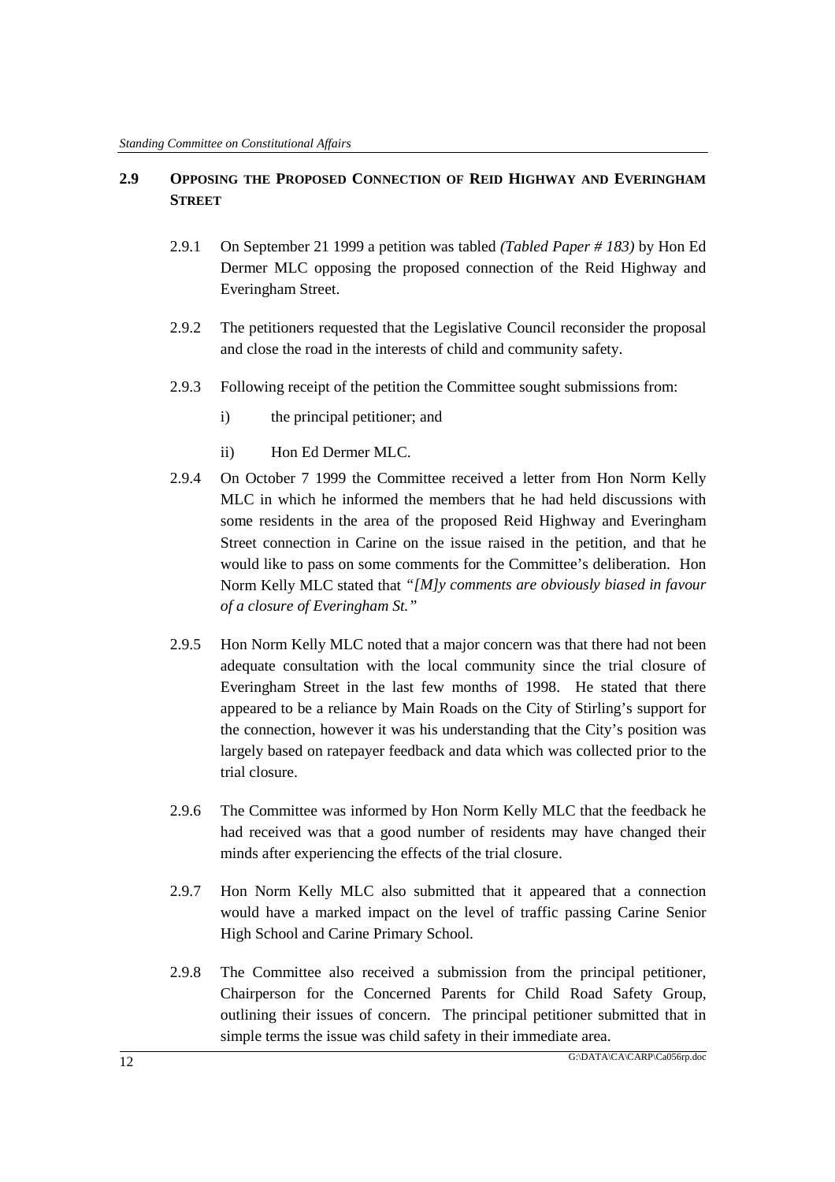## 2.9 Opposing the Proposed Connection of Reid Highway and Everingham Street

2.9.1 On September 21 1999 a petition was tabled *(Tabled Paper # 183)* by Hon Ed Dermer MLC opposing the proposed connection of the Reid Highway and Everingham Street.

2.9.2 The petitioners requested that the Legislative Council reconsider the proposal and close the road in the interests of child and community safety.

2.9.3 Following receipt of the petition the Committee sought submissions from:

i) the principal petitioner; and

ii) Hon Ed Dermer MLC.

2.9.4 On October 7 1999 the Committee received a letter from Hon Norm Kelly MLC in which he informed the members that he had held discussions with some residents in the area of the proposed Reid Highway and Everingham Street connection in Carine on the issue raised in the petition, and that he would like to pass on some comments for the Committee's deliberation. Hon Norm Kelly MLC stated that *"[M]y comments are obviously biased in favour of a closure of Everingham St."*

2.9.5 Hon Norm Kelly MLC noted that a major concern was that there had not been adequate consultation with the local community since the trial closure of Everingham Street in the last few months of 1998. He stated that there appeared to be a reliance by Main Roads on the City of Stirling's support for the connection, however it was his understanding that the City's position was largely based on ratepayer feedback and data which was collected prior to the trial closure.

2.9.6 The Committee was informed by Hon Norm Kelly MLC that the feedback he had received was that a good number of residents may have changed their minds after experiencing the effects of the trial closure.

2.9.7 Hon Norm Kelly MLC also submitted that it appeared that a connection would have a marked impact on the level of traffic passing Carine Senior High School and Carine Primary School.

2.9.8 The Committee also received a submission from the principal petitioner, Chairperson for the Concerned Parents for Child Road Safety Group, outlining their issues of concern. The principal petitioner submitted that in simple terms the issue was child safety in their immediate area.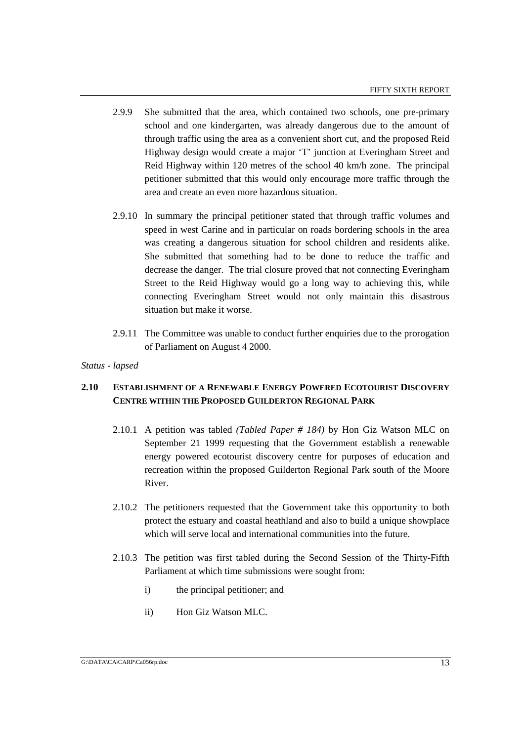2.9.9 She submitted that the area, which contained two schools, one pre-primary school and one kindergarten, was already dangerous due to the amount of through traffic using the area as a convenient short cut, and the proposed Reid Highway design would create a major 'T' junction at Everingham Street and Reid Highway within 120 metres of the school 40 km/h zone. The principal petitioner submitted that this would only encourage more traffic through the area and create an even more hazardous situation.

2.9.10 In summary the principal petitioner stated that through traffic volumes and speed in west Carine and in particular on roads bordering schools in the area was creating a dangerous situation for school children and residents alike. She submitted that something had to be done to reduce the traffic and decrease the danger. The trial closure proved that not connecting Everingham Street to the Reid Highway would go a long way to achieving this, while connecting Everingham Street would not only maintain this disastrous situation but make it worse.

2.9.11 The Committee was unable to conduct further enquiries due to the prorogation of Parliament on August 4 2000.

*Status - lapsed*

## 2.10 ESTABLISHMENT OF A RENEWABLE ENERGY POWERED ECOTOURIST DISCOVERY CENTRE WITHIN THE PROPOSED GUILDERTON REGIONAL PARK

2.10.1 A petition was tabled *(Tabled Paper # 184)* by Hon Giz Watson MLC on September 21 1999 requesting that the Government establish a renewable energy powered ecotourist discovery centre for purposes of education and recreation within the proposed Guilderton Regional Park south of the Moore River.

2.10.2 The petitioners requested that the Government take this opportunity to both protect the estuary and coastal heathland and also to build a unique showplace which will serve local and international communities into the future.

2.10.3 The petition was first tabled during the Second Session of the Thirty-Fifth Parliament at which time submissions were sought from:

i) the principal petitioner; and

ii) Hon Giz Watson MLC.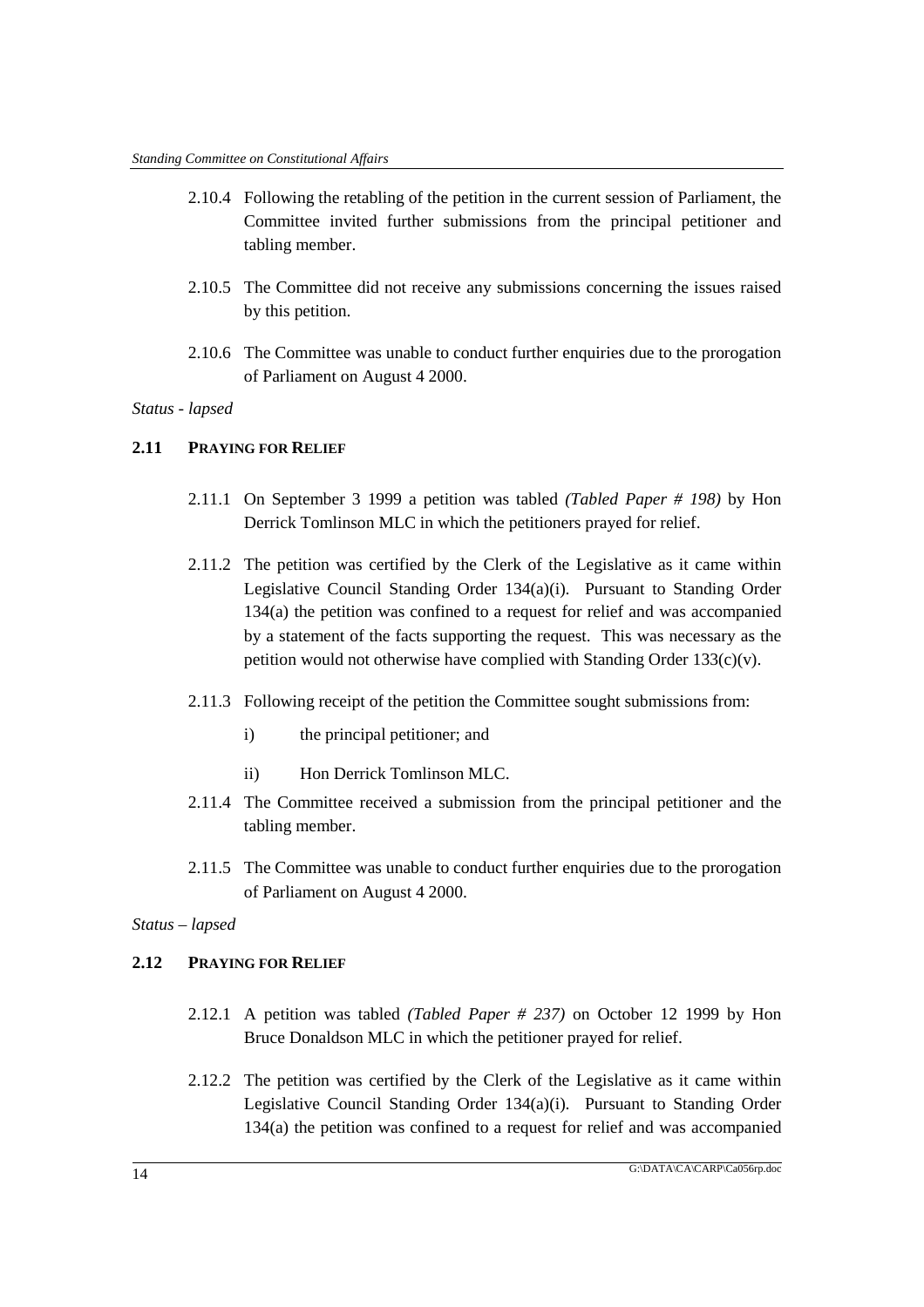2.10.4 Following the retabling of the petition in the current session of Parliament, the Committee invited further submissions from the principal petitioner and tabling member.

2.10.5 The Committee did not receive any submissions concerning the issues raised by this petition.

2.10.6 The Committee was unable to conduct further enquiries due to the prorogation of Parliament on August 4 2000.

*Status - lapsed*

### 2.11 PRAYING FOR RELIEF

2.11.1 On September 3 1999 a petition was tabled *(Tabled Paper # 198)* by Hon Derrick Tomlinson MLC in which the petitioners prayed for relief.

2.11.2 The petition was certified by the Clerk of the Legislative as it came within Legislative Council Standing Order 134(a)(i). Pursuant to Standing Order 134(a) the petition was confined to a request for relief and was accompanied by a statement of the facts supporting the request. This was necessary as the petition would not otherwise have complied with Standing Order 133(c)(v).

2.11.3 Following receipt of the petition the Committee sought submissions from:

i) the principal petitioner; and

ii) Hon Derrick Tomlinson MLC.

2.11.4 The Committee received a submission from the principal petitioner and the tabling member.

2.11.5 The Committee was unable to conduct further enquiries due to the prorogation of Parliament on August 4 2000.

*Status – lapsed*

### 2.12 PRAYING FOR RELIEF

2.12.1 A petition was tabled *(Tabled Paper # 237)* on October 12 1999 by Hon Bruce Donaldson MLC in which the petitioner prayed for relief.

2.12.2 The petition was certified by the Clerk of the Legislative as it came within Legislative Council Standing Order 134(a)(i). Pursuant to Standing Order 134(a) the petition was confined to a request for relief and was accompanied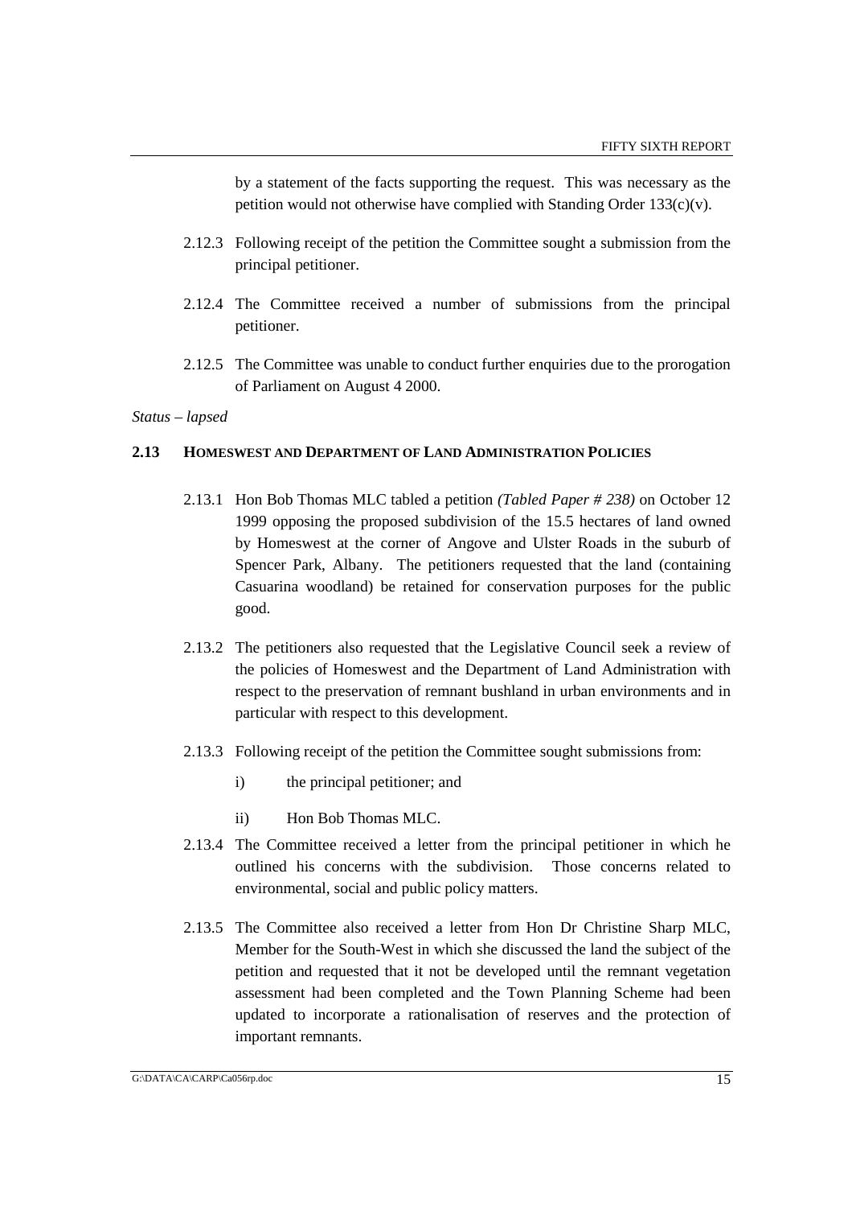by a statement of the facts supporting the request. This was necessary as the petition would not otherwise have complied with Standing Order 133(c)(v).

2.12.3 Following receipt of the petition the Committee sought a submission from the principal petitioner.

2.12.4 The Committee received a number of submissions from the principal petitioner.

2.12.5 The Committee was unable to conduct further enquiries due to the prorogation of Parliament on August 4 2000.

*Status – lapsed*

### 2.13 HOMESWEST AND DEPARTMENT OF LAND ADMINISTRATION POLICIES

2.13.1 Hon Bob Thomas MLC tabled a petition *(Tabled Paper # 238)* on October 12 1999 opposing the proposed subdivision of the 15.5 hectares of land owned by Homeswest at the corner of Angove and Ulster Roads in the suburb of Spencer Park, Albany. The petitioners requested that the land (containing Casuarina woodland) be retained for conservation purposes for the public good.

2.13.2 The petitioners also requested that the Legislative Council seek a review of the policies of Homeswest and the Department of Land Administration with respect to the preservation of remnant bushland in urban environments and in particular with respect to this development.

2.13.3 Following receipt of the petition the Committee sought submissions from:

i) the principal petitioner; and

ii) Hon Bob Thomas MLC.

2.13.4 The Committee received a letter from the principal petitioner in which he outlined his concerns with the subdivision. Those concerns related to environmental, social and public policy matters.

2.13.5 The Committee also received a letter from Hon Dr Christine Sharp MLC, Member for the South-West in which she discussed the land the subject of the petition and requested that it not be developed until the remnant vegetation assessment had been completed and the Town Planning Scheme had been updated to incorporate a rationalisation of reserves and the protection of important remnants.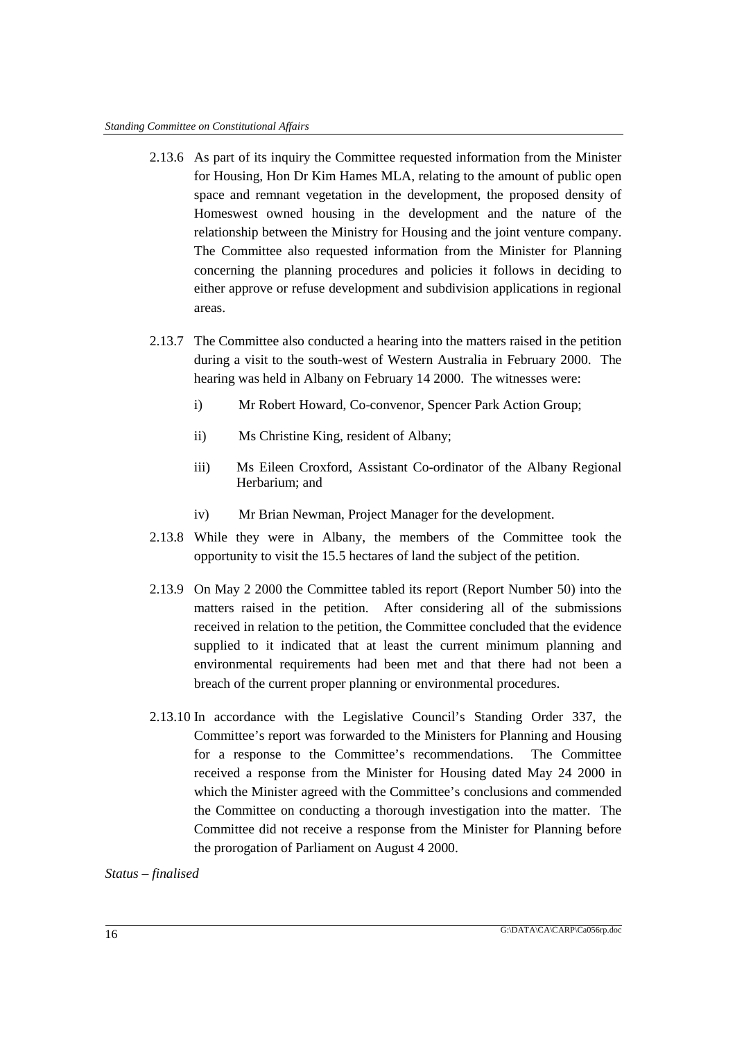2.13.6 As part of its inquiry the Committee requested information from the Minister for Housing, Hon Dr Kim Hames MLA, relating to the amount of public open space and remnant vegetation in the development, the proposed density of Homeswest owned housing in the development and the nature of the relationship between the Ministry for Housing and the joint venture company. The Committee also requested information from the Minister for Planning concerning the planning procedures and policies it follows in deciding to either approve or refuse development and subdivision applications in regional areas.

2.13.7 The Committee also conducted a hearing into the matters raised in the petition during a visit to the south-west of Western Australia in February 2000. The hearing was held in Albany on February 14 2000. The witnesses were:

i) Mr Robert Howard, Co-convenor, Spencer Park Action Group;

ii) Ms Christine King, resident of Albany;

iii) Ms Eileen Croxford, Assistant Co-ordinator of the Albany Regional Herbarium; and

iv) Mr Brian Newman, Project Manager for the development.

2.13.8 While they were in Albany, the members of the Committee took the opportunity to visit the 15.5 hectares of land the subject of the petition.

2.13.9 On May 2 2000 the Committee tabled its report (Report Number 50) into the matters raised in the petition. After considering all of the submissions received in relation to the petition, the Committee concluded that the evidence supplied to it indicated that at least the current minimum planning and environmental requirements had been met and that there had not been a breach of the current proper planning or environmental procedures.

2.13.10 In accordance with the Legislative Council's Standing Order 337, the Committee's report was forwarded to the Ministers for Planning and Housing for a response to the Committee's recommendations. The Committee received a response from the Minister for Housing dated May 24 2000 in which the Minister agreed with the Committee's conclusions and commended the Committee on conducting a thorough investigation into the matter. The Committee did not receive a response from the Minister for Planning before the prorogation of Parliament on August 4 2000.

*Status – finalised*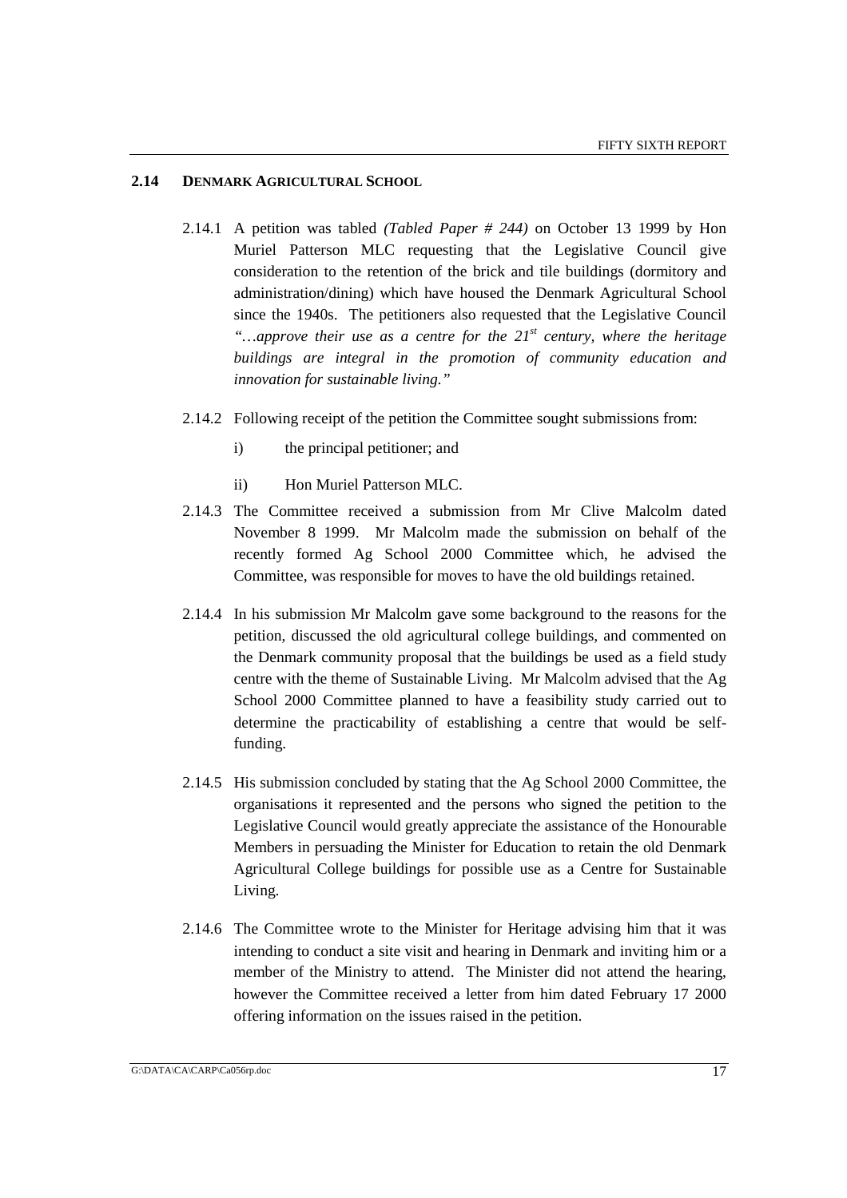## 2.14 DENMARK AGRICULTURAL SCHOOL

2.14.1 A petition was tabled *(Tabled Paper # 244)* on October 13 1999 by Hon Muriel Patterson MLC requesting that the Legislative Council give consideration to the retention of the brick and tile buildings (dormitory and administration/dining) which have housed the Denmark Agricultural School since the 1940s. The petitioners also requested that the Legislative Council *"…approve their use as a centre for the 21st century, where the heritage buildings are integral in the promotion of community education and innovation for sustainable living."*

2.14.2 Following receipt of the petition the Committee sought submissions from:

i) the principal petitioner; and

ii) Hon Muriel Patterson MLC.

2.14.3 The Committee received a submission from Mr Clive Malcolm dated November 8 1999. Mr Malcolm made the submission on behalf of the recently formed Ag School 2000 Committee which, he advised the Committee, was responsible for moves to have the old buildings retained.

2.14.4 In his submission Mr Malcolm gave some background to the reasons for the petition, discussed the old agricultural college buildings, and commented on the Denmark community proposal that the buildings be used as a field study centre with the theme of Sustainable Living. Mr Malcolm advised that the Ag School 2000 Committee planned to have a feasibility study carried out to determine the practicability of establishing a centre that would be self-funding.

2.14.5 His submission concluded by stating that the Ag School 2000 Committee, the organisations it represented and the persons who signed the petition to the Legislative Council would greatly appreciate the assistance of the Honourable Members in persuading the Minister for Education to retain the old Denmark Agricultural College buildings for possible use as a Centre for Sustainable Living.

2.14.6 The Committee wrote to the Minister for Heritage advising him that it was intending to conduct a site visit and hearing in Denmark and inviting him or a member of the Ministry to attend. The Minister did not attend the hearing, however the Committee received a letter from him dated February 17 2000 offering information on the issues raised in the petition.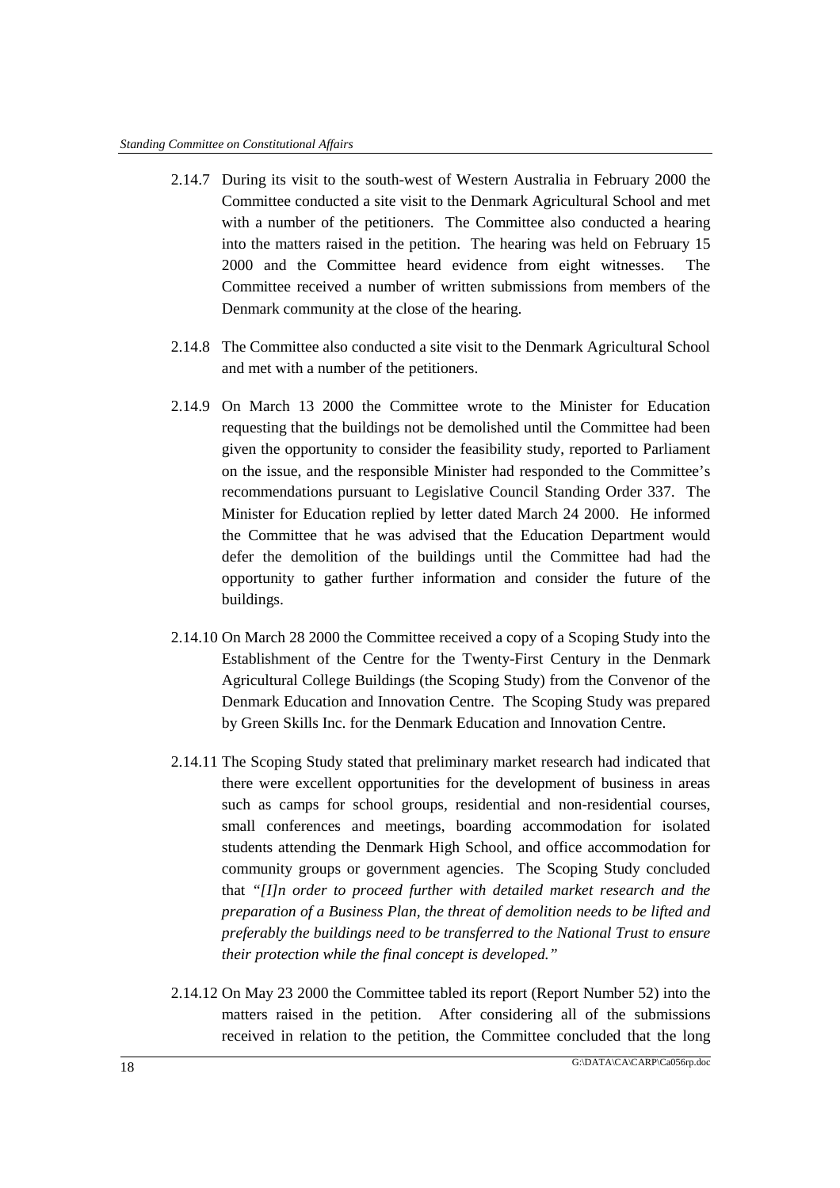2.14.7 During its visit to the south-west of Western Australia in February 2000 the Committee conducted a site visit to the Denmark Agricultural School and met with a number of the petitioners. The Committee also conducted a hearing into the matters raised in the petition. The hearing was held on February 15 2000 and the Committee heard evidence from eight witnesses. The Committee received a number of written submissions from members of the Denmark community at the close of the hearing.

2.14.8 The Committee also conducted a site visit to the Denmark Agricultural School and met with a number of the petitioners.

2.14.9 On March 13 2000 the Committee wrote to the Minister for Education requesting that the buildings not be demolished until the Committee had been given the opportunity to consider the feasibility study, reported to Parliament on the issue, and the responsible Minister had responded to the Committee's recommendations pursuant to Legislative Council Standing Order 337. The Minister for Education replied by letter dated March 24 2000. He informed the Committee that he was advised that the Education Department would defer the demolition of the buildings until the Committee had had the opportunity to gather further information and consider the future of the buildings.

2.14.10 On March 28 2000 the Committee received a copy of a Scoping Study into the Establishment of the Centre for the Twenty-First Century in the Denmark Agricultural College Buildings (the Scoping Study) from the Convenor of the Denmark Education and Innovation Centre. The Scoping Study was prepared by Green Skills Inc. for the Denmark Education and Innovation Centre.

2.14.11 The Scoping Study stated that preliminary market research had indicated that there were excellent opportunities for the development of business in areas such as camps for school groups, residential and non-residential courses, small conferences and meetings, boarding accommodation for isolated students attending the Denmark High School, and office accommodation for community groups or government agencies. The Scoping Study concluded that *"[I]n order to proceed further with detailed market research and the preparation of a Business Plan, the threat of demolition needs to be lifted and preferably the buildings need to be transferred to the National Trust to ensure their protection while the final concept is developed."*

2.14.12 On May 23 2000 the Committee tabled its report (Report Number 52) into the matters raised in the petition. After considering all of the submissions received in relation to the petition, the Committee concluded that the long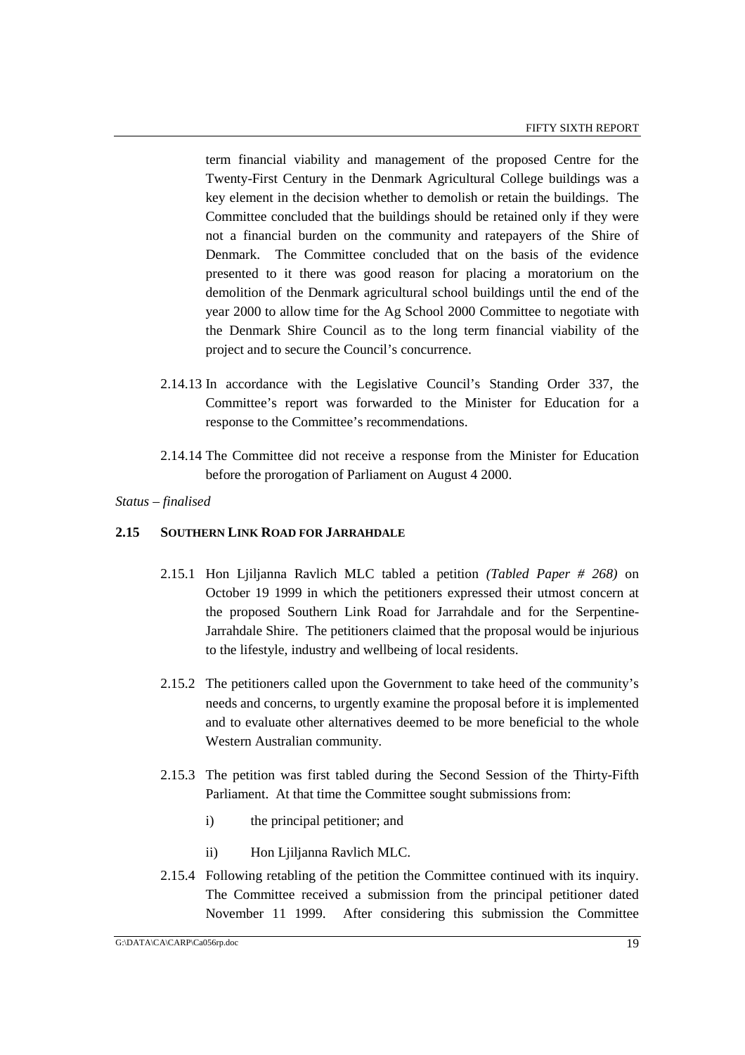term financial viability and management of the proposed Centre for the Twenty-First Century in the Denmark Agricultural College buildings was a key element in the decision whether to demolish or retain the buildings. The Committee concluded that the buildings should be retained only if they were not a financial burden on the community and ratepayers of the Shire of Denmark. The Committee concluded that on the basis of the evidence presented to it there was good reason for placing a moratorium on the demolition of the Denmark agricultural school buildings until the end of the year 2000 to allow time for the Ag School 2000 Committee to negotiate with the Denmark Shire Council as to the long term financial viability of the project and to secure the Council's concurrence.

2.14.13 In accordance with the Legislative Council's Standing Order 337, the Committee's report was forwarded to the Minister for Education for a response to the Committee's recommendations.

2.14.14 The Committee did not receive a response from the Minister for Education before the prorogation of Parliament on August 4 2000.

*Status – finalised*

### 2.15 SOUTHERN LINK ROAD FOR JARRAHDALE

2.15.1 Hon Ljiljanna Ravlich MLC tabled a petition *(Tabled Paper # 268)* on October 19 1999 in which the petitioners expressed their utmost concern at the proposed Southern Link Road for Jarrahdale and for the Serpentine-Jarrahdale Shire. The petitioners claimed that the proposal would be injurious to the lifestyle, industry and wellbeing of local residents.

2.15.2 The petitioners called upon the Government to take heed of the community's needs and concerns, to urgently examine the proposal before it is implemented and to evaluate other alternatives deemed to be more beneficial to the whole Western Australian community.

2.15.3 The petition was first tabled during the Second Session of the Thirty-Fifth Parliament. At that time the Committee sought submissions from:

i) the principal petitioner; and

ii) Hon Ljiljanna Ravlich MLC.

2.15.4 Following retabling of the petition the Committee continued with its inquiry. The Committee received a submission from the principal petitioner dated November 11 1999. After considering this submission the Committee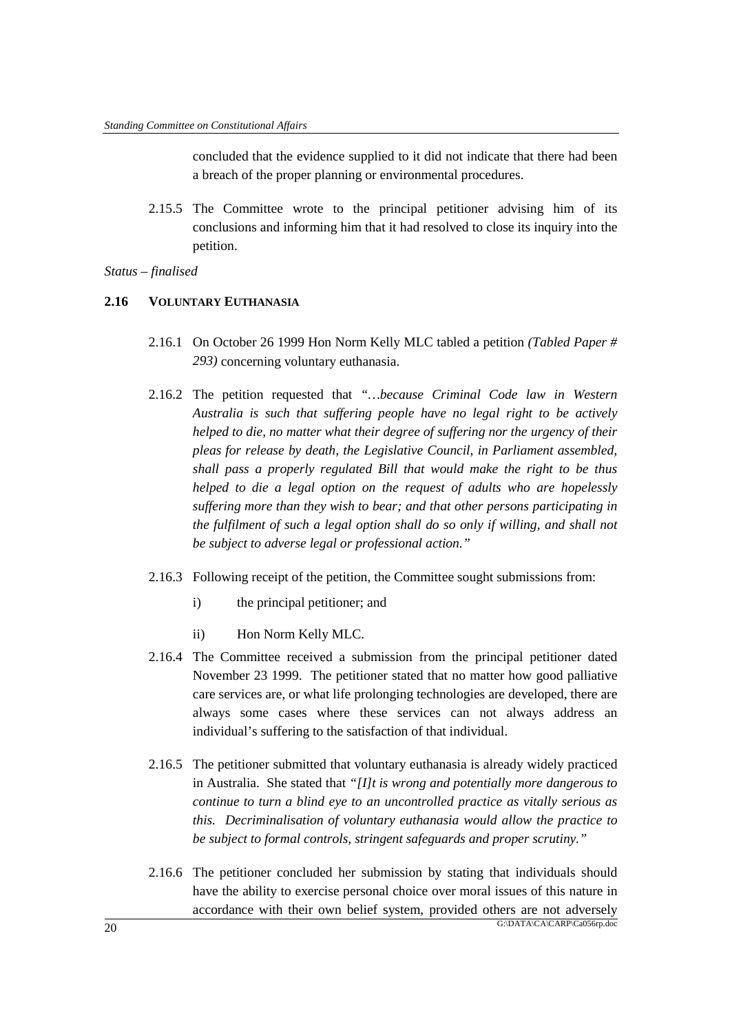concluded that the evidence supplied to it did not indicate that there had been a breach of the proper planning or environmental procedures.

2.15.5 The Committee wrote to the principal petitioner advising him of its conclusions and informing him that it had resolved to close its inquiry into the petition.

*Status – finalised*

## 2.16 VOLUNTARY EUTHANASIA

2.16.1 On October 26 1999 Hon Norm Kelly MLC tabled a petition *(Tabled Paper # 293)* concerning voluntary euthanasia.

2.16.2 The petition requested that *"…because Criminal Code law in Western Australia is such that suffering people have no legal right to be actively helped to die, no matter what their degree of suffering nor the urgency of their pleas for release by death, the Legislative Council, in Parliament assembled, shall pass a properly regulated Bill that would make the right to be thus helped to die a legal option on the request of adults who are hopelessly suffering more than they wish to bear; and that other persons participating in the fulfilment of such a legal option shall do so only if willing, and shall not be subject to adverse legal or professional action."*

2.16.3 Following receipt of the petition, the Committee sought submissions from:

i) the principal petitioner; and

ii) Hon Norm Kelly MLC.

2.16.4 The Committee received a submission from the principal petitioner dated November 23 1999. The petitioner stated that no matter how good palliative care services are, or what life prolonging technologies are developed, there are always some cases where these services can not always address an individual's suffering to the satisfaction of that individual.

2.16.5 The petitioner submitted that voluntary euthanasia is already widely practiced in Australia. She stated that *"[I]t is wrong and potentially more dangerous to continue to turn a blind eye to an uncontrolled practice as vitally serious as this. Decriminalisation of voluntary euthanasia would allow the practice to be subject to formal controls, stringent safeguards and proper scrutiny."*

2.16.6 The petitioner concluded her submission by stating that individuals should have the ability to exercise personal choice over moral issues of this nature in accordance with their own belief system, provided others are not adversely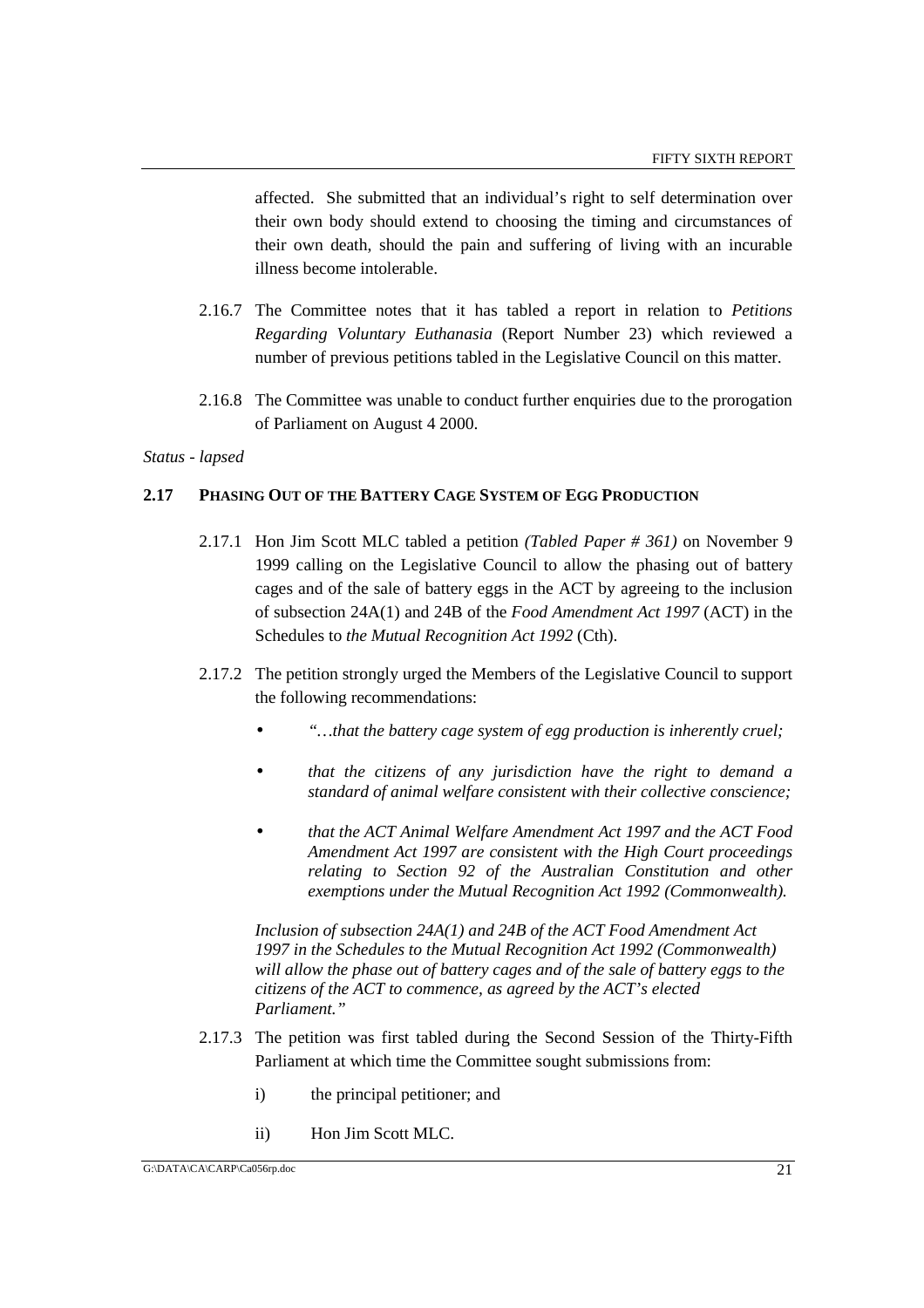affected. She submitted that an individual's right to self determination over their own body should extend to choosing the timing and circumstances of their own death, should the pain and suffering of living with an incurable illness become intolerable.

2.16.7 The Committee notes that it has tabled a report in relation to *Petitions Regarding Voluntary Euthanasia* (Report Number 23) which reviewed a number of previous petitions tabled in the Legislative Council on this matter.

2.16.8 The Committee was unable to conduct further enquiries due to the prorogation of Parliament on August 4 2000.

*Status - lapsed*

## 2.17 PHASING OUT OF THE BATTERY CAGE SYSTEM OF EGG PRODUCTION

2.17.1 Hon Jim Scott MLC tabled a petition *(Tabled Paper # 361)* on November 9 1999 calling on the Legislative Council to allow the phasing out of battery cages and of the sale of battery eggs in the ACT by agreeing to the inclusion of subsection 24A(1) and 24B of the *Food Amendment Act 1997* (ACT) in the Schedules to *the Mutual Recognition Act 1992* (Cth).

2.17.2 The petition strongly urged the Members of the Legislative Council to support the following recommendations:

- *"…that the battery cage system of egg production is inherently cruel;*
- *that the citizens of any jurisdiction have the right to demand a standard of animal welfare consistent with their collective conscience;*
- *that the ACT Animal Welfare Amendment Act 1997 and the ACT Food Amendment Act 1997 are consistent with the High Court proceedings relating to Section 92 of the Australian Constitution and other exemptions under the Mutual Recognition Act 1992 (Commonwealth).*

*Inclusion of subsection 24A(1) and 24B of the ACT Food Amendment Act 1997 in the Schedules to the Mutual Recognition Act 1992 (Commonwealth) will allow the phase out of battery cages and of the sale of battery eggs to the citizens of the ACT to commence, as agreed by the ACT's elected Parliament."*

2.17.3 The petition was first tabled during the Second Session of the Thirty-Fifth Parliament at which time the Committee sought submissions from:

i) the principal petitioner; and

ii) Hon Jim Scott MLC.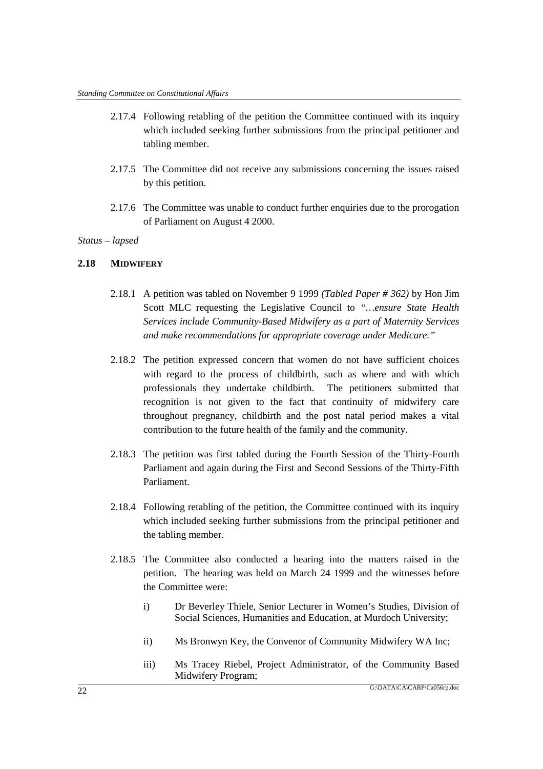2.17.4 Following retabling of the petition the Committee continued with its inquiry which included seeking further submissions from the principal petitioner and tabling member.

2.17.5 The Committee did not receive any submissions concerning the issues raised by this petition.

2.17.6 The Committee was unable to conduct further enquiries due to the prorogation of Parliament on August 4 2000.

*Status – lapsed*

## 2.18 MIDWIFERY

2.18.1 A petition was tabled on November 9 1999 *(Tabled Paper # 362)* by Hon Jim Scott MLC requesting the Legislative Council to *"…ensure State Health Services include Community-Based Midwifery as a part of Maternity Services and make recommendations for appropriate coverage under Medicare."*

2.18.2 The petition expressed concern that women do not have sufficient choices with regard to the process of childbirth, such as where and with which professionals they undertake childbirth. The petitioners submitted that recognition is not given to the fact that continuity of midwifery care throughout pregnancy, childbirth and the post natal period makes a vital contribution to the future health of the family and the community.

2.18.3 The petition was first tabled during the Fourth Session of the Thirty-Fourth Parliament and again during the First and Second Sessions of the Thirty-Fifth Parliament.

2.18.4 Following retabling of the petition, the Committee continued with its inquiry which included seeking further submissions from the principal petitioner and the tabling member.

2.18.5 The Committee also conducted a hearing into the matters raised in the petition. The hearing was held on March 24 1999 and the witnesses before the Committee were:

i) Dr Beverley Thiele, Senior Lecturer in Women's Studies, Division of Social Sciences, Humanities and Education, at Murdoch University;

ii) Ms Bronwyn Key, the Convenor of Community Midwifery WA Inc;

iii) Ms Tracey Riebel, Project Administrator, of the Community Based Midwifery Program;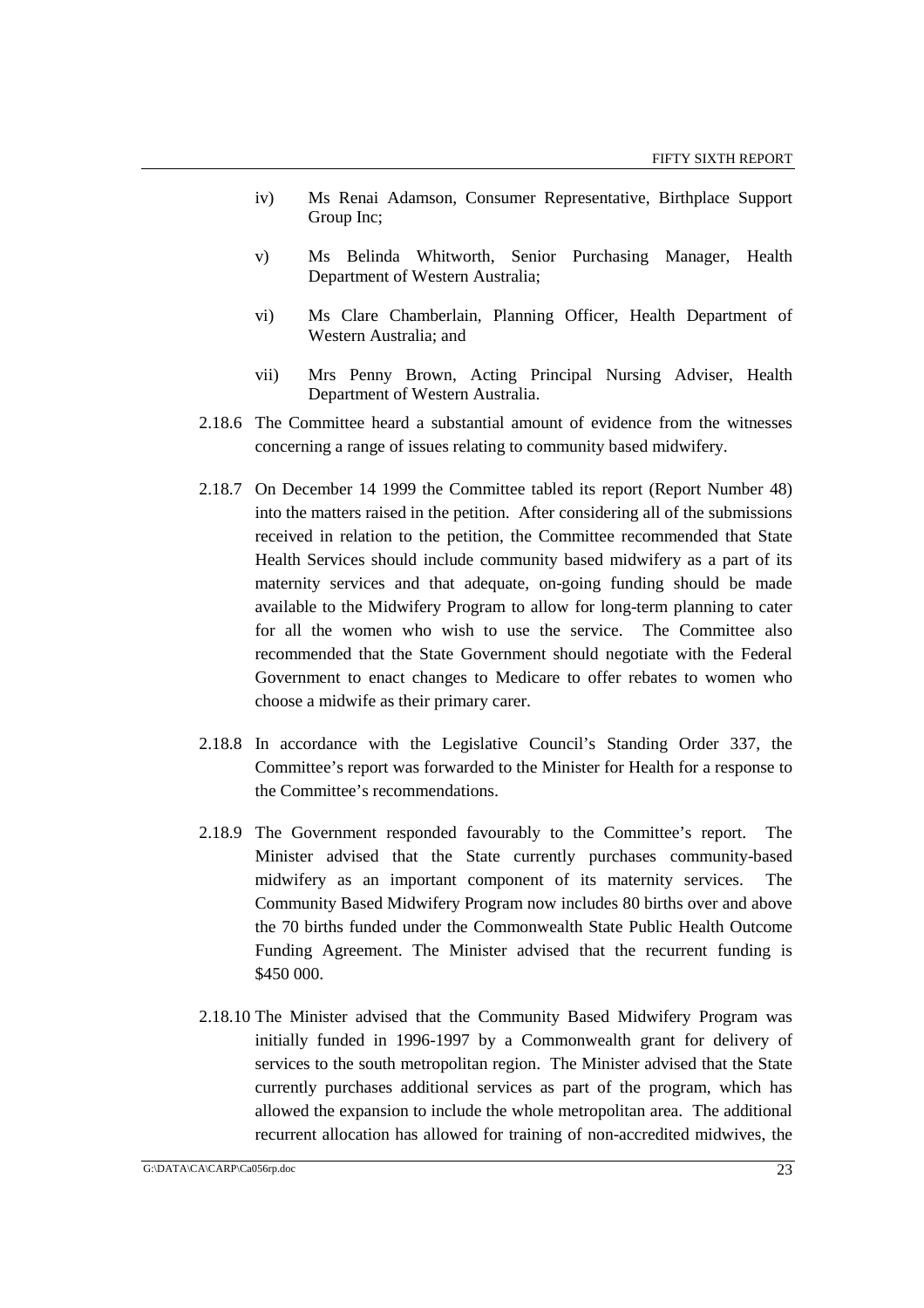iv) Ms Renai Adamson, Consumer Representative, Birthplace Support Group Inc;

v) Ms Belinda Whitworth, Senior Purchasing Manager, Health Department of Western Australia;

vi) Ms Clare Chamberlain, Planning Officer, Health Department of Western Australia; and

vii) Mrs Penny Brown, Acting Principal Nursing Adviser, Health Department of Western Australia.

2.18.6 The Committee heard a substantial amount of evidence from the witnesses concerning a range of issues relating to community based midwifery.

2.18.7 On December 14 1999 the Committee tabled its report (Report Number 48) into the matters raised in the petition. After considering all of the submissions received in relation to the petition, the Committee recommended that State Health Services should include community based midwifery as a part of its maternity services and that adequate, on-going funding should be made available to the Midwifery Program to allow for long-term planning to cater for all the women who wish to use the service. The Committee also recommended that the State Government should negotiate with the Federal Government to enact changes to Medicare to offer rebates to women who choose a midwife as their primary carer.

2.18.8 In accordance with the Legislative Council's Standing Order 337, the Committee's report was forwarded to the Minister for Health for a response to the Committee's recommendations.

2.18.9 The Government responded favourably to the Committee's report. The Minister advised that the State currently purchases community-based midwifery as an important component of its maternity services. The Community Based Midwifery Program now includes 80 births over and above the 70 births funded under the Commonwealth State Public Health Outcome Funding Agreement. The Minister advised that the recurrent funding is $450 000.

2.18.10 The Minister advised that the Community Based Midwifery Program was initially funded in 1996-1997 by a Commonwealth grant for delivery of services to the south metropolitan region. The Minister advised that the State currently purchases additional services as part of the program, which has allowed the expansion to include the whole metropolitan area. The additional recurrent allocation has allowed for training of non-accredited midwives, the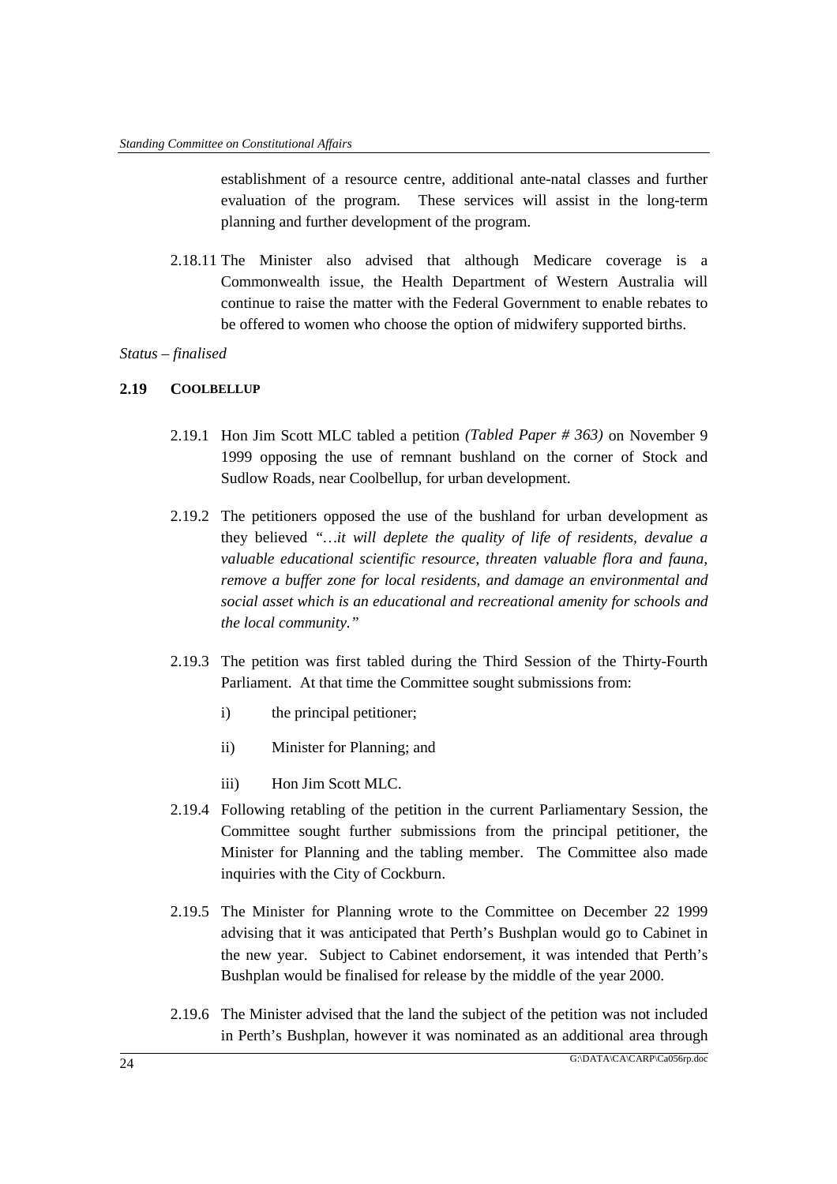establishment of a resource centre, additional ante-natal classes and further evaluation of the program. These services will assist in the long-term planning and further development of the program.

2.18.11 The Minister also advised that although Medicare coverage is a Commonwealth issue, the Health Department of Western Australia will continue to raise the matter with the Federal Government to enable rebates to be offered to women who choose the option of midwifery supported births.

*Status – finalised*

## 2.19 COOLBELLUP

2.19.1 Hon Jim Scott MLC tabled a petition *(Tabled Paper # 363)* on November 9 1999 opposing the use of remnant bushland on the corner of Stock and Sudlow Roads, near Coolbellup, for urban development.

2.19.2 The petitioners opposed the use of the bushland for urban development as they believed *"…it will deplete the quality of life of residents, devalue a valuable educational scientific resource, threaten valuable flora and fauna, remove a buffer zone for local residents, and damage an environmental and social asset which is an educational and recreational amenity for schools and the local community."*

2.19.3 The petition was first tabled during the Third Session of the Thirty-Fourth Parliament. At that time the Committee sought submissions from:

i) the principal petitioner;

ii) Minister for Planning; and

iii) Hon Jim Scott MLC.

2.19.4 Following retabling of the petition in the current Parliamentary Session, the Committee sought further submissions from the principal petitioner, the Minister for Planning and the tabling member. The Committee also made inquiries with the City of Cockburn.

2.19.5 The Minister for Planning wrote to the Committee on December 22 1999 advising that it was anticipated that Perth's Bushplan would go to Cabinet in the new year. Subject to Cabinet endorsement, it was intended that Perth's Bushplan would be finalised for release by the middle of the year 2000.

2.19.6 The Minister advised that the land the subject of the petition was not included in Perth's Bushplan, however it was nominated as an additional area through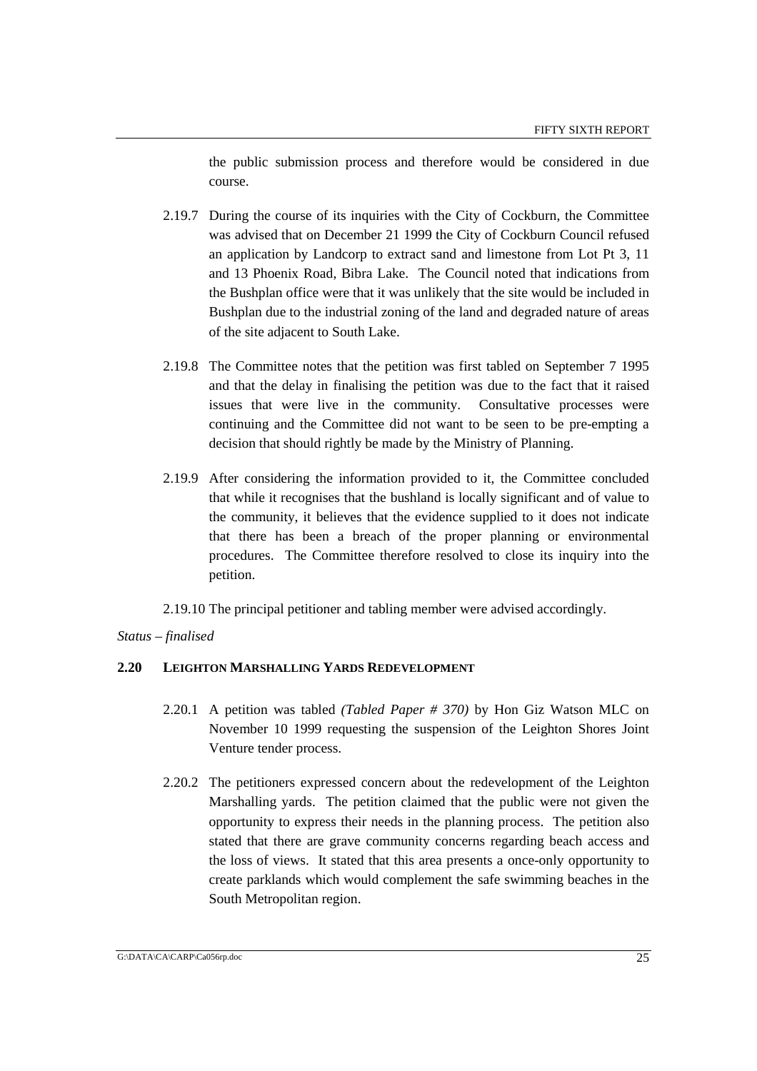the public submission process and therefore would be considered in due course.

2.19.7 During the course of its inquiries with the City of Cockburn, the Committee was advised that on December 21 1999 the City of Cockburn Council refused an application by Landcorp to extract sand and limestone from Lot Pt 3, 11 and 13 Phoenix Road, Bibra Lake. The Council noted that indications from the Bushplan office were that it was unlikely that the site would be included in Bushplan due to the industrial zoning of the land and degraded nature of areas of the site adjacent to South Lake.

2.19.8 The Committee notes that the petition was first tabled on September 7 1995 and that the delay in finalising the petition was due to the fact that it raised issues that were live in the community. Consultative processes were continuing and the Committee did not want to be seen to be pre-empting a decision that should rightly be made by the Ministry of Planning.

2.19.9 After considering the information provided to it, the Committee concluded that while it recognises that the bushland is locally significant and of value to the community, it believes that the evidence supplied to it does not indicate that there has been a breach of the proper planning or environmental procedures. The Committee therefore resolved to close its inquiry into the petition.

2.19.10 The principal petitioner and tabling member were advised accordingly.

*Status – finalised*

### 2.20 LEIGHTON MARSHALLING YARDS REDEVELOPMENT

2.20.1 A petition was tabled *(Tabled Paper # 370)* by Hon Giz Watson MLC on November 10 1999 requesting the suspension of the Leighton Shores Joint Venture tender process.

2.20.2 The petitioners expressed concern about the redevelopment of the Leighton Marshalling yards. The petition claimed that the public were not given the opportunity to express their needs in the planning process. The petition also stated that there are grave community concerns regarding beach access and the loss of views. It stated that this area presents a once-only opportunity to create parklands which would complement the safe swimming beaches in the South Metropolitan region.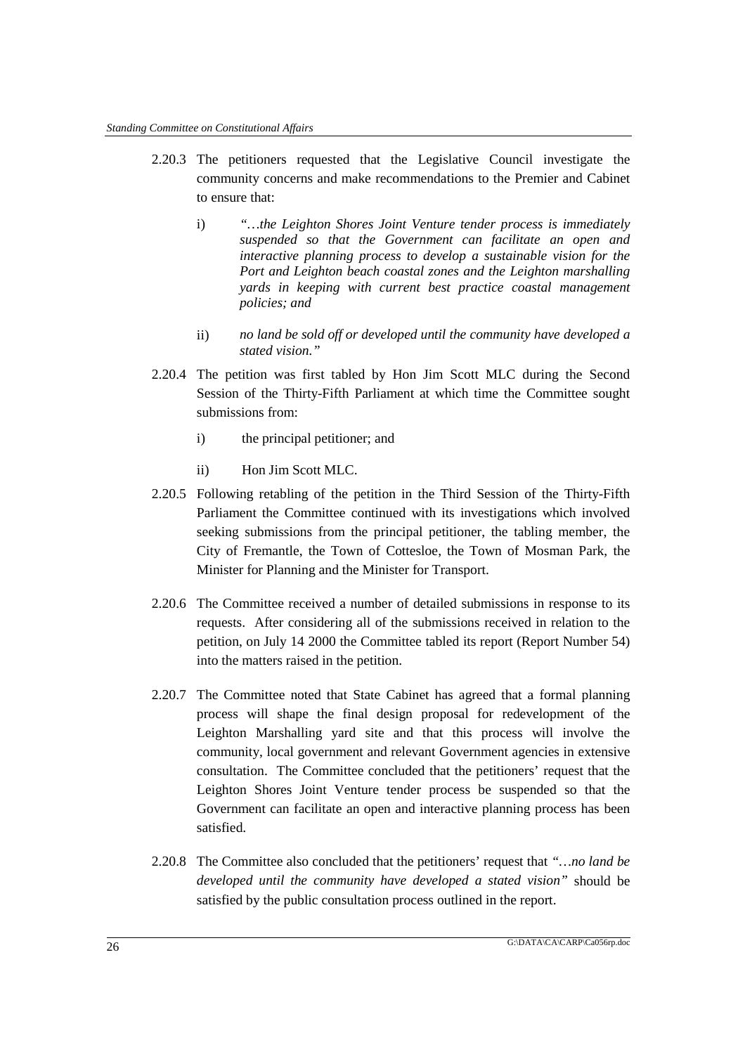2.20.3 The petitioners requested that the Legislative Council investigate the community concerns and make recommendations to the Premier and Cabinet to ensure that:

i) *"…the Leighton Shores Joint Venture tender process is immediately suspended so that the Government can facilitate an open and interactive planning process to develop a sustainable vision for the Port and Leighton beach coastal zones and the Leighton marshalling yards in keeping with current best practice coastal management policies; and*

ii) *no land be sold off or developed until the community have developed a stated vision."*

2.20.4 The petition was first tabled by Hon Jim Scott MLC during the Second Session of the Thirty-Fifth Parliament at which time the Committee sought submissions from:

i) the principal petitioner; and

ii) Hon Jim Scott MLC.

2.20.5 Following retabling of the petition in the Third Session of the Thirty-Fifth Parliament the Committee continued with its investigations which involved seeking submissions from the principal petitioner, the tabling member, the City of Fremantle, the Town of Cottesloe, the Town of Mosman Park, the Minister for Planning and the Minister for Transport.

2.20.6 The Committee received a number of detailed submissions in response to its requests. After considering all of the submissions received in relation to the petition, on July 14 2000 the Committee tabled its report (Report Number 54) into the matters raised in the petition.

2.20.7 The Committee noted that State Cabinet has agreed that a formal planning process will shape the final design proposal for redevelopment of the Leighton Marshalling yard site and that this process will involve the community, local government and relevant Government agencies in extensive consultation. The Committee concluded that the petitioners' request that the Leighton Shores Joint Venture tender process be suspended so that the Government can facilitate an open and interactive planning process has been satisfied.

2.20.8 The Committee also concluded that the petitioners' request that *"…no land be developed until the community have developed a stated vision"* should be satisfied by the public consultation process outlined in the report.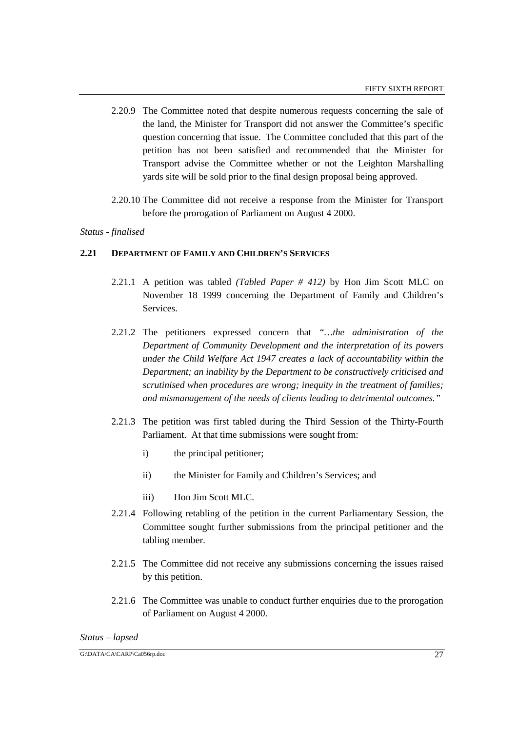2.20.9 The Committee noted that despite numerous requests concerning the sale of the land, the Minister for Transport did not answer the Committee's specific question concerning that issue. The Committee concluded that this part of the petition has not been satisfied and recommended that the Minister for Transport advise the Committee whether or not the Leighton Marshalling yards site will be sold prior to the final design proposal being approved.

2.20.10 The Committee did not receive a response from the Minister for Transport before the prorogation of Parliament on August 4 2000.

*Status - finalised*

## 2.21 DEPARTMENT OF FAMILY AND CHILDREN'S SERVICES

2.21.1 A petition was tabled *(Tabled Paper # 412)* by Hon Jim Scott MLC on November 18 1999 concerning the Department of Family and Children's Services.

2.21.2 The petitioners expressed concern that *"…the administration of the Department of Community Development and the interpretation of its powers under the Child Welfare Act 1947 creates a lack of accountability within the Department; an inability by the Department to be constructively criticised and scrutinised when procedures are wrong; inequity in the treatment of families; and mismanagement of the needs of clients leading to detrimental outcomes."*

2.21.3 The petition was first tabled during the Third Session of the Thirty-Fourth Parliament. At that time submissions were sought from:

i) the principal petitioner;

ii) the Minister for Family and Children's Services; and

iii) Hon Jim Scott MLC.

2.21.4 Following retabling of the petition in the current Parliamentary Session, the Committee sought further submissions from the principal petitioner and the tabling member.

2.21.5 The Committee did not receive any submissions concerning the issues raised by this petition.

2.21.6 The Committee was unable to conduct further enquiries due to the prorogation of Parliament on August 4 2000.

*Status – lapsed*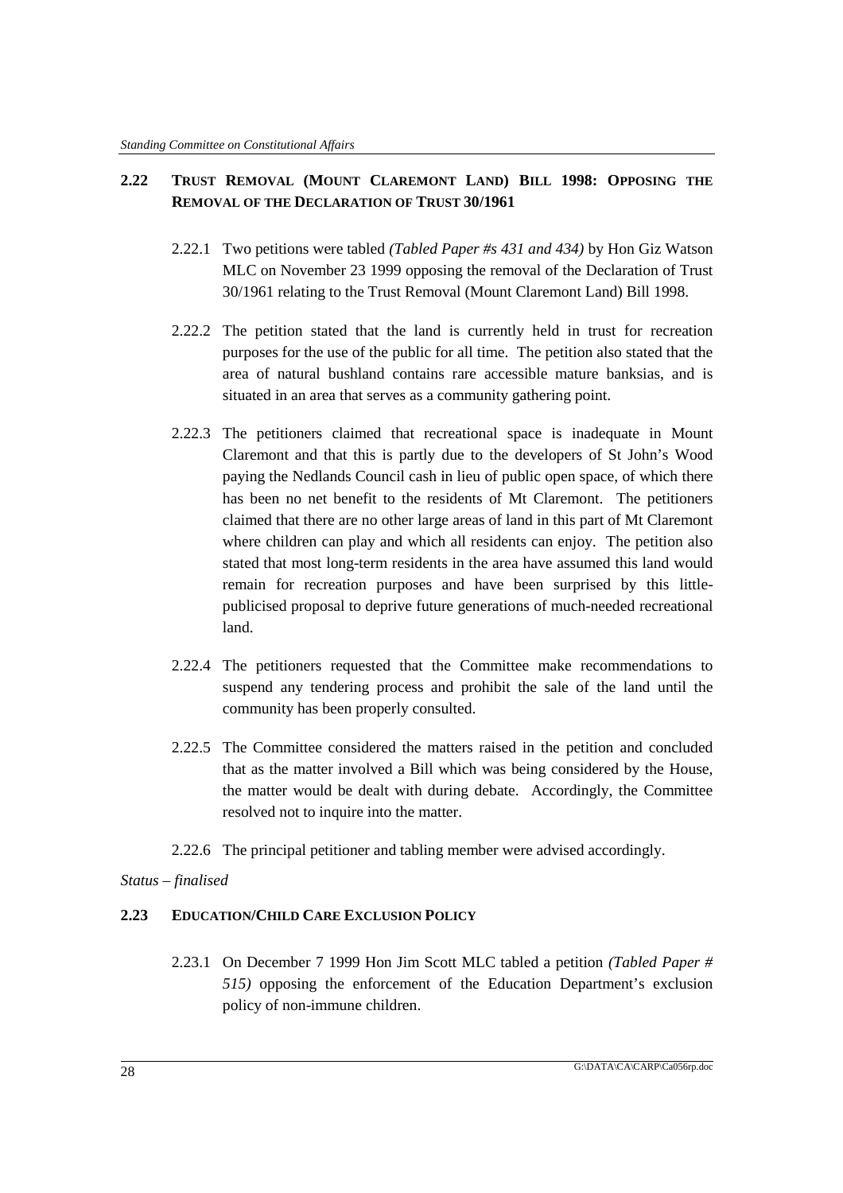## 2.22 TRUST REMOVAL (MOUNT CLAREMONT LAND) BILL 1998: OPPOSING THE REMOVAL OF THE DECLARATION OF TRUST 30/1961

2.22.1 Two petitions were tabled *(Tabled Paper #s 431 and 434)* by Hon Giz Watson MLC on November 23 1999 opposing the removal of the Declaration of Trust 30/1961 relating to the Trust Removal (Mount Claremont Land) Bill 1998.

2.22.2 The petition stated that the land is currently held in trust for recreation purposes for the use of the public for all time. The petition also stated that the area of natural bushland contains rare accessible mature banksias, and is situated in an area that serves as a community gathering point.

2.22.3 The petitioners claimed that recreational space is inadequate in Mount Claremont and that this is partly due to the developers of St John's Wood paying the Nedlands Council cash in lieu of public open space, of which there has been no net benefit to the residents of Mt Claremont. The petitioners claimed that there are no other large areas of land in this part of Mt Claremont where children can play and which all residents can enjoy. The petition also stated that most long-term residents in the area have assumed this land would remain for recreation purposes and have been surprised by this little-publicised proposal to deprive future generations of much-needed recreational land.

2.22.4 The petitioners requested that the Committee make recommendations to suspend any tendering process and prohibit the sale of the land until the community has been properly consulted.

2.22.5 The Committee considered the matters raised in the petition and concluded that as the matter involved a Bill which was being considered by the House, the matter would be dealt with during debate. Accordingly, the Committee resolved not to inquire into the matter.

2.22.6 The principal petitioner and tabling member were advised accordingly.

*Status – finalised*

## 2.23 EDUCATION/CHILD CARE EXCLUSION POLICY

2.23.1 On December 7 1999 Hon Jim Scott MLC tabled a petition *(Tabled Paper # 515)* opposing the enforcement of the Education Department's exclusion policy of non-immune children.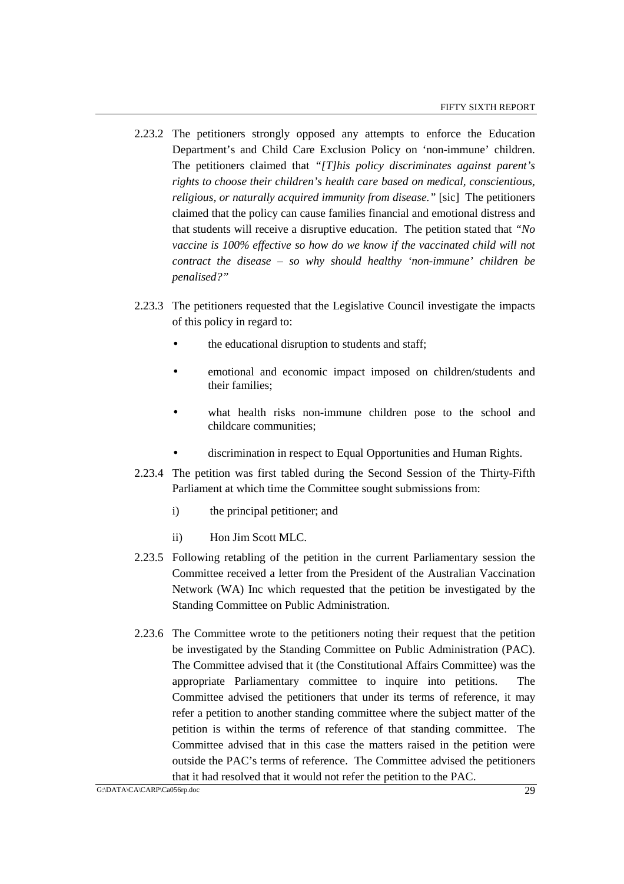2.23.2 The petitioners strongly opposed any attempts to enforce the Education Department's and Child Care Exclusion Policy on 'non-immune' children. The petitioners claimed that *"[T]his policy discriminates against parent's rights to choose their children's health care based on medical, conscientious, religious, or naturally acquired immunity from disease."* [sic] The petitioners claimed that the policy can cause families financial and emotional distress and that students will receive a disruptive education. The petition stated that *"No vaccine is 100% effective so how do we know if the vaccinated child will not contract the disease – so why should healthy 'non-immune' children be penalised?"*

2.23.3 The petitioners requested that the Legislative Council investigate the impacts of this policy in regard to:

- the educational disruption to students and staff;
- emotional and economic impact imposed on children/students and their families;
- what health risks non-immune children pose to the school and childcare communities;
- discrimination in respect to Equal Opportunities and Human Rights.

2.23.4 The petition was first tabled during the Second Session of the Thirty-Fifth Parliament at which time the Committee sought submissions from:

i) the principal petitioner; and

ii) Hon Jim Scott MLC.

2.23.5 Following retabling of the petition in the current Parliamentary session the Committee received a letter from the President of the Australian Vaccination Network (WA) Inc which requested that the petition be investigated by the Standing Committee on Public Administration.

2.23.6 The Committee wrote to the petitioners noting their request that the petition be investigated by the Standing Committee on Public Administration (PAC). The Committee advised that it (the Constitutional Affairs Committee) was the appropriate Parliamentary committee to inquire into petitions. The Committee advised the petitioners that under its terms of reference, it may refer a petition to another standing committee where the subject matter of the petition is within the terms of reference of that standing committee. The Committee advised that in this case the matters raised in the petition were outside the PAC's terms of reference. The Committee advised the petitioners that it had resolved that it would not refer the petition to the PAC.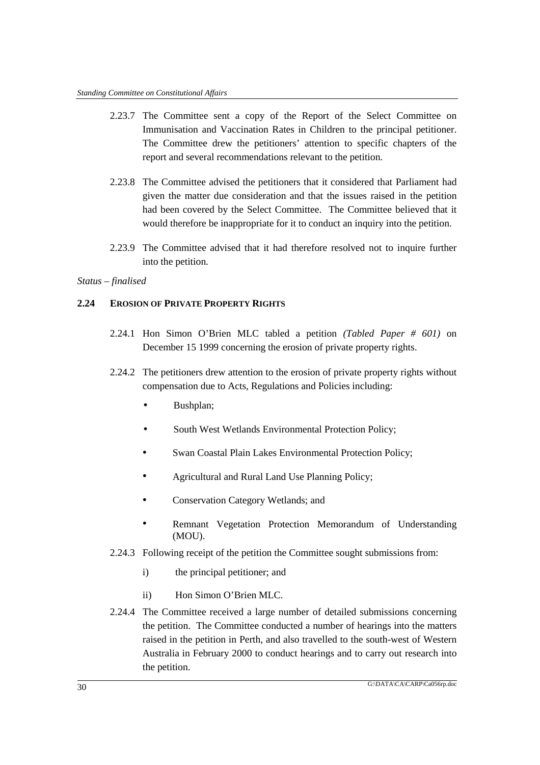2.23.7 The Committee sent a copy of the Report of the Select Committee on Immunisation and Vaccination Rates in Children to the principal petitioner. The Committee drew the petitioners' attention to specific chapters of the report and several recommendations relevant to the petition.

2.23.8 The Committee advised the petitioners that it considered that Parliament had given the matter due consideration and that the issues raised in the petition had been covered by the Select Committee. The Committee believed that it would therefore be inappropriate for it to conduct an inquiry into the petition.

2.23.9 The Committee advised that it had therefore resolved not to inquire further into the petition.

*Status – finalised*

## 2.24 EROSION OF PRIVATE PROPERTY RIGHTS

2.24.1 Hon Simon O'Brien MLC tabled a petition *(Tabled Paper # 601)* on December 15 1999 concerning the erosion of private property rights.

2.24.2 The petitioners drew attention to the erosion of private property rights without compensation due to Acts, Regulations and Policies including:

- Bushplan;
- South West Wetlands Environmental Protection Policy;
- Swan Coastal Plain Lakes Environmental Protection Policy;
- Agricultural and Rural Land Use Planning Policy;
- Conservation Category Wetlands; and
- Remnant Vegetation Protection Memorandum of Understanding (MOU).

2.24.3 Following receipt of the petition the Committee sought submissions from:

i) the principal petitioner; and

ii) Hon Simon O'Brien MLC.

2.24.4 The Committee received a large number of detailed submissions concerning the petition. The Committee conducted a number of hearings into the matters raised in the petition in Perth, and also travelled to the south-west of Western Australia in February 2000 to conduct hearings and to carry out research into the petition.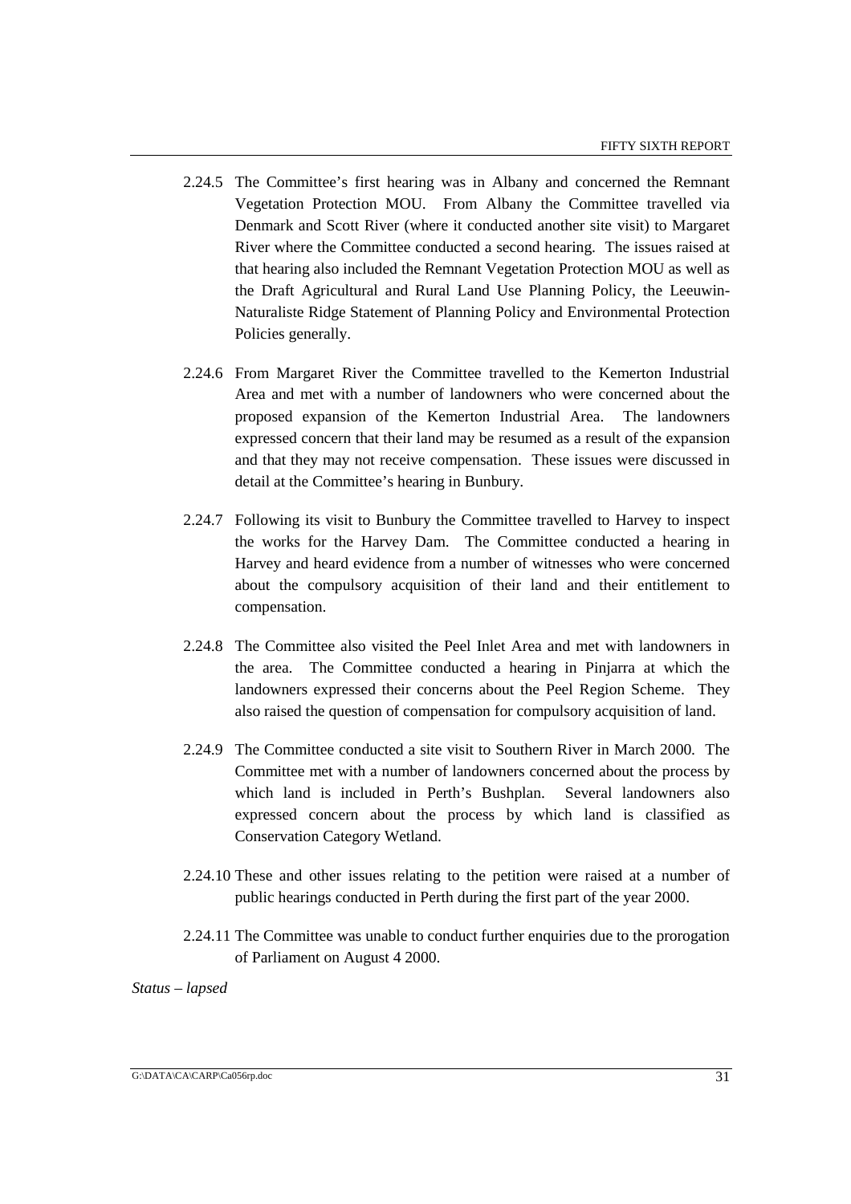2.24.5 The Committee's first hearing was in Albany and concerned the Remnant Vegetation Protection MOU. From Albany the Committee travelled via Denmark and Scott River (where it conducted another site visit) to Margaret River where the Committee conducted a second hearing. The issues raised at that hearing also included the Remnant Vegetation Protection MOU as well as the Draft Agricultural and Rural Land Use Planning Policy, the Leeuwin-Naturaliste Ridge Statement of Planning Policy and Environmental Protection Policies generally.

2.24.6 From Margaret River the Committee travelled to the Kemerton Industrial Area and met with a number of landowners who were concerned about the proposed expansion of the Kemerton Industrial Area. The landowners expressed concern that their land may be resumed as a result of the expansion and that they may not receive compensation. These issues were discussed in detail at the Committee's hearing in Bunbury.

2.24.7 Following its visit to Bunbury the Committee travelled to Harvey to inspect the works for the Harvey Dam. The Committee conducted a hearing in Harvey and heard evidence from a number of witnesses who were concerned about the compulsory acquisition of their land and their entitlement to compensation.

2.24.8 The Committee also visited the Peel Inlet Area and met with landowners in the area. The Committee conducted a hearing in Pinjarra at which the landowners expressed their concerns about the Peel Region Scheme. They also raised the question of compensation for compulsory acquisition of land.

2.24.9 The Committee conducted a site visit to Southern River in March 2000. The Committee met with a number of landowners concerned about the process by which land is included in Perth's Bushplan. Several landowners also expressed concern about the process by which land is classified as Conservation Category Wetland.

2.24.10 These and other issues relating to the petition were raised at a number of public hearings conducted in Perth during the first part of the year 2000.

2.24.11 The Committee was unable to conduct further enquiries due to the prorogation of Parliament on August 4 2000.

*Status – lapsed*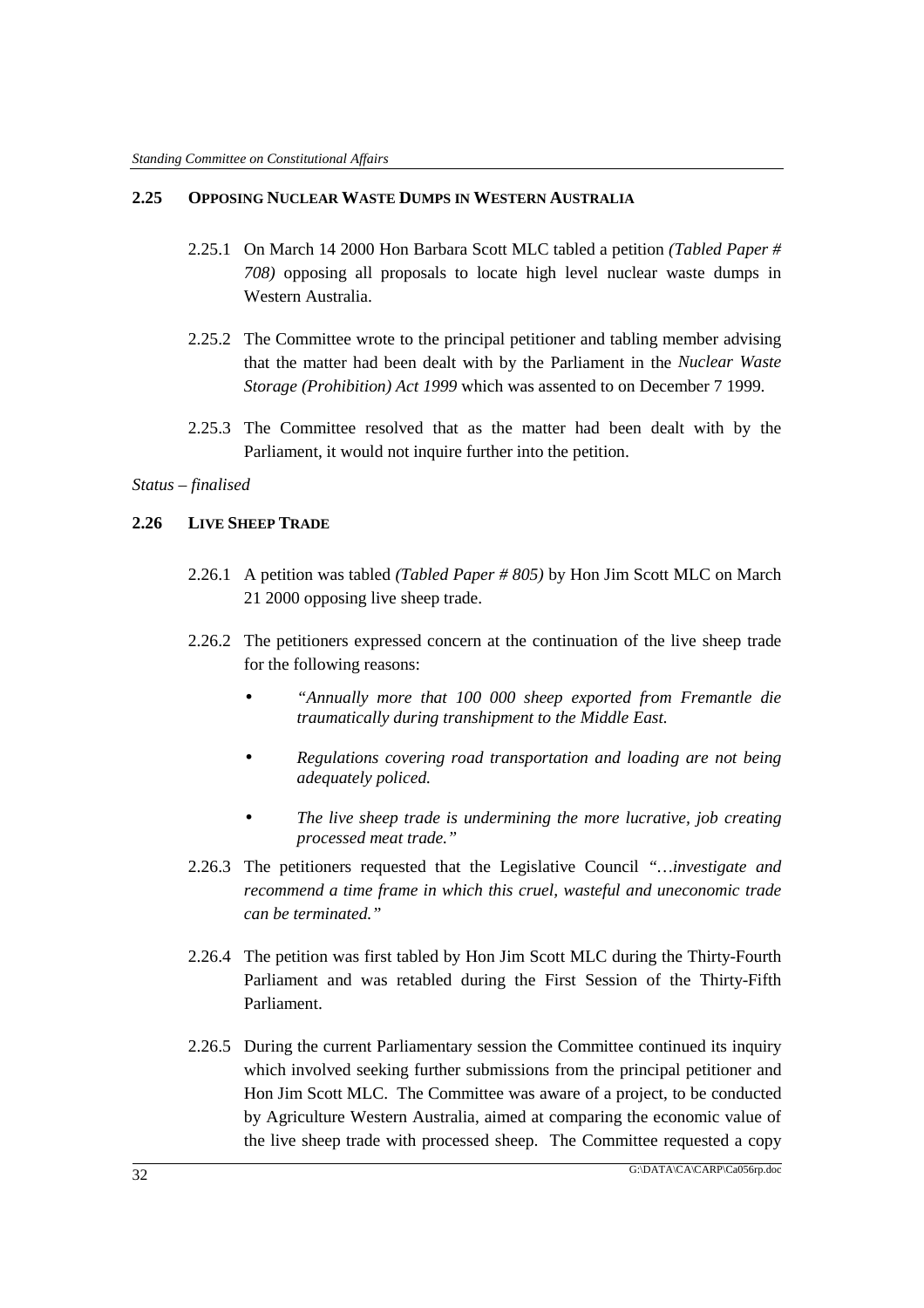## 2.25 OPPOSING NUCLEAR WASTE DUMPS IN WESTERN AUSTRALIA

2.25.1 On March 14 2000 Hon Barbara Scott MLC tabled a petition *(Tabled Paper # 708)* opposing all proposals to locate high level nuclear waste dumps in Western Australia.

2.25.2 The Committee wrote to the principal petitioner and tabling member advising that the matter had been dealt with by the Parliament in the *Nuclear Waste Storage (Prohibition) Act 1999* which was assented to on December 7 1999.

2.25.3 The Committee resolved that as the matter had been dealt with by the Parliament, it would not inquire further into the petition.

*Status – finalised*

## 2.26 LIVE SHEEP TRADE

2.26.1 A petition was tabled *(Tabled Paper # 805)* by Hon Jim Scott MLC on March 21 2000 opposing live sheep trade.

2.26.2 The petitioners expressed concern at the continuation of the live sheep trade for the following reasons:

- *"Annually more that 100 000 sheep exported from Fremantle die traumatically during transhipment to the Middle East.*
- *Regulations covering road transportation and loading are not being adequately policed.*
- *The live sheep trade is undermining the more lucrative, job creating processed meat trade."*

2.26.3 The petitioners requested that the Legislative Council *"…investigate and recommend a time frame in which this cruel, wasteful and uneconomic trade can be terminated."*

2.26.4 The petition was first tabled by Hon Jim Scott MLC during the Thirty-Fourth Parliament and was retabled during the First Session of the Thirty-Fifth Parliament.

2.26.5 During the current Parliamentary session the Committee continued its inquiry which involved seeking further submissions from the principal petitioner and Hon Jim Scott MLC. The Committee was aware of a project, to be conducted by Agriculture Western Australia, aimed at comparing the economic value of the live sheep trade with processed sheep. The Committee requested a copy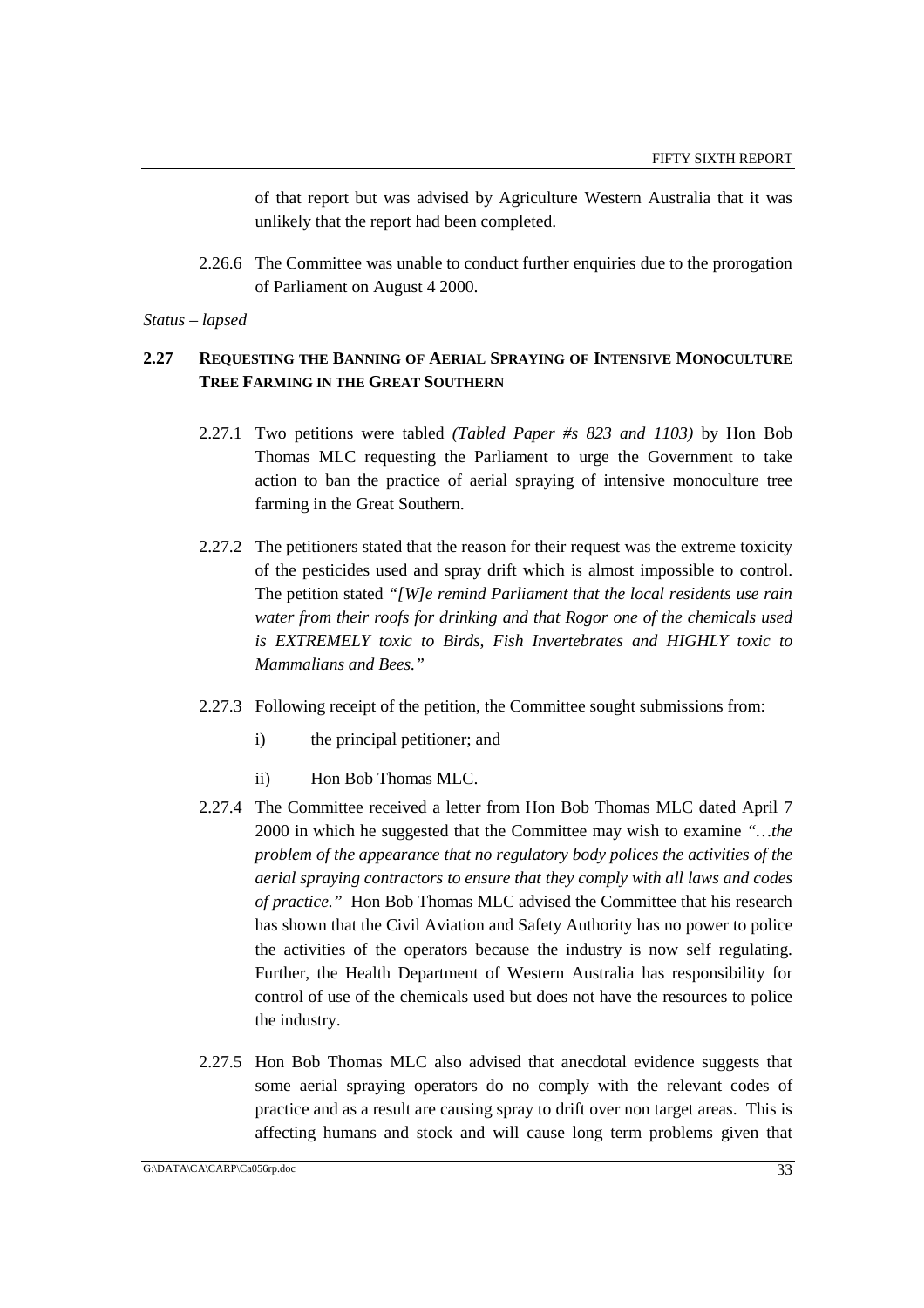of that report but was advised by Agriculture Western Australia that it was unlikely that the report had been completed.

2.26.6 The Committee was unable to conduct further enquiries due to the prorogation of Parliament on August 4 2000.

*Status – lapsed*

## 2.27 REQUESTING THE BANNING OF AERIAL SPRAYING OF INTENSIVE MONOCULTURE TREE FARMING IN THE GREAT SOUTHERN

2.27.1 Two petitions were tabled *(Tabled Paper #s 823 and 1103)* by Hon Bob Thomas MLC requesting the Parliament to urge the Government to take action to ban the practice of aerial spraying of intensive monoculture tree farming in the Great Southern.

2.27.2 The petitioners stated that the reason for their request was the extreme toxicity of the pesticides used and spray drift which is almost impossible to control. The petition stated *"[W]e remind Parliament that the local residents use rain water from their roofs for drinking and that Rogor one of the chemicals used is EXTREMELY toxic to Birds, Fish Invertebrates and HIGHLY toxic to Mammalians and Bees."*

2.27.3 Following receipt of the petition, the Committee sought submissions from:

i) the principal petitioner; and

ii) Hon Bob Thomas MLC.

2.27.4 The Committee received a letter from Hon Bob Thomas MLC dated April 7 2000 in which he suggested that the Committee may wish to examine *"…the problem of the appearance that no regulatory body polices the activities of the aerial spraying contractors to ensure that they comply with all laws and codes of practice."* Hon Bob Thomas MLC advised the Committee that his research has shown that the Civil Aviation and Safety Authority has no power to police the activities of the operators because the industry is now self regulating. Further, the Health Department of Western Australia has responsibility for control of use of the chemicals used but does not have the resources to police the industry.

2.27.5 Hon Bob Thomas MLC also advised that anecdotal evidence suggests that some aerial spraying operators do no comply with the relevant codes of practice and as a result are causing spray to drift over non target areas. This is affecting humans and stock and will cause long term problems given that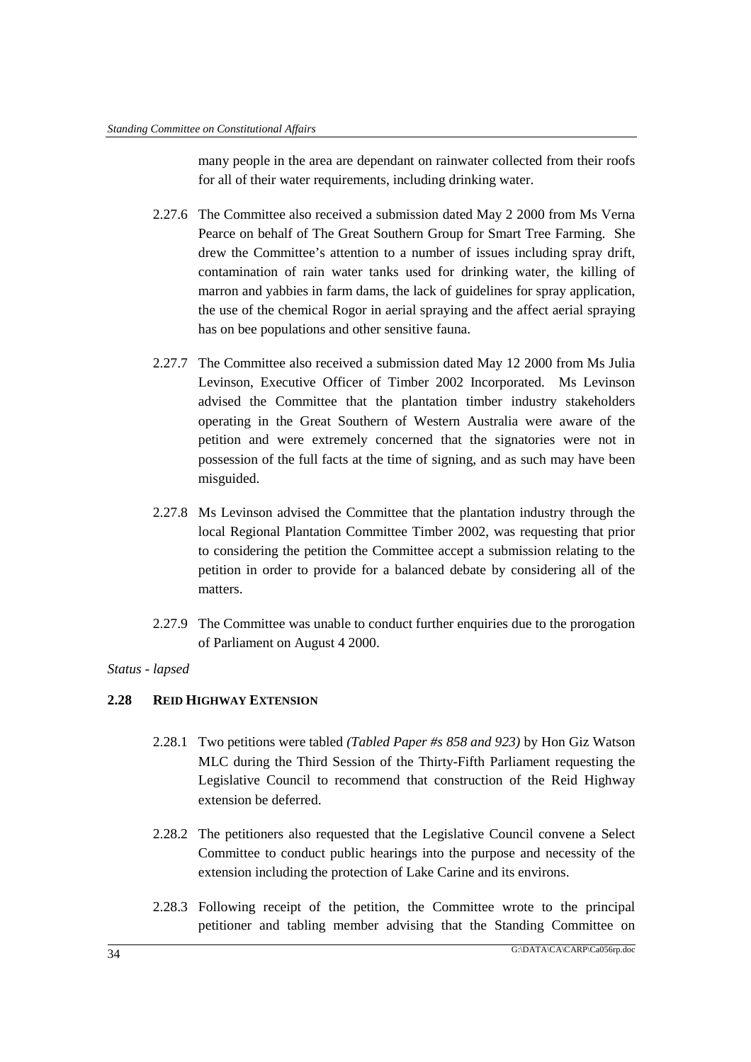many people in the area are dependant on rainwater collected from their roofs for all of their water requirements, including drinking water.

2.27.6 The Committee also received a submission dated May 2 2000 from Ms Verna Pearce on behalf of The Great Southern Group for Smart Tree Farming. She drew the Committee's attention to a number of issues including spray drift, contamination of rain water tanks used for drinking water, the killing of marron and yabbies in farm dams, the lack of guidelines for spray application, the use of the chemical Rogor in aerial spraying and the affect aerial spraying has on bee populations and other sensitive fauna.

2.27.7 The Committee also received a submission dated May 12 2000 from Ms Julia Levinson, Executive Officer of Timber 2002 Incorporated. Ms Levinson advised the Committee that the plantation timber industry stakeholders operating in the Great Southern of Western Australia were aware of the petition and were extremely concerned that the signatories were not in possession of the full facts at the time of signing, and as such may have been misguided.

2.27.8 Ms Levinson advised the Committee that the plantation industry through the local Regional Plantation Committee Timber 2002, was requesting that prior to considering the petition the Committee accept a submission relating to the petition in order to provide for a balanced debate by considering all of the matters.

2.27.9 The Committee was unable to conduct further enquiries due to the prorogation of Parliament on August 4 2000.

*Status - lapsed*

### 2.28 REID HIGHWAY EXTENSION

2.28.1 Two petitions were tabled *(Tabled Paper #s 858 and 923)* by Hon Giz Watson MLC during the Third Session of the Thirty-Fifth Parliament requesting the Legislative Council to recommend that construction of the Reid Highway extension be deferred.

2.28.2 The petitioners also requested that the Legislative Council convene a Select Committee to conduct public hearings into the purpose and necessity of the extension including the protection of Lake Carine and its environs.

2.28.3 Following receipt of the petition, the Committee wrote to the principal petitioner and tabling member advising that the Standing Committee on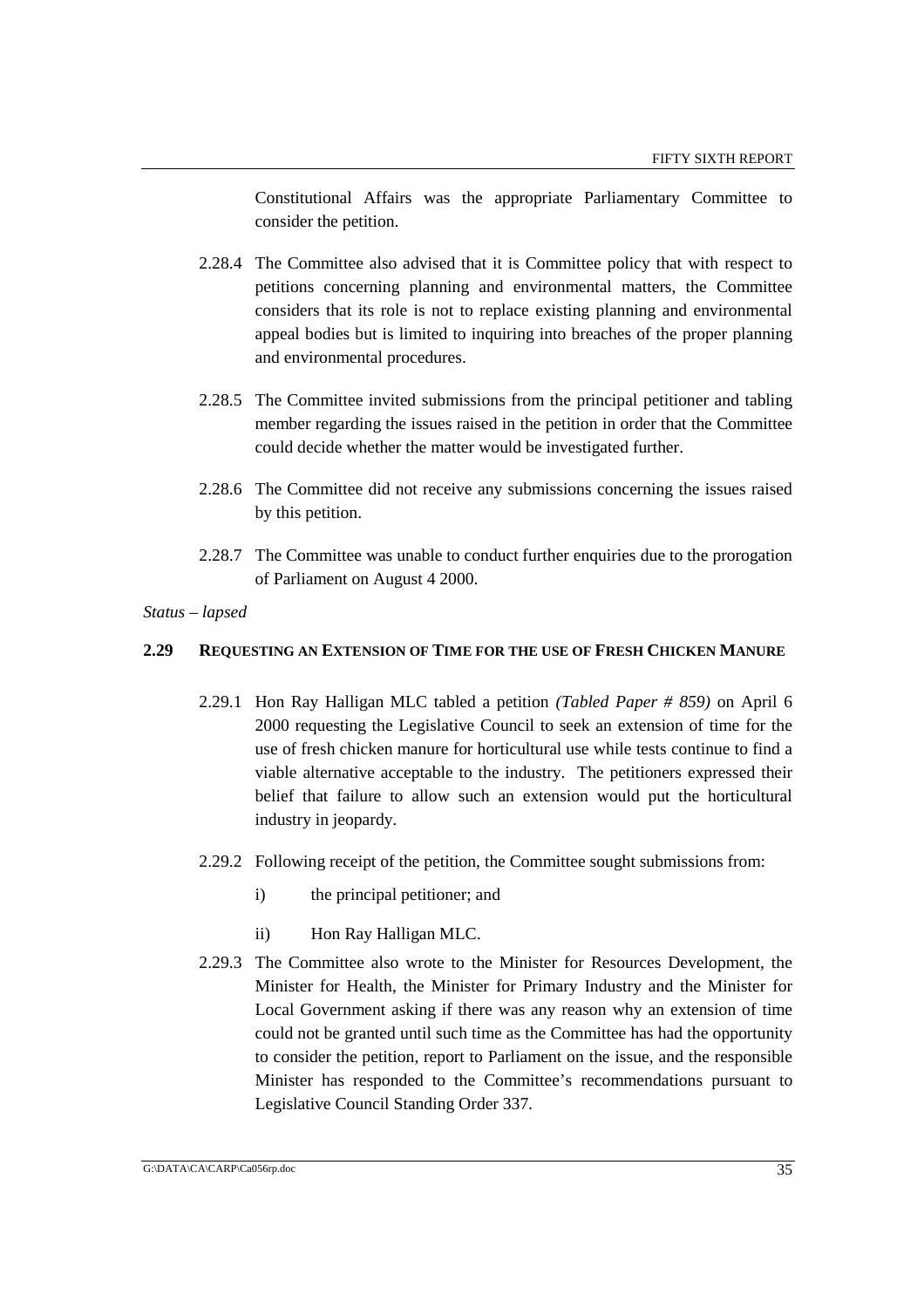Constitutional Affairs was the appropriate Parliamentary Committee to consider the petition.

2.28.4 The Committee also advised that it is Committee policy that with respect to petitions concerning planning and environmental matters, the Committee considers that its role is not to replace existing planning and environmental appeal bodies but is limited to inquiring into breaches of the proper planning and environmental procedures.

2.28.5 The Committee invited submissions from the principal petitioner and tabling member regarding the issues raised in the petition in order that the Committee could decide whether the matter would be investigated further.

2.28.6 The Committee did not receive any submissions concerning the issues raised by this petition.

2.28.7 The Committee was unable to conduct further enquiries due to the prorogation of Parliament on August 4 2000.

*Status – lapsed*

### 2.29 REQUESTING AN EXTENSION OF TIME FOR THE USE OF FRESH CHICKEN MANURE

2.29.1 Hon Ray Halligan MLC tabled a petition *(Tabled Paper # 859)* on April 6 2000 requesting the Legislative Council to seek an extension of time for the use of fresh chicken manure for horticultural use while tests continue to find a viable alternative acceptable to the industry. The petitioners expressed their belief that failure to allow such an extension would put the horticultural industry in jeopardy.

2.29.2 Following receipt of the petition, the Committee sought submissions from:

i) the principal petitioner; and

ii) Hon Ray Halligan MLC.

2.29.3 The Committee also wrote to the Minister for Resources Development, the Minister for Health, the Minister for Primary Industry and the Minister for Local Government asking if there was any reason why an extension of time could not be granted until such time as the Committee has had the opportunity to consider the petition, report to Parliament on the issue, and the responsible Minister has responded to the Committee's recommendations pursuant to Legislative Council Standing Order 337.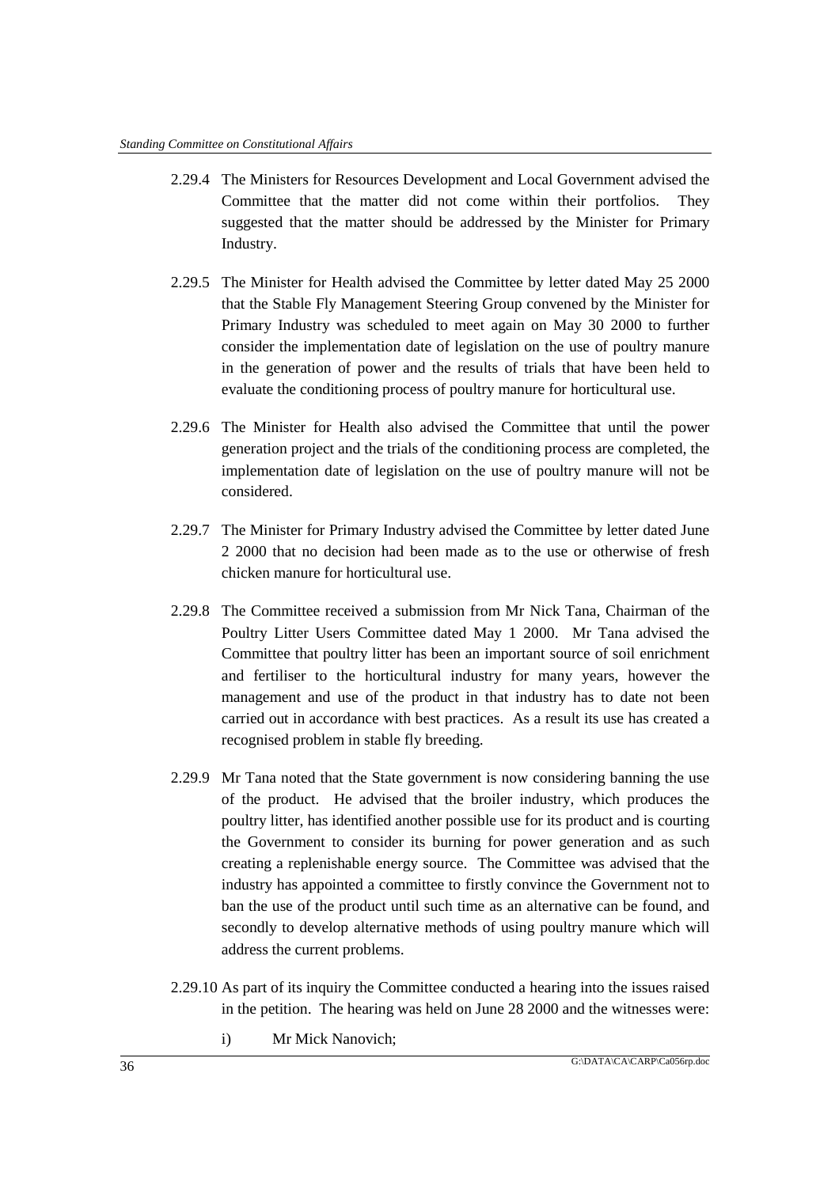2.29.4 The Ministers for Resources Development and Local Government advised the Committee that the matter did not come within their portfolios. They suggested that the matter should be addressed by the Minister for Primary Industry.

2.29.5 The Minister for Health advised the Committee by letter dated May 25 2000 that the Stable Fly Management Steering Group convened by the Minister for Primary Industry was scheduled to meet again on May 30 2000 to further consider the implementation date of legislation on the use of poultry manure in the generation of power and the results of trials that have been held to evaluate the conditioning process of poultry manure for horticultural use.

2.29.6 The Minister for Health also advised the Committee that until the power generation project and the trials of the conditioning process are completed, the implementation date of legislation on the use of poultry manure will not be considered.

2.29.7 The Minister for Primary Industry advised the Committee by letter dated June 2 2000 that no decision had been made as to the use or otherwise of fresh chicken manure for horticultural use.

2.29.8 The Committee received a submission from Mr Nick Tana, Chairman of the Poultry Litter Users Committee dated May 1 2000. Mr Tana advised the Committee that poultry litter has been an important source of soil enrichment and fertiliser to the horticultural industry for many years, however the management and use of the product in that industry has to date not been carried out in accordance with best practices. As a result its use has created a recognised problem in stable fly breeding.

2.29.9 Mr Tana noted that the State government is now considering banning the use of the product. He advised that the broiler industry, which produces the poultry litter, has identified another possible use for its product and is courting the Government to consider its burning for power generation and as such creating a replenishable energy source. The Committee was advised that the industry has appointed a committee to firstly convince the Government not to ban the use of the product until such time as an alternative can be found, and secondly to develop alternative methods of using poultry manure which will address the current problems.

2.29.10 As part of its inquiry the Committee conducted a hearing into the issues raised in the petition. The hearing was held on June 28 2000 and the witnesses were:

i) Mr Mick Nanovich;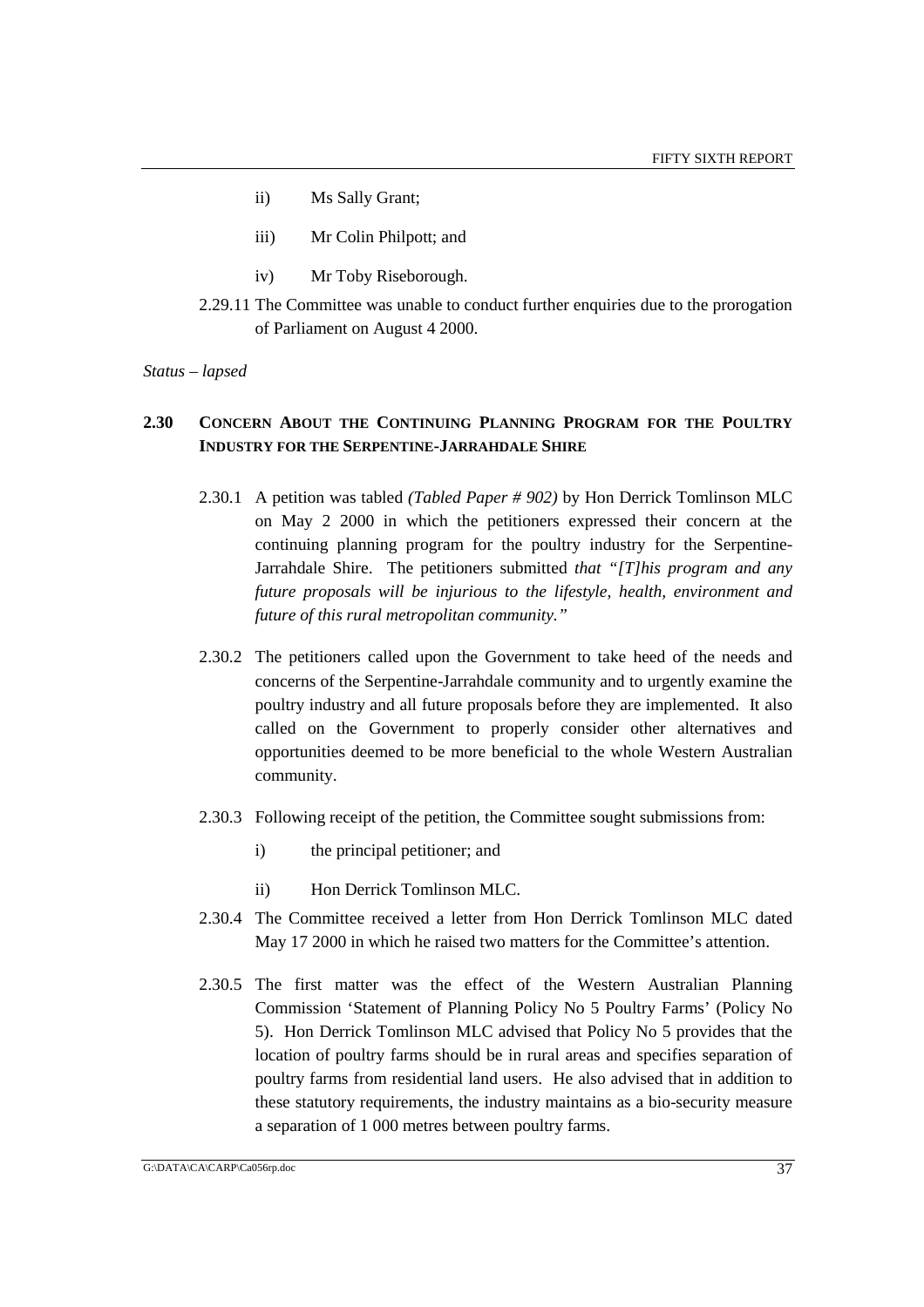ii) Ms Sally Grant;

iii) Mr Colin Philpott; and

iv) Mr Toby Riseborough.

2.29.11 The Committee was unable to conduct further enquiries due to the prorogation of Parliament on August 4 2000.

*Status – lapsed*

### 2.30 CONCERN ABOUT THE CONTINUING PLANNING PROGRAM FOR THE POULTRY INDUSTRY FOR THE SERPENTINE-JARRAHDALE SHIRE

2.30.1 A petition was tabled *(Tabled Paper # 902)* by Hon Derrick Tomlinson MLC on May 2 2000 in which the petitioners expressed their concern at the continuing planning program for the poultry industry for the Serpentine-Jarrahdale Shire. The petitioners submitted *that "[T]his program and any future proposals will be injurious to the lifestyle, health, environment and future of this rural metropolitan community."*

2.30.2 The petitioners called upon the Government to take heed of the needs and concerns of the Serpentine-Jarrahdale community and to urgently examine the poultry industry and all future proposals before they are implemented. It also called on the Government to properly consider other alternatives and opportunities deemed to be more beneficial to the whole Western Australian community.

2.30.3 Following receipt of the petition, the Committee sought submissions from:

i) the principal petitioner; and

ii) Hon Derrick Tomlinson MLC.

2.30.4 The Committee received a letter from Hon Derrick Tomlinson MLC dated May 17 2000 in which he raised two matters for the Committee's attention.

2.30.5 The first matter was the effect of the Western Australian Planning Commission 'Statement of Planning Policy No 5 Poultry Farms' (Policy No 5). Hon Derrick Tomlinson MLC advised that Policy No 5 provides that the location of poultry farms should be in rural areas and specifies separation of poultry farms from residential land users. He also advised that in addition to these statutory requirements, the industry maintains as a bio-security measure a separation of 1 000 metres between poultry farms.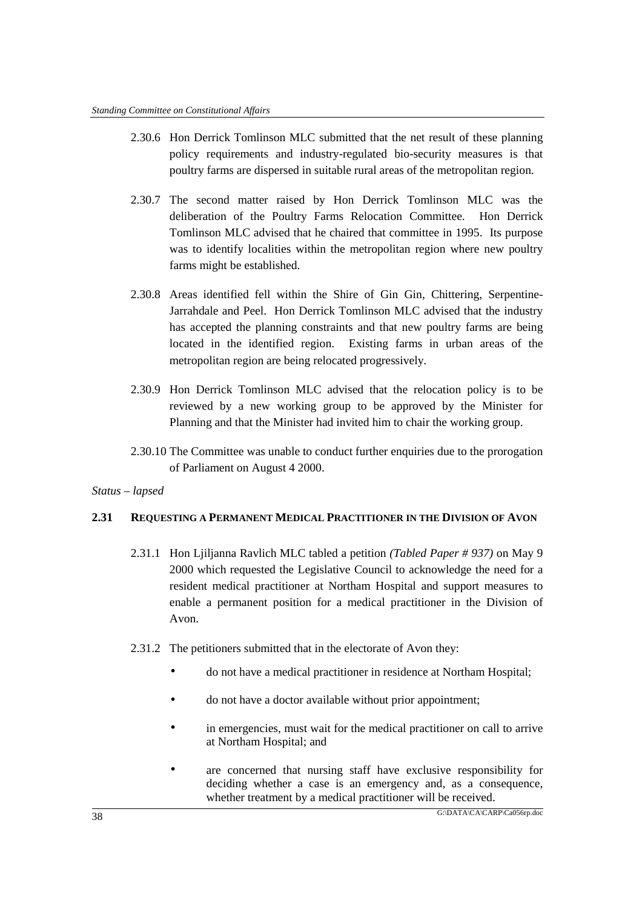2.30.6 Hon Derrick Tomlinson MLC submitted that the net result of these planning policy requirements and industry-regulated bio-security measures is that poultry farms are dispersed in suitable rural areas of the metropolitan region.

2.30.7 The second matter raised by Hon Derrick Tomlinson MLC was the deliberation of the Poultry Farms Relocation Committee. Hon Derrick Tomlinson MLC advised that he chaired that committee in 1995. Its purpose was to identify localities within the metropolitan region where new poultry farms might be established.

2.30.8 Areas identified fell within the Shire of Gin Gin, Chittering, Serpentine-Jarrahdale and Peel. Hon Derrick Tomlinson MLC advised that the industry has accepted the planning constraints and that new poultry farms are being located in the identified region. Existing farms in urban areas of the metropolitan region are being relocated progressively.

2.30.9 Hon Derrick Tomlinson MLC advised that the relocation policy is to be reviewed by a new working group to be approved by the Minister for Planning and that the Minister had invited him to chair the working group.

2.30.10 The Committee was unable to conduct further enquiries due to the prorogation of Parliament on August 4 2000.

*Status – lapsed*

### 2.31 REQUESTING A PERMANENT MEDICAL PRACTITIONER IN THE DIVISION OF AVON

2.31.1 Hon Ljiljanna Ravlich MLC tabled a petition *(Tabled Paper # 937)* on May 9 2000 which requested the Legislative Council to acknowledge the need for a resident medical practitioner at Northam Hospital and support measures to enable a permanent position for a medical practitioner in the Division of Avon.

2.31.2 The petitioners submitted that in the electorate of Avon they:

- do not have a medical practitioner in residence at Northam Hospital;
- do not have a doctor available without prior appointment;
- in emergencies, must wait for the medical practitioner on call to arrive at Northam Hospital; and
- are concerned that nursing staff have exclusive responsibility for deciding whether a case is an emergency and, as a consequence, whether treatment by a medical practitioner will be received.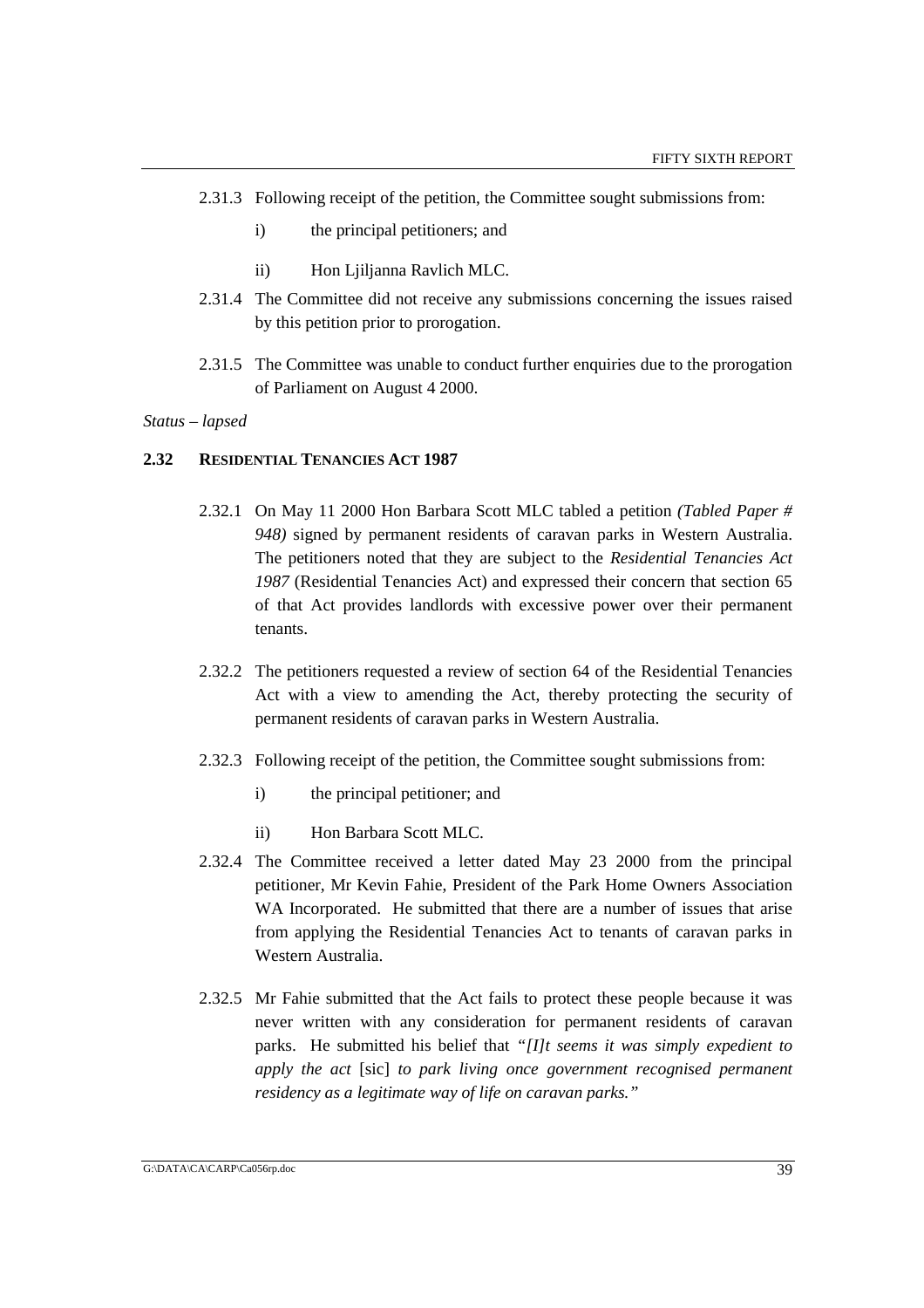2.31.3 Following receipt of the petition, the Committee sought submissions from:

i) the principal petitioners; and

ii) Hon Ljiljanna Ravlich MLC.

2.31.4 The Committee did not receive any submissions concerning the issues raised by this petition prior to prorogation.

2.31.5 The Committee was unable to conduct further enquiries due to the prorogation of Parliament on August 4 2000.

*Status – lapsed*

## 2.32 RESIDENTIAL TENANCIES ACT 1987

2.32.1 On May 11 2000 Hon Barbara Scott MLC tabled a petition *(Tabled Paper # 948)* signed by permanent residents of caravan parks in Western Australia. The petitioners noted that they are subject to the *Residential Tenancies Act 1987* (Residential Tenancies Act) and expressed their concern that section 65 of that Act provides landlords with excessive power over their permanent tenants.

2.32.2 The petitioners requested a review of section 64 of the Residential Tenancies Act with a view to amending the Act, thereby protecting the security of permanent residents of caravan parks in Western Australia.

2.32.3 Following receipt of the petition, the Committee sought submissions from:

i) the principal petitioner; and

ii) Hon Barbara Scott MLC.

2.32.4 The Committee received a letter dated May 23 2000 from the principal petitioner, Mr Kevin Fahie, President of the Park Home Owners Association WA Incorporated. He submitted that there are a number of issues that arise from applying the Residential Tenancies Act to tenants of caravan parks in Western Australia.

2.32.5 Mr Fahie submitted that the Act fails to protect these people because it was never written with any consideration for permanent residents of caravan parks. He submitted his belief that *"[I]t seems it was simply expedient to apply the act* [sic] *to park living once government recognised permanent residency as a legitimate way of life on caravan parks."*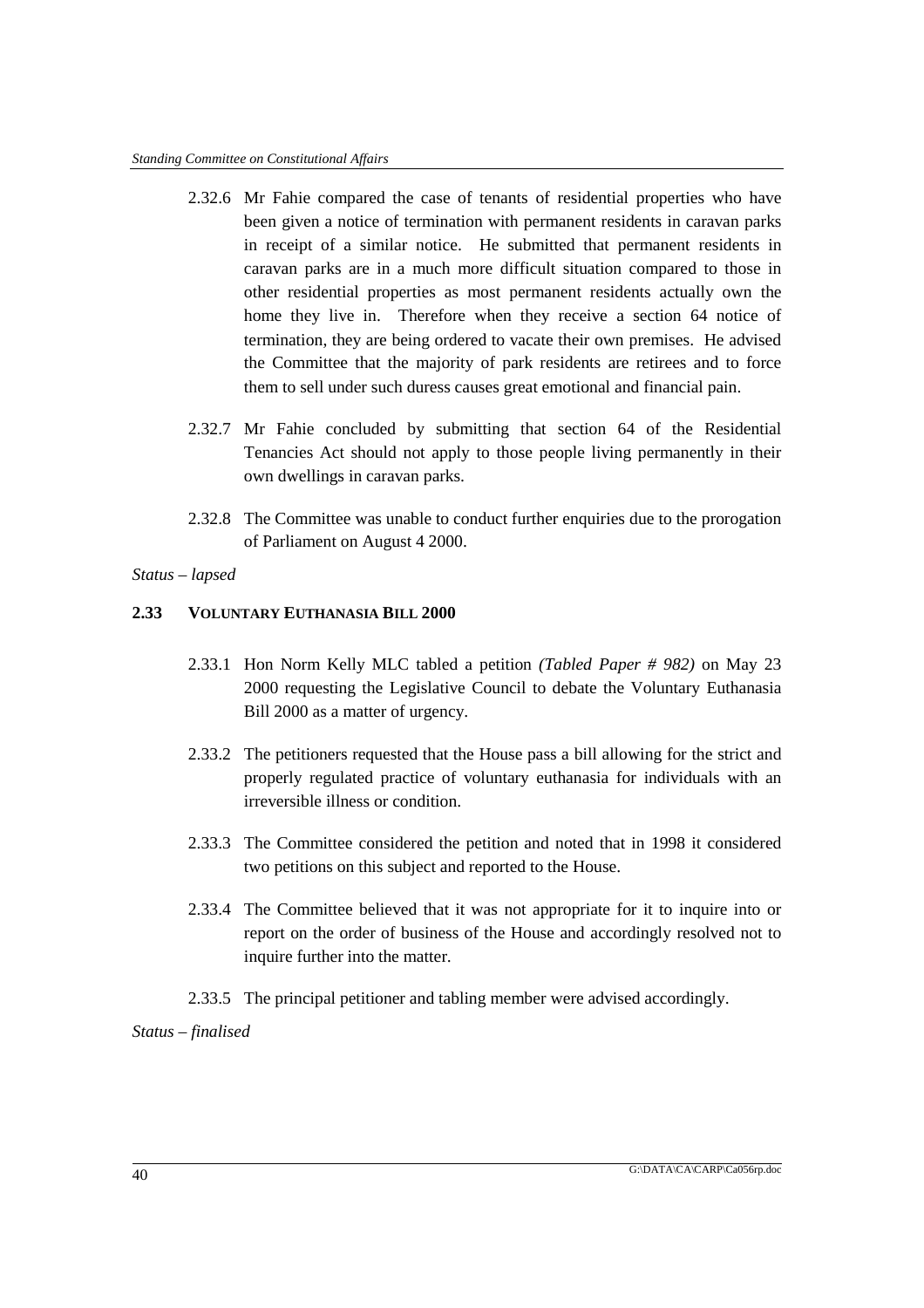2.32.6 Mr Fahie compared the case of tenants of residential properties who have been given a notice of termination with permanent residents in caravan parks in receipt of a similar notice. He submitted that permanent residents in caravan parks are in a much more difficult situation compared to those in other residential properties as most permanent residents actually own the home they live in. Therefore when they receive a section 64 notice of termination, they are being ordered to vacate their own premises. He advised the Committee that the majority of park residents are retirees and to force them to sell under such duress causes great emotional and financial pain.

2.32.7 Mr Fahie concluded by submitting that section 64 of the Residential Tenancies Act should not apply to those people living permanently in their own dwellings in caravan parks.

2.32.8 The Committee was unable to conduct further enquiries due to the prorogation of Parliament on August 4 2000.

*Status – lapsed*

## 2.33 VOLUNTARY EUTHANASIA BILL 2000

2.33.1 Hon Norm Kelly MLC tabled a petition *(Tabled Paper # 982)* on May 23 2000 requesting the Legislative Council to debate the Voluntary Euthanasia Bill 2000 as a matter of urgency.

2.33.2 The petitioners requested that the House pass a bill allowing for the strict and properly regulated practice of voluntary euthanasia for individuals with an irreversible illness or condition.

2.33.3 The Committee considered the petition and noted that in 1998 it considered two petitions on this subject and reported to the House.

2.33.4 The Committee believed that it was not appropriate for it to inquire into or report on the order of business of the House and accordingly resolved not to inquire further into the matter.

2.33.5 The principal petitioner and tabling member were advised accordingly.

*Status – finalised*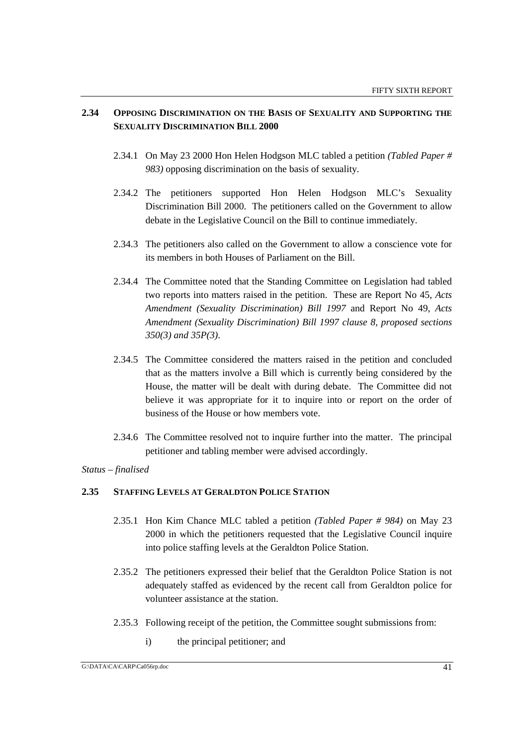## 2.34 OPPOSING DISCRIMINATION ON THE BASIS OF SEXUALITY AND SUPPORTING THE SEXUALITY DISCRIMINATION BILL 2000

2.34.1 On May 23 2000 Hon Helen Hodgson MLC tabled a petition *(Tabled Paper # 983)* opposing discrimination on the basis of sexuality.

2.34.2 The petitioners supported Hon Helen Hodgson MLC's Sexuality Discrimination Bill 2000. The petitioners called on the Government to allow debate in the Legislative Council on the Bill to continue immediately.

2.34.3 The petitioners also called on the Government to allow a conscience vote for its members in both Houses of Parliament on the Bill.

2.34.4 The Committee noted that the Standing Committee on Legislation had tabled two reports into matters raised in the petition. These are Report No 45, *Acts Amendment (Sexuality Discrimination) Bill 1997* and Report No 49, *Acts Amendment (Sexuality Discrimination) Bill 1997 clause 8, proposed sections 350(3) and 35P(3)*.

2.34.5 The Committee considered the matters raised in the petition and concluded that as the matters involve a Bill which is currently being considered by the House, the matter will be dealt with during debate. The Committee did not believe it was appropriate for it to inquire into or report on the order of business of the House or how members vote.

2.34.6 The Committee resolved not to inquire further into the matter. The principal petitioner and tabling member were advised accordingly.

*Status – finalised*

## 2.35 STAFFING LEVELS AT GERALDTON POLICE STATION

2.35.1 Hon Kim Chance MLC tabled a petition *(Tabled Paper # 984)* on May 23 2000 in which the petitioners requested that the Legislative Council inquire into police staffing levels at the Geraldton Police Station.

2.35.2 The petitioners expressed their belief that the Geraldton Police Station is not adequately staffed as evidenced by the recent call from Geraldton police for volunteer assistance at the station.

2.35.3 Following receipt of the petition, the Committee sought submissions from:

i) the principal petitioner; and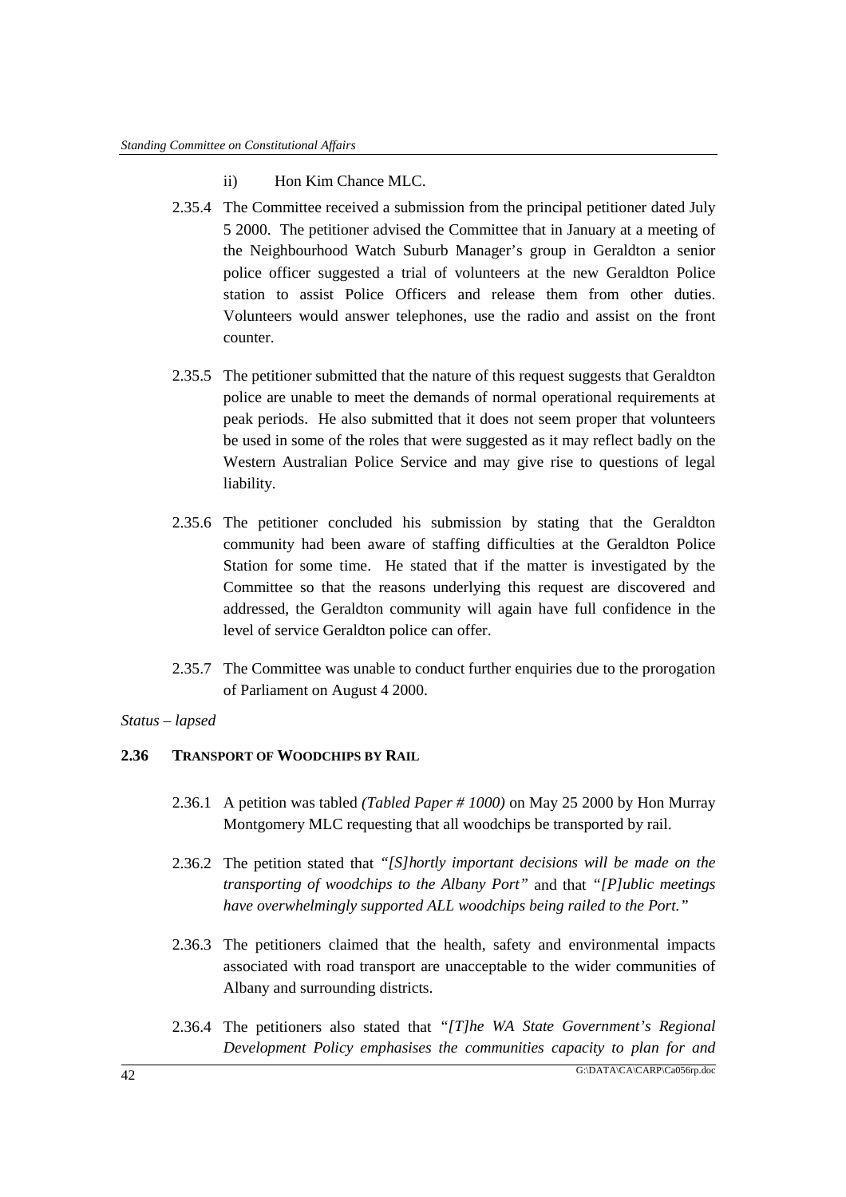ii) Hon Kim Chance MLC.

2.35.4 The Committee received a submission from the principal petitioner dated July 5 2000. The petitioner advised the Committee that in January at a meeting of the Neighbourhood Watch Suburb Manager's group in Geraldton a senior police officer suggested a trial of volunteers at the new Geraldton Police station to assist Police Officers and release them from other duties. Volunteers would answer telephones, use the radio and assist on the front counter.

2.35.5 The petitioner submitted that the nature of this request suggests that Geraldton police are unable to meet the demands of normal operational requirements at peak periods. He also submitted that it does not seem proper that volunteers be used in some of the roles that were suggested as it may reflect badly on the Western Australian Police Service and may give rise to questions of legal liability.

2.35.6 The petitioner concluded his submission by stating that the Geraldton community had been aware of staffing difficulties at the Geraldton Police Station for some time. He stated that if the matter is investigated by the Committee so that the reasons underlying this request are discovered and addressed, the Geraldton community will again have full confidence in the level of service Geraldton police can offer.

2.35.7 The Committee was unable to conduct further enquiries due to the prorogation of Parliament on August 4 2000.

*Status – lapsed*

### 2.36 TRANSPORT OF WOODCHIPS BY RAIL

2.36.1 A petition was tabled *(Tabled Paper # 1000)* on May 25 2000 by Hon Murray Montgomery MLC requesting that all woodchips be transported by rail.

2.36.2 The petition stated that *"[S]hortly important decisions will be made on the transporting of woodchips to the Albany Port"* and that *"[P]ublic meetings have overwhelmingly supported ALL woodchips being railed to the Port."*

2.36.3 The petitioners claimed that the health, safety and environmental impacts associated with road transport are unacceptable to the wider communities of Albany and surrounding districts.

2.36.4 The petitioners also stated that *"[T]he WA State Government's Regional Development Policy emphasises the communities capacity to plan for and*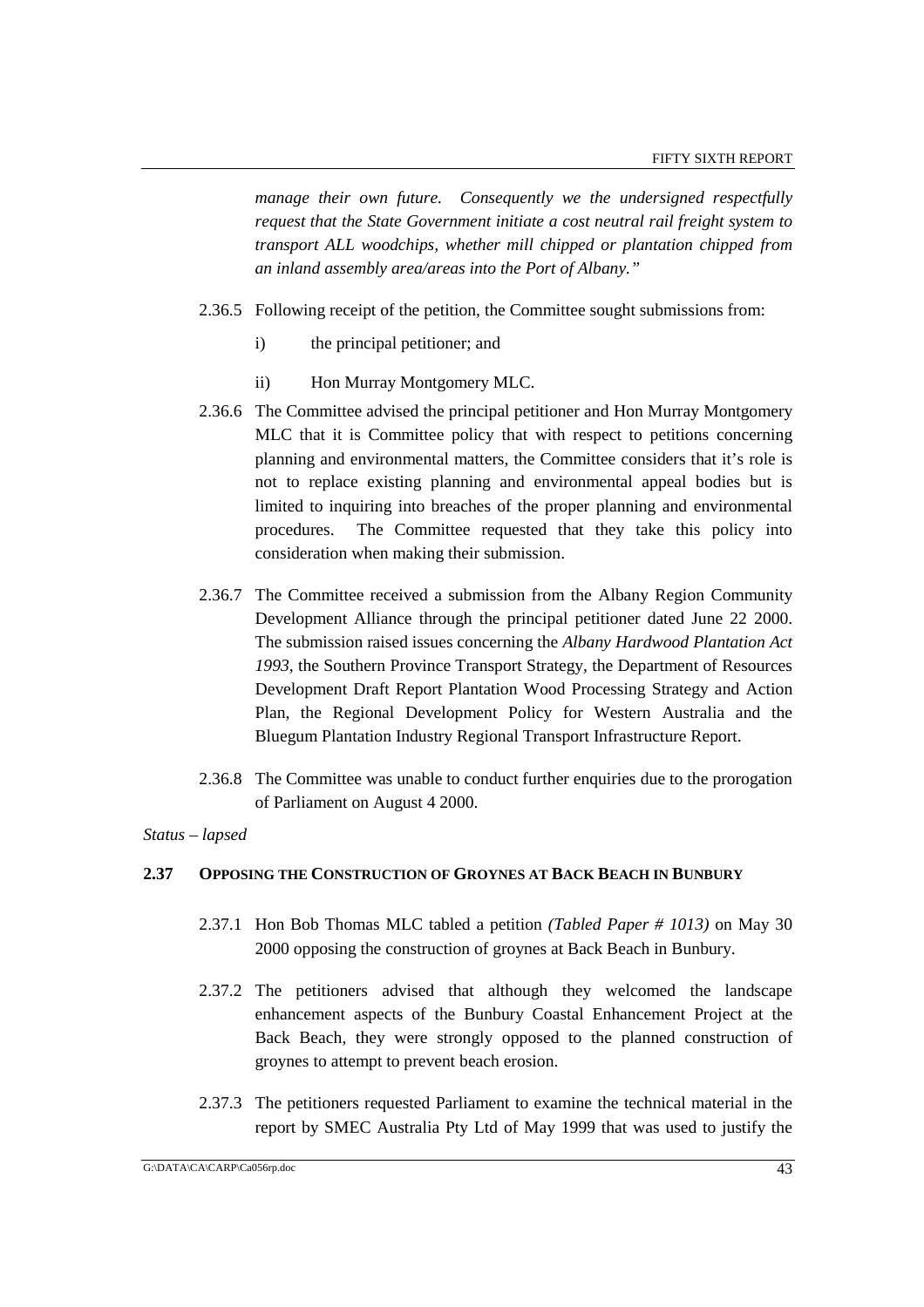*manage their own future. Consequently we the undersigned respectfully request that the State Government initiate a cost neutral rail freight system to transport ALL woodchips, whether mill chipped or plantation chipped from an inland assembly area/areas into the Port of Albany."*

2.36.5 Following receipt of the petition, the Committee sought submissions from:

i) the principal petitioner; and

ii) Hon Murray Montgomery MLC.

2.36.6 The Committee advised the principal petitioner and Hon Murray Montgomery MLC that it is Committee policy that with respect to petitions concerning planning and environmental matters, the Committee considers that it's role is not to replace existing planning and environmental appeal bodies but is limited to inquiring into breaches of the proper planning and environmental procedures. The Committee requested that they take this policy into consideration when making their submission.

2.36.7 The Committee received a submission from the Albany Region Community Development Alliance through the principal petitioner dated June 22 2000. The submission raised issues concerning the *Albany Hardwood Plantation Act 1993*, the Southern Province Transport Strategy, the Department of Resources Development Draft Report Plantation Wood Processing Strategy and Action Plan, the Regional Development Policy for Western Australia and the Bluegum Plantation Industry Regional Transport Infrastructure Report.

2.36.8 The Committee was unable to conduct further enquiries due to the prorogation of Parliament on August 4 2000.

*Status – lapsed*

### 2.37 OPPOSING THE CONSTRUCTION OF GROYNES AT BACK BEACH IN BUNBURY

2.37.1 Hon Bob Thomas MLC tabled a petition *(Tabled Paper # 1013)* on May 30 2000 opposing the construction of groynes at Back Beach in Bunbury.

2.37.2 The petitioners advised that although they welcomed the landscape enhancement aspects of the Bunbury Coastal Enhancement Project at the Back Beach, they were strongly opposed to the planned construction of groynes to attempt to prevent beach erosion.

2.37.3 The petitioners requested Parliament to examine the technical material in the report by SMEC Australia Pty Ltd of May 1999 that was used to justify the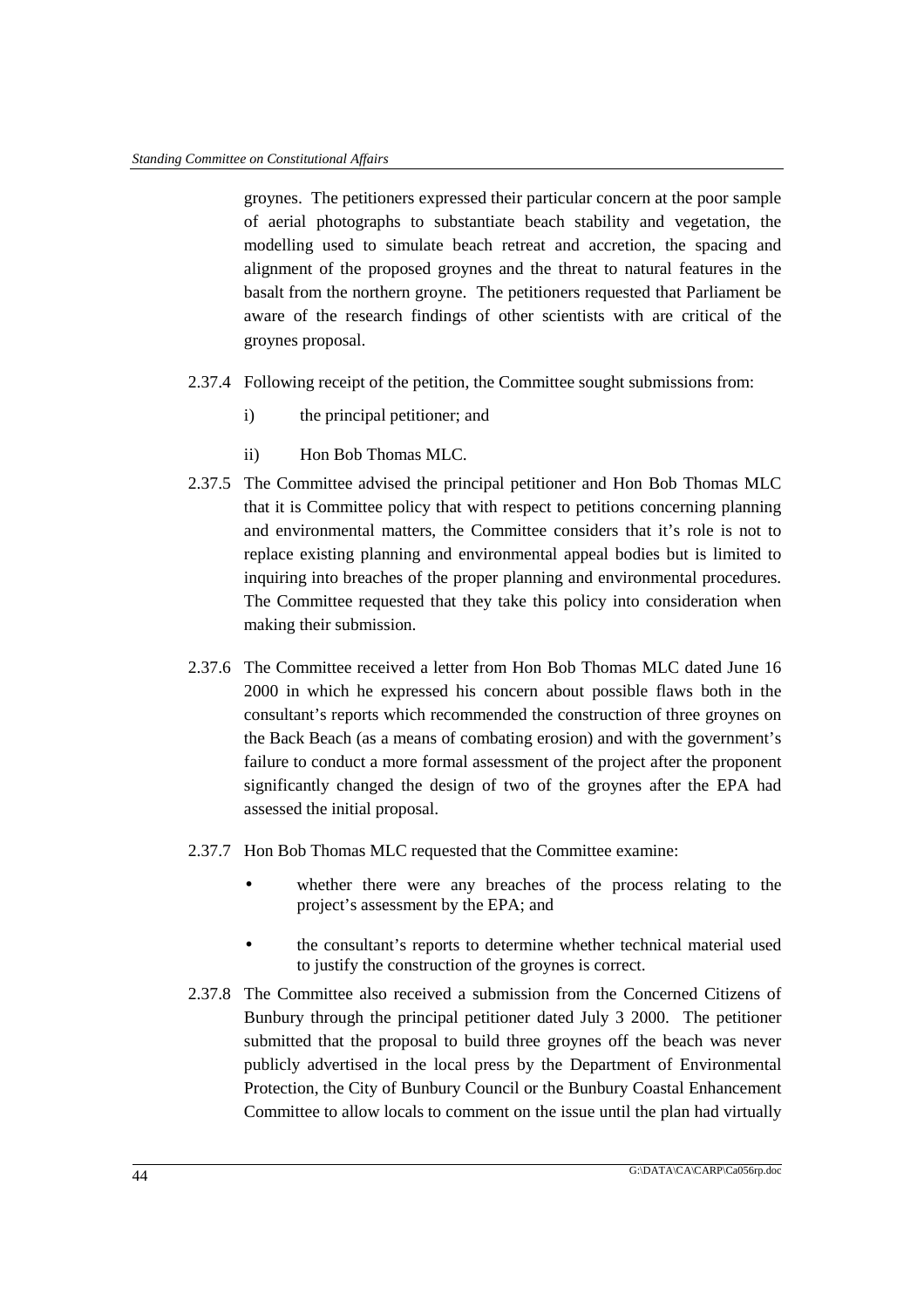groynes. The petitioners expressed their particular concern at the poor sample of aerial photographs to substantiate beach stability and vegetation, the modelling used to simulate beach retreat and accretion, the spacing and alignment of the proposed groynes and the threat to natural features in the basalt from the northern groyne. The petitioners requested that Parliament be aware of the research findings of other scientists with are critical of the groynes proposal.

2.37.4 Following receipt of the petition, the Committee sought submissions from:

i) the principal petitioner; and

ii) Hon Bob Thomas MLC.

2.37.5 The Committee advised the principal petitioner and Hon Bob Thomas MLC that it is Committee policy that with respect to petitions concerning planning and environmental matters, the Committee considers that it's role is not to replace existing planning and environmental appeal bodies but is limited to inquiring into breaches of the proper planning and environmental procedures. The Committee requested that they take this policy into consideration when making their submission.

2.37.6 The Committee received a letter from Hon Bob Thomas MLC dated June 16 2000 in which he expressed his concern about possible flaws both in the consultant's reports which recommended the construction of three groynes on the Back Beach (as a means of combating erosion) and with the government's failure to conduct a more formal assessment of the project after the proponent significantly changed the design of two of the groynes after the EPA had assessed the initial proposal.

2.37.7 Hon Bob Thomas MLC requested that the Committee examine:

- whether there were any breaches of the process relating to the project's assessment by the EPA; and
- the consultant's reports to determine whether technical material used to justify the construction of the groynes is correct.

2.37.8 The Committee also received a submission from the Concerned Citizens of Bunbury through the principal petitioner dated July 3 2000. The petitioner submitted that the proposal to build three groynes off the beach was never publicly advertised in the local press by the Department of Environmental Protection, the City of Bunbury Council or the Bunbury Coastal Enhancement Committee to allow locals to comment on the issue until the plan had virtually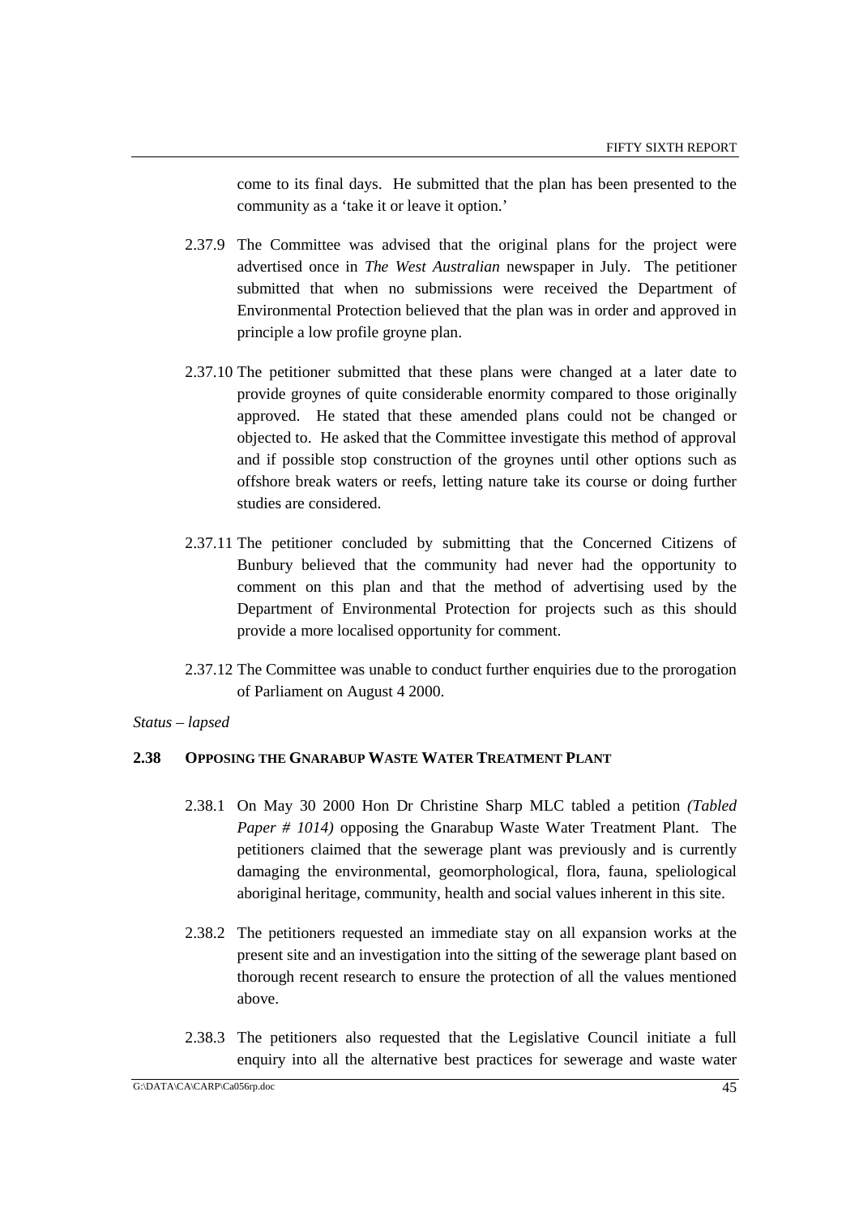come to its final days. He submitted that the plan has been presented to the community as a 'take it or leave it option.'

2.37.9 The Committee was advised that the original plans for the project were advertised once in *The West Australian* newspaper in July. The petitioner submitted that when no submissions were received the Department of Environmental Protection believed that the plan was in order and approved in principle a low profile groyne plan.

2.37.10 The petitioner submitted that these plans were changed at a later date to provide groynes of quite considerable enormity compared to those originally approved. He stated that these amended plans could not be changed or objected to. He asked that the Committee investigate this method of approval and if possible stop construction of the groynes until other options such as offshore break waters or reefs, letting nature take its course or doing further studies are considered.

2.37.11 The petitioner concluded by submitting that the Concerned Citizens of Bunbury believed that the community had never had the opportunity to comment on this plan and that the method of advertising used by the Department of Environmental Protection for projects such as this should provide a more localised opportunity for comment.

2.37.12 The Committee was unable to conduct further enquiries due to the prorogation of Parliament on August 4 2000.

*Status – lapsed*

## 2.38 Opposing the Gnarabup Waste Water Treatment Plant

2.38.1 On May 30 2000 Hon Dr Christine Sharp MLC tabled a petition *(Tabled Paper # 1014)* opposing the Gnarabup Waste Water Treatment Plant. The petitioners claimed that the sewerage plant was previously and is currently damaging the environmental, geomorphological, flora, fauna, speliological aboriginal heritage, community, health and social values inherent in this site.

2.38.2 The petitioners requested an immediate stay on all expansion works at the present site and an investigation into the sitting of the sewerage plant based on thorough recent research to ensure the protection of all the values mentioned above.

2.38.3 The petitioners also requested that the Legislative Council initiate a full enquiry into all the alternative best practices for sewerage and waste water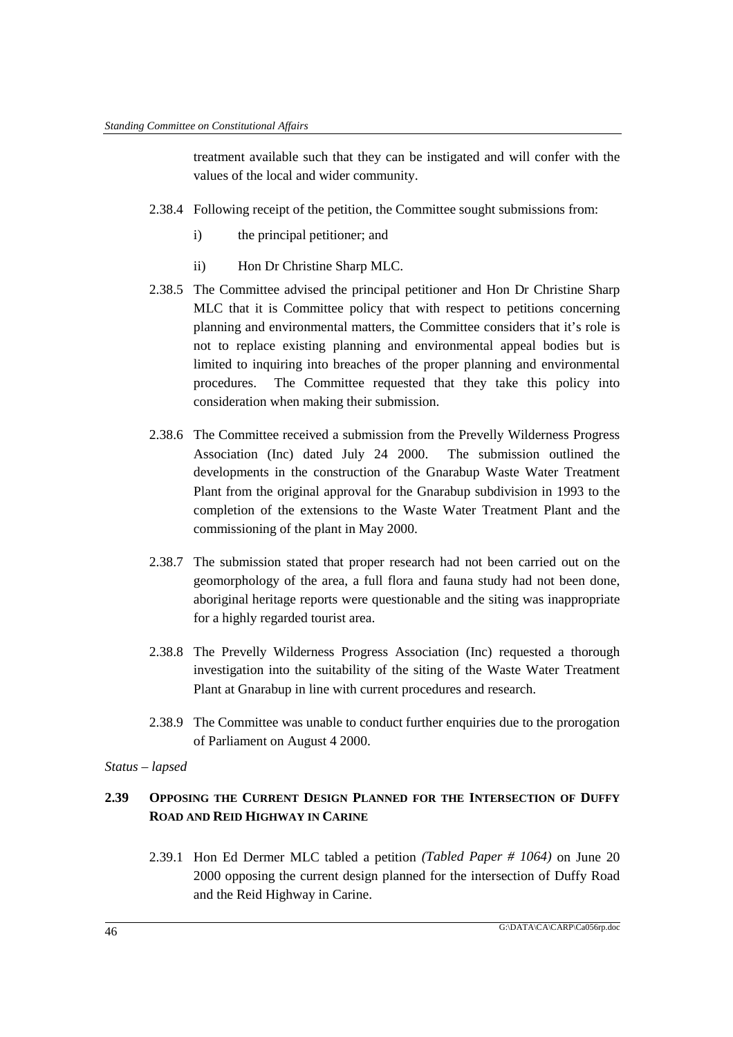treatment available such that they can be instigated and will confer with the values of the local and wider community.

2.38.4 Following receipt of the petition, the Committee sought submissions from:

i) the principal petitioner; and

ii) Hon Dr Christine Sharp MLC.

2.38.5 The Committee advised the principal petitioner and Hon Dr Christine Sharp MLC that it is Committee policy that with respect to petitions concerning planning and environmental matters, the Committee considers that it's role is not to replace existing planning and environmental appeal bodies but is limited to inquiring into breaches of the proper planning and environmental procedures. The Committee requested that they take this policy into consideration when making their submission.

2.38.6 The Committee received a submission from the Prevelly Wilderness Progress Association (Inc) dated July 24 2000. The submission outlined the developments in the construction of the Gnarabup Waste Water Treatment Plant from the original approval for the Gnarabup subdivision in 1993 to the completion of the extensions to the Waste Water Treatment Plant and the commissioning of the plant in May 2000.

2.38.7 The submission stated that proper research had not been carried out on the geomorphology of the area, a full flora and fauna study had not been done, aboriginal heritage reports were questionable and the siting was inappropriate for a highly regarded tourist area.

2.38.8 The Prevelly Wilderness Progress Association (Inc) requested a thorough investigation into the suitability of the siting of the Waste Water Treatment Plant at Gnarabup in line with current procedures and research.

2.38.9 The Committee was unable to conduct further enquiries due to the prorogation of Parliament on August 4 2000.

*Status – lapsed*

## 2.39 OPPOSING THE CURRENT DESIGN PLANNED FOR THE INTERSECTION OF DUFFY ROAD AND REID HIGHWAY IN CARINE

2.39.1 Hon Ed Dermer MLC tabled a petition *(Tabled Paper # 1064)* on June 20 2000 opposing the current design planned for the intersection of Duffy Road and the Reid Highway in Carine.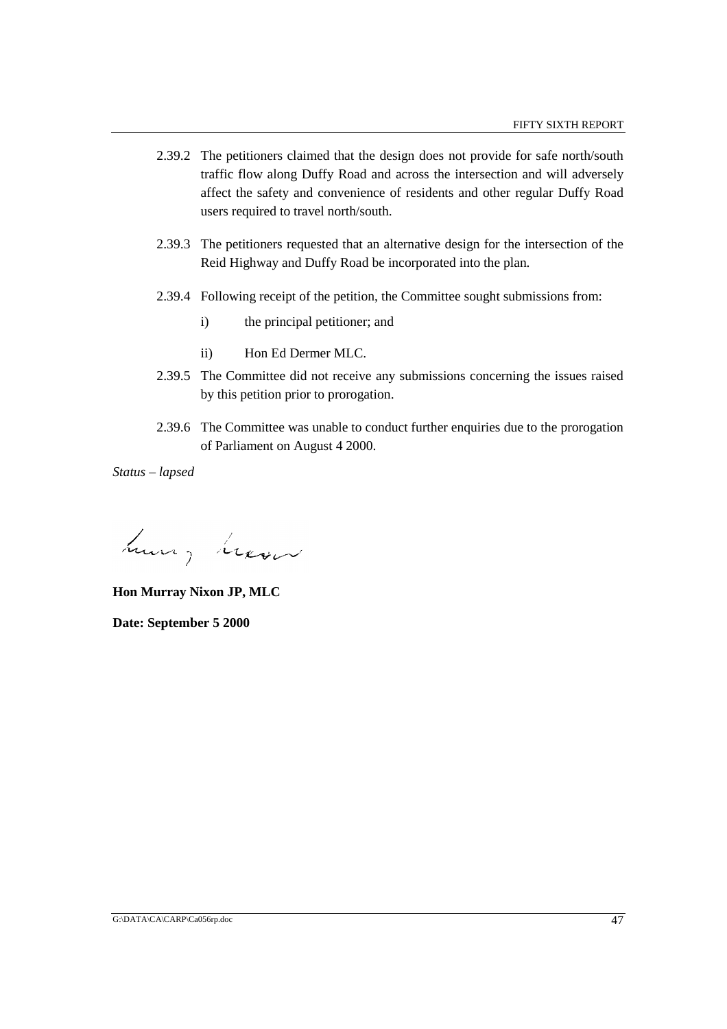2.39.2 The petitioners claimed that the design does not provide for safe north/south traffic flow along Duffy Road and across the intersection and will adversely affect the safety and convenience of residents and other regular Duffy Road users required to travel north/south.

2.39.3 The petitioners requested that an alternative design for the intersection of the Reid Highway and Duffy Road be incorporated into the plan.

2.39.4 Following receipt of the petition, the Committee sought submissions from:

i) the principal petitioner; and

ii) Hon Ed Dermer MLC.

2.39.5 The Committee did not receive any submissions concerning the issues raised by this petition prior to prorogation.

2.39.6 The Committee was unable to conduct further enquiries due to the prorogation of Parliament on August 4 2000.

*Status – lapsed*

**Hon Murray Nixon JP, MLC**

**Date: September 5 2000**